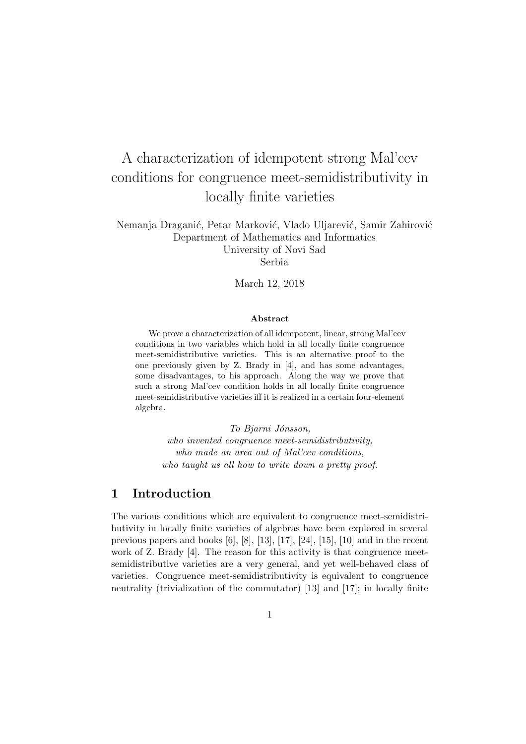# A characterization of idempotent strong Mal'cev conditions for congruence meet-semidistributivity in locally finite varieties

Nemanja Draganić, Petar Marković, Vlado Uljarević, Samir Zahirović
Department of Mathematics and Informatics
University of Novi Sad
Serbia

March 12, 2018

### Abstract

We prove a characterization of all idempotent, linear, strong Mal'cev conditions in two variables which hold in all locally finite congruence meet-semidistributive varieties. This is an alternative proof to the one previously given by Z. Brady in [4], and has some advantages, some disadvantages, to his approach. Along the way we prove that such a strong Mal'cev condition holds in all locally finite congruence meet-semidistributive varieties iff it is realized in a certain four-element algebra.

*To Bjarni Jónsson,*
*who invented congruence meet-semidistributivity,*
*who made an area out of Mal'cev conditions,*
*who taught us all how to write down a pretty proof.*

## 1 Introduction

The various conditions which are equivalent to congruence meet-semidistributivity in locally finite varieties of algebras have been explored in several previous papers and books [6], [8], [13], [17], [24], [15], [10] and in the recent work of Z. Brady [4]. The reason for this activity is that congruence meet-semidistributive varieties are a very general, and yet well-behaved class of varieties. Congruence meet-semidistributivity is equivalent to congruence neutrality (trivialization of the commutator) [13] and [17]; in locally finite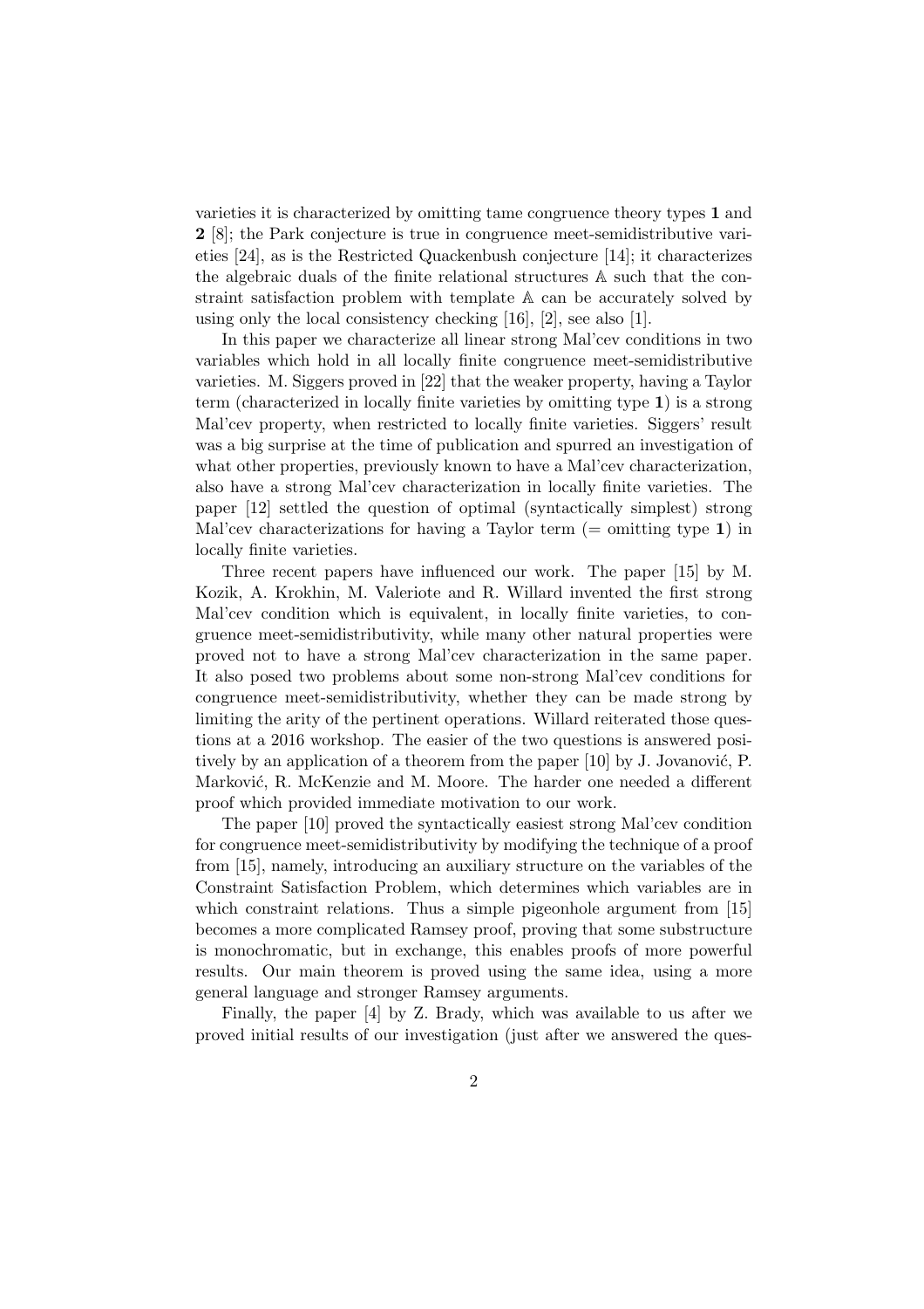varieties it is characterized by omitting tame congruence theory types **1** and **2** [8]; the Park conjecture is true in congruence meet-semidistributive varieties [24], as is the Restricted Quackenbush conjecture [14]; it characterizes the algebraic duals of the finite relational structures $\mathbb{A}$ such that the constraint satisfaction problem with template $\mathbb{A}$ can be accurately solved by using only the local consistency checking [16], [2], see also [1].

In this paper we characterize all linear strong Mal'cev conditions in two variables which hold in all locally finite congruence meet-semidistributive varieties. M. Siggers proved in [22] that the weaker property, having a Taylor term (characterized in locally finite varieties by omitting type **1**) is a strong Mal'cev property, when restricted to locally finite varieties. Siggers' result was a big surprise at the time of publication and spurred an investigation of what other properties, previously known to have a Mal'cev characterization, also have a strong Mal'cev characterization in locally finite varieties. The paper [12] settled the question of optimal (syntactically simplest) strong Mal'cev characterizations for having a Taylor term (= omitting type **1**) in locally finite varieties.

Three recent papers have influenced our work. The paper [15] by M. Kozik, A. Krokhin, M. Valeriote and R. Willard invented the first strong Mal'cev condition which is equivalent, in locally finite varieties, to congruence meet-semidistributivity, while many other natural properties were proved not to have a strong Mal'cev characterization in the same paper. It also posed two problems about some non-strong Mal'cev conditions for congruence meet-semidistributivity, whether they can be made strong by limiting the arity of the pertinent operations. Willard reiterated those questions at a 2016 workshop. The easier of the two questions is answered positively by an application of a theorem from the paper [10] by J. Jovanović, P. Marković, R. McKenzie and M. Moore. The harder one needed a different proof which provided immediate motivation to our work.

The paper [10] proved the syntactically easiest strong Mal'cev condition for congruence meet-semidistributivity by modifying the technique of a proof from [15], namely, introducing an auxiliary structure on the variables of the Constraint Satisfaction Problem, which determines which variables are in which constraint relations. Thus a simple pigeonhole argument from [15] becomes a more complicated Ramsey proof, proving that some substructure is monochromatic, but in exchange, this enables proofs of more powerful results. Our main theorem is proved using the same idea, using a more general language and stronger Ramsey arguments.

Finally, the paper [4] by Z. Brady, which was available to us after we proved initial results of our investigation (just after we answered the ques-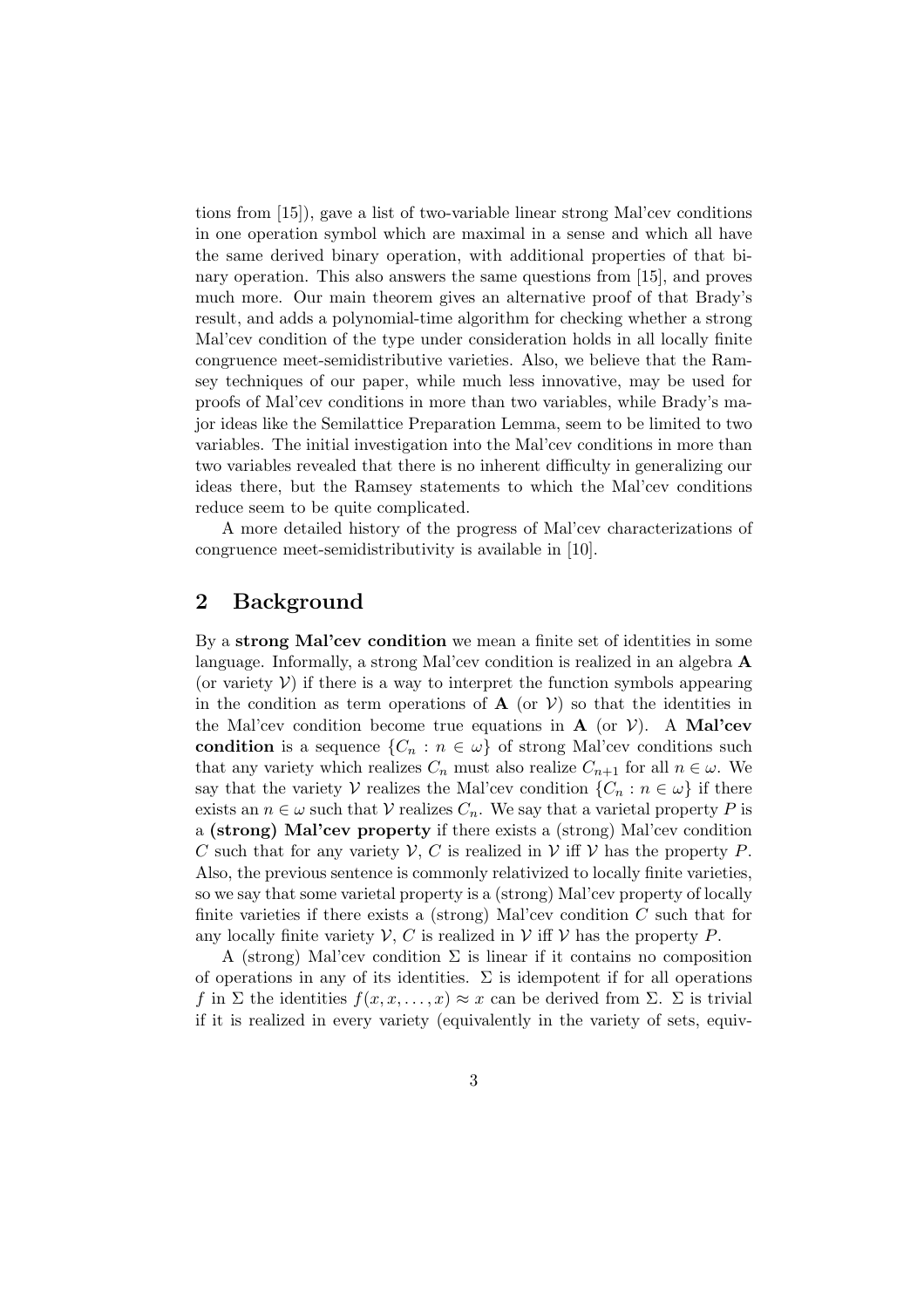tions from [15]), gave a list of two-variable linear strong Mal'cev conditions in one operation symbol which are maximal in a sense and which all have the same derived binary operation, with additional properties of that binary operation. This also answers the same questions from [15], and proves much more. Our main theorem gives an alternative proof of that Brady's result, and adds a polynomial-time algorithm for checking whether a strong Mal'cev condition of the type under consideration holds in all locally finite congruence meet-semidistributive varieties. Also, we believe that the Ramsey techniques of our paper, while much less innovative, may be used for proofs of Mal'cev conditions in more than two variables, while Brady's major ideas like the Semilattice Preparation Lemma, seem to be limited to two variables. The initial investigation into the Mal'cev conditions in more than two variables revealed that there is no inherent difficulty in generalizing our ideas there, but the Ramsey statements to which the Mal'cev conditions reduce seem to be quite complicated.

A more detailed history of the progress of Mal'cev characterizations of congruence meet-semidistributivity is available in [10].

## 2 Background

By a **strong Mal'cev condition** we mean a finite set of identities in some language. Informally, a strong Mal'cev condition is realized in an algebra $\mathbf{A}$ (or variety $\mathcal{V}$) if there is a way to interpret the function symbols appearing in the condition as term operations of $\mathbf{A}$ (or $\mathcal{V}$) so that the identities in the Mal'cev condition become true equations in $\mathbf{A}$ (or $\mathcal{V}$). A **Mal'cev condition** is a sequence $\{C_n : n \in \omega\}$ of strong Mal'cev conditions such that any variety which realizes $C_n$ must also realize $C_{n+1}$ for all $n \in \omega$. We say that the variety $\mathcal{V}$ realizes the Mal'cev condition $\{C_n : n \in \omega\}$ if there exists an $n \in \omega$ such that $\mathcal{V}$ realizes $C_n$. We say that a varietal property $P$ is a **(strong) Mal'cev property** if there exists a (strong) Mal'cev condition $C$ such that for any variety $\mathcal{V}$, $C$ is realized in $\mathcal{V}$ iff $\mathcal{V}$ has the property $P$. Also, the previous sentence is commonly relativized to locally finite varieties, so we say that some varietal property is a (strong) Mal'cev property of locally finite varieties if there exists a (strong) Mal'cev condition $C$ such that for any locally finite variety $\mathcal{V}$, $C$ is realized in $\mathcal{V}$ iff $\mathcal{V}$ has the property $P$.

A (strong) Mal'cev condition $\Sigma$ is linear if it contains no composition of operations in any of its identities. $\Sigma$ is idempotent if for all operations $f$ in $\Sigma$ the identities $f(x, x, \ldots, x) \approx x$ can be derived from $\Sigma$. $\Sigma$ is trivial if it is realized in every variety (equivalently in the variety of sets, equiv-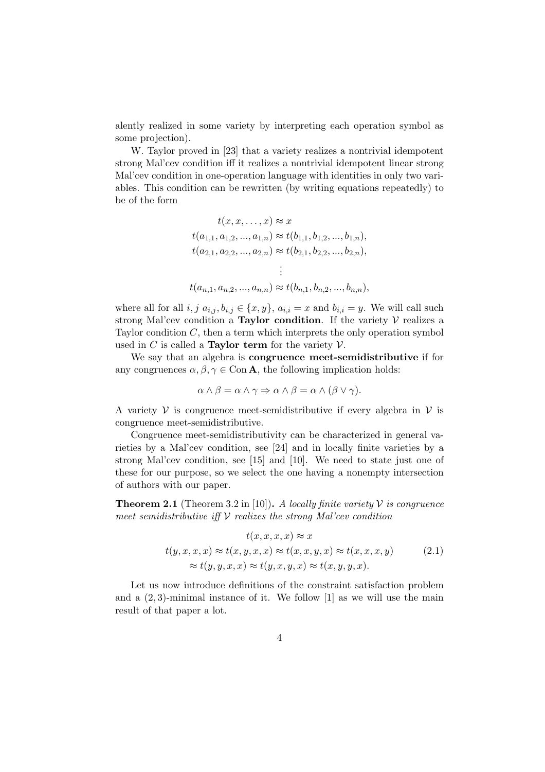alently realized in some variety by interpreting each operation symbol as some projection).

W. Taylor proved in [23] that a variety realizes a nontrivial idempotent strong Mal'cev condition iff it realizes a nontrivial idempotent linear strong Mal'cev condition in one-operation language with identities in only two variables. This condition can be rewritten (by writing equations repeatedly) to be of the form

$$
\begin{gathered}
t(x, x, \ldots, x) \approx x \\
t(a_{1,1}, a_{1,2}, ..., a_{1,n}) \approx t(b_{1,1}, b_{1,2}, ..., b_{1,n}), \\
t(a_{2,1}, a_{2,2}, ..., a_{2,n}) \approx t(b_{2,1}, b_{2,2}, ..., b_{2,n}), \\
\vdots \\
t(a_{n,1}, a_{n,2}, ..., a_{n,n}) \approx t(b_{n,1}, b_{n,2}, ..., b_{n,n}),
\end{gathered}
$$

where all for all $i, j$ $a_{i,j}, b_{i,j} \in \{x, y\}$, $a_{i,i} = x$ and $b_{i,i} = y$. We will call such strong Mal'cev condition a **Taylor condition**. If the variety $\mathcal{V}$ realizes a Taylor condition $C$, then a term which interprets the only operation symbol used in $C$ is called a **Taylor term** for the variety $\mathcal{V}$.

We say that an algebra is **congruence meet-semidistributive** if for any congruences $\alpha, \beta, \gamma \in \operatorname{Con} \mathbf{A}$, the following implication holds:

$$\alpha \wedge \beta = \alpha \wedge \gamma \Rightarrow \alpha \wedge \beta = \alpha \wedge (\beta \vee \gamma).$$

A variety $\mathcal{V}$ is congruence meet-semidistributive if every algebra in $\mathcal{V}$ is congruence meet-semidistributive.

Congruence meet-semidistributivity can be characterized in general varieties by a Mal'cev condition, see [24] and in locally finite varieties by a strong Mal'cev condition, see [15] and [10]. We need to state just one of these for our purpose, so we select the one having a nonempty intersection of authors with our paper.

**Theorem 2.1** (Theorem 3.2 in [10]). *A locally finite variety $\mathcal{V}$ is congruence meet semidistributive iff $\mathcal{V}$ realizes the strong Mal'cev condition*

$$
\begin{gathered}
t(x, x, x, x) \approx x \\
t(y, x, x, x) \approx t(x, y, x, x) \approx t(x, x, y, x) \approx t(x, x, x, y) \\
\approx t(y, y, x, x) \approx t(y, x, y, x) \approx t(x, y, y, x).
\end{gathered} \tag{2.1}
$$

Let us now introduce definitions of the constraint satisfaction problem and a $(2, 3)$-minimal instance of it. We follow [1] as we will use the main result of that paper a lot.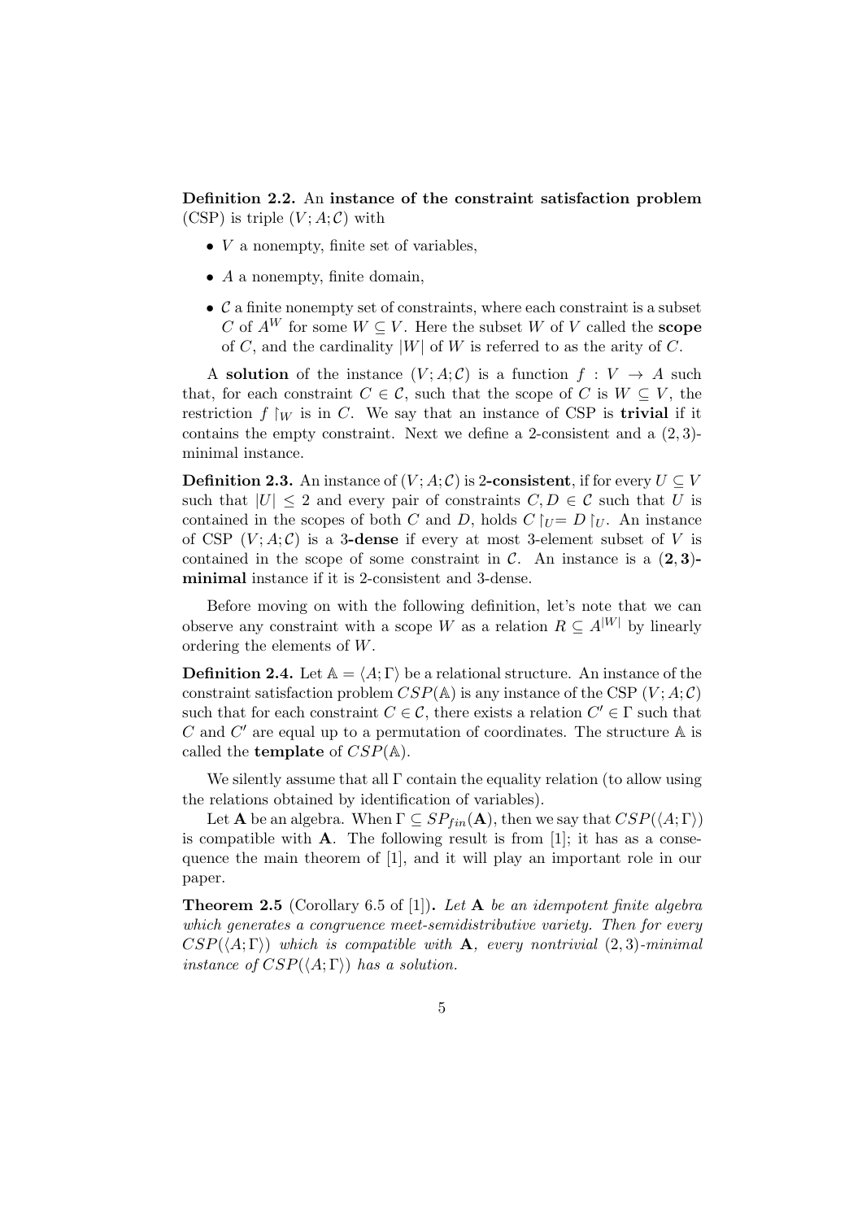**Definition 2.2.** An **instance of the constraint satisfaction problem** (CSP) is triple $(V; A; \mathcal{C})$ with

- $V$ a nonempty, finite set of variables,
- $A$ a nonempty, finite domain,
- $\mathcal{C}$ a finite nonempty set of constraints, where each constraint is a subset $C$ of $A^W$ for some $W \subseteq V$. Here the subset $W$ of $V$ called the **scope** of $C$, and the cardinality $|W|$ of $W$ is referred to as the arity of $C$.

A **solution** of the instance $(V; A; \mathcal{C})$ is a function $f : V \to A$ such that, for each constraint $C \in \mathcal{C}$, such that the scope of $C$ is $W \subseteq V$, the restriction $f\restriction_W$ is in $C$. We say that an instance of CSP is **trivial** if it contains the empty constraint. Next we define a 2-consistent and a $(2, 3)$-minimal instance.

**Definition 2.3.** An instance of $(V; A; \mathcal{C})$ is **2-consistent**, if for every $U \subseteq V$ such that $|U| \leq 2$ and every pair of constraints $C, D \in \mathcal{C}$ such that $U$ is contained in the scopes of both $C$ and $D$, holds $C\restriction_U = D\restriction_U$. An instance of CSP $(V; A; \mathcal{C})$ is a **3-dense** if every at most 3-element subset of $V$ is contained in the scope of some constraint in $\mathcal{C}$. An instance is a $\mathbf{(2,3)}$**-minimal** instance if it is 2-consistent and 3-dense.

Before moving on with the following definition, let's note that we can observe any constraint with a scope $W$ as a relation $R \subseteq A^{|W|}$ by linearly ordering the elements of $W$.

**Definition 2.4.** Let $\mathbb{A} = \langle A; \Gamma \rangle$ be a relational structure. An instance of the constraint satisfaction problem $CSP(\mathbb{A})$ is any instance of the CSP $(V; A; \mathcal{C})$ such that for each constraint $C \in \mathcal{C}$, there exists a relation $C' \in \Gamma$ such that $C$ and $C'$ are equal up to a permutation of coordinates. The structure $\mathbb{A}$ is called the **template** of $CSP(\mathbb{A})$.

We silently assume that all $\Gamma$ contain the equality relation (to allow using the relations obtained by identification of variables).

Let $\mathbf{A}$ be an algebra. When $\Gamma \subseteq SP_{fin}(\mathbf{A})$, then we say that $CSP(\langle A; \Gamma \rangle)$ is compatible with $\mathbf{A}$. The following result is from [1]; it has as a consequence the main theorem of [1], and it will play an important role in our paper.

**Theorem 2.5** (Corollary 6.5 of [1])**.** *Let $\mathbf{A}$ be an idempotent finite algebra which generates a congruence meet-semidistributive variety. Then for every $CSP(\langle A; \Gamma \rangle)$ which is compatible with $\mathbf{A}$, every nontrivial $(2, 3)$-minimal instance of $CSP(\langle A; \Gamma \rangle)$ has a solution.*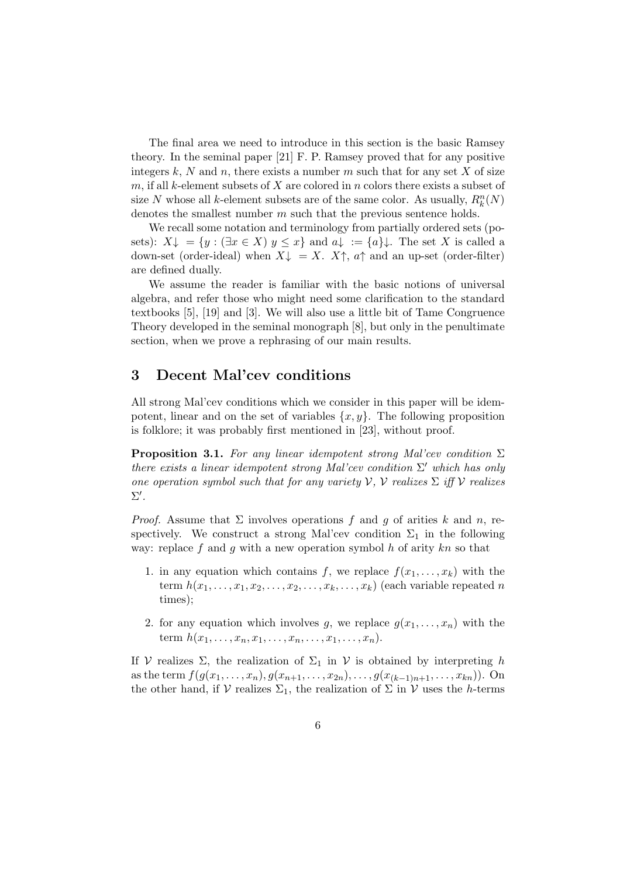The final area we need to introduce in this section is the basic Ramsey theory. In the seminal paper [21] F. P. Ramsey proved that for any positive integers $k$, $N$ and $n$, there exists a number $m$ such that for any set $X$ of size $m$, if all $k$-element subsets of $X$ are colored in $n$ colors there exists a subset of size $N$ whose all $k$-element subsets are of the same color. As usually, $R_k^n(N)$ denotes the smallest number $m$ such that the previous sentence holds.

We recall some notation and terminology from partially ordered sets (posets): $X{\downarrow} = \{y : (\exists x \in X)\ y \leq x\}$ and $a{\downarrow} := \{a\}{\downarrow}$. The set $X$ is called a down-set (order-ideal) when $X{\downarrow} = X$. $X{\uparrow}$, $a{\uparrow}$ and an up-set (order-filter) are defined dually.

We assume the reader is familiar with the basic notions of universal algebra, and refer those who might need some clarification to the standard textbooks [5], [19] and [3]. We will also use a little bit of Tame Congruence Theory developed in the seminal monograph [8], but only in the penultimate section, when we prove a rephrasing of our main results.

# 3 Decent Mal'cev conditions

All strong Mal'cev conditions which we consider in this paper will be idempotent, linear and on the set of variables $\{x, y\}$. The following proposition is folklore; it was probably first mentioned in [23], without proof.

**Proposition 3.1.** *For any linear idempotent strong Mal'cev condition $\Sigma$ there exists a linear idempotent strong Mal'cev condition $\Sigma'$ which has only one operation symbol such that for any variety $\mathcal{V}$, $\mathcal{V}$ realizes $\Sigma$ iff $\mathcal{V}$ realizes $\Sigma'$.*

*Proof.* Assume that $\Sigma$ involves operations $f$ and $g$ of arities $k$ and $n$, respectively. We construct a strong Mal'cev condition $\Sigma_1$ in the following way: replace $f$ and $g$ with a new operation symbol $h$ of arity $kn$ so that

1. in any equation which contains $f$, we replace $f(x_1, \ldots, x_k)$ with the term $h(x_1, \ldots, x_1, x_2, \ldots, x_2, \ldots, x_k, \ldots, x_k)$ (each variable repeated $n$ times);
2. for any equation which involves $g$, we replace $g(x_1, \ldots, x_n)$ with the term $h(x_1, \ldots, x_n, x_1, \ldots, x_n, \ldots, x_1, \ldots, x_n)$.

If $\mathcal{V}$ realizes $\Sigma$, the realization of $\Sigma_1$ in $\mathcal{V}$ is obtained by interpreting $h$ as the term $f(g(x_1, \ldots, x_n), g(x_{n+1}, \ldots, x_{2n}), \ldots, g(x_{(k-1)n+1}, \ldots, x_{kn}))$. On the other hand, if $\mathcal{V}$ realizes $\Sigma_1$, the realization of $\Sigma$ in $\mathcal{V}$ uses the $h$-terms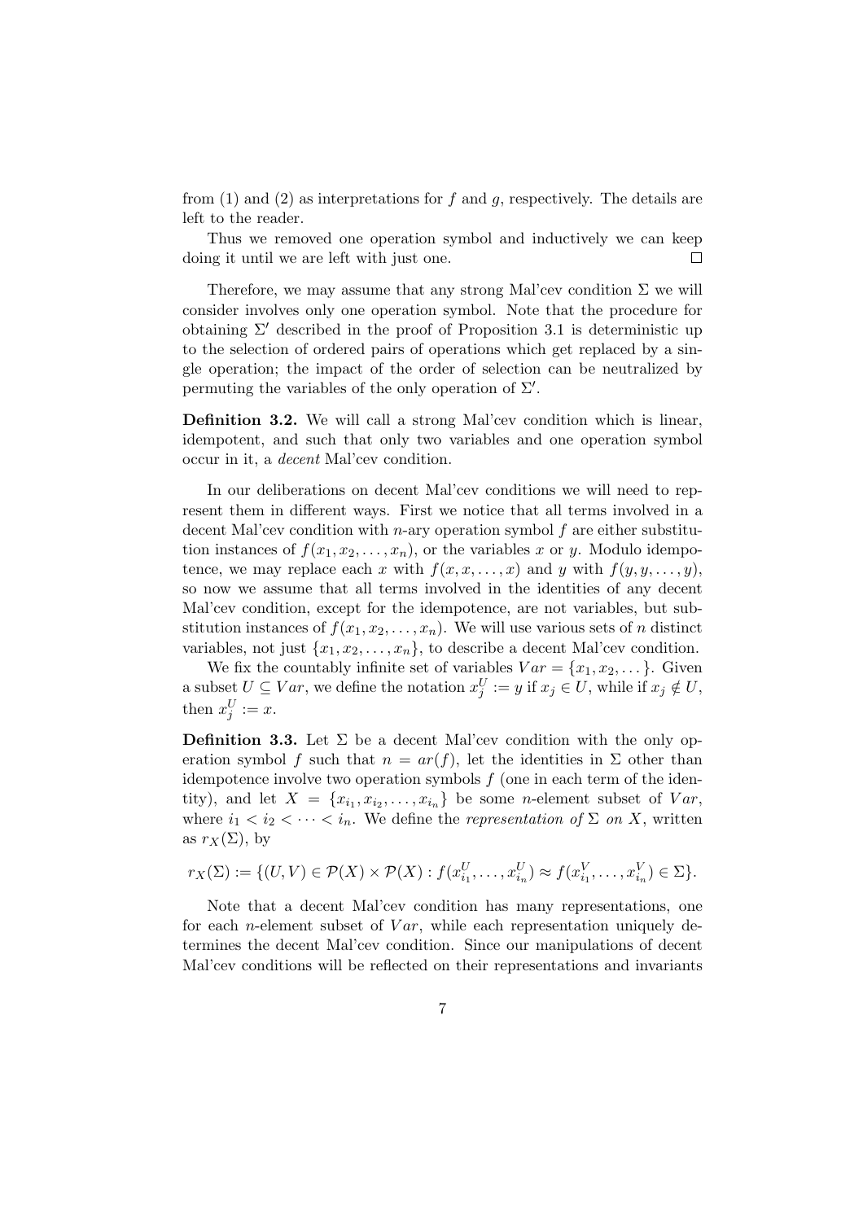from (1) and (2) as interpretations for $f$ and $g$, respectively. The details are left to the reader.

Thus we removed one operation symbol and inductively we can keep doing it until we are left with just one. $\square$

Therefore, we may assume that any strong Mal'cev condition $\Sigma$ we will consider involves only one operation symbol. Note that the procedure for obtaining $\Sigma'$ described in the proof of Proposition 3.1 is deterministic up to the selection of ordered pairs of operations which get replaced by a single operation; the impact of the order of selection can be neutralized by permuting the variables of the only operation of $\Sigma'$.

**Definition 3.2.** We will call a strong Mal'cev condition which is linear, idempotent, and such that only two variables and one operation symbol occur in it, a *decent* Mal'cev condition.

In our deliberations on decent Mal'cev conditions we will need to represent them in different ways. First we notice that all terms involved in a decent Mal'cev condition with $n$-ary operation symbol $f$ are either substitution instances of $f(x_1, x_2, \dots, x_n)$, or the variables $x$ or $y$. Modulo idempotence, we may replace each $x$ with $f(x, x, \dots, x)$ and $y$ with $f(y, y, \dots, y)$, so now we assume that all terms involved in the identities of any decent Mal'cev condition, except for the idempotence, are not variables, but substitution instances of $f(x_1, x_2, \dots, x_n)$. We will use various sets of $n$ distinct variables, not just $\{x_1, x_2, \dots, x_n\}$, to describe a decent Mal'cev condition.

We fix the countably infinite set of variables $Var = \{x_1, x_2, \dots\}$. Given a subset $U \subseteq Var$, we define the notation $x_j^U := y$ if $x_j \in U$, while if $x_j \notin U$, then $x_j^U := x$.

**Definition 3.3.** Let $\Sigma$ be a decent Mal'cev condition with the only operation symbol $f$ such that $n = ar(f)$, let the identities in $\Sigma$ other than idempotence involve two operation symbols $f$ (one in each term of the identity), and let $X = \{x_{i_1}, x_{i_2}, \dots, x_{i_n}\}$ be some $n$-element subset of $Var$, where $i_1 < i_2 < \dots < i_n$. We define the *representation of* $\Sigma$ *on* $X$, written as $r_X(\Sigma)$, by

$$r_X(\Sigma) := \{(U, V) \in \mathcal{P}(X) \times \mathcal{P}(X) : f(x_{i_1}^U, \dots, x_{i_n}^U) \approx f(x_{i_1}^V, \dots, x_{i_n}^V) \in \Sigma\}.$$

Note that a decent Mal'cev condition has many representations, one for each $n$-element subset of $Var$, while each representation uniquely determines the decent Mal'cev condition. Since our manipulations of decent Mal'cev conditions will be reflected on their representations and invariants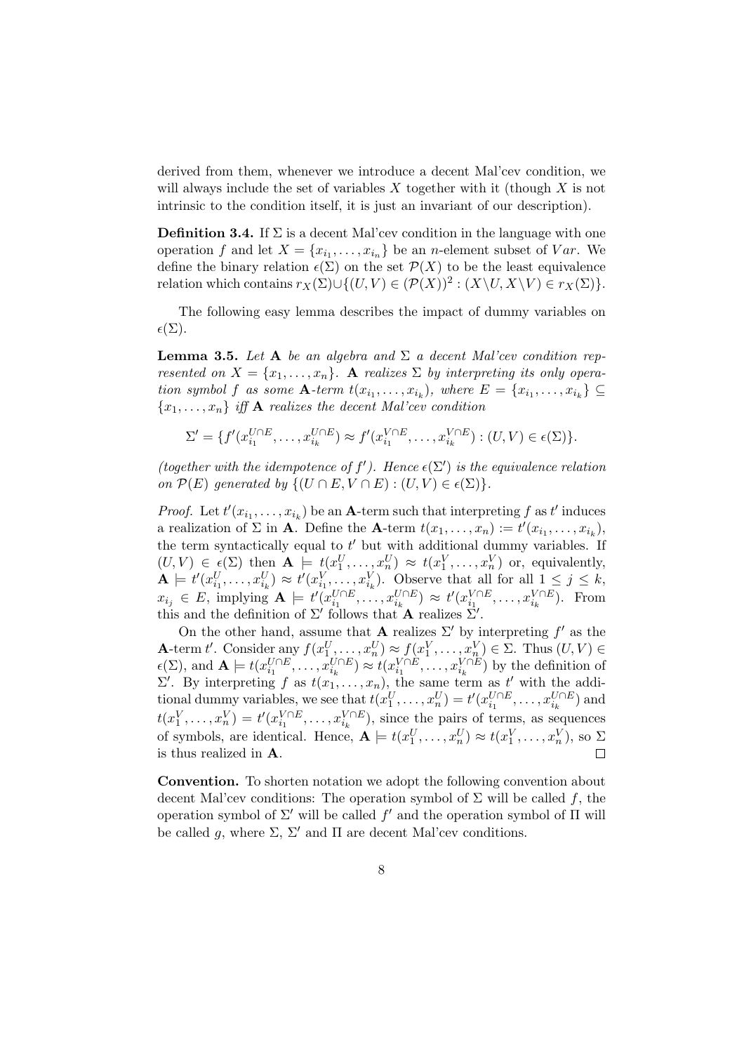derived from them, whenever we introduce a decent Mal'cev condition, we will always include the set of variables $X$ together with it (though $X$ is not intrinsic to the condition itself, it is just an invariant of our description).

**Definition 3.4.** If $\Sigma$ is a decent Mal'cev condition in the language with one operation $f$ and let $X = \{x_{i_1}, \dots, x_{i_n}\}$ be an $n$-element subset of $Var$. We define the binary relation $\epsilon(\Sigma)$ on the set $\mathcal{P}(X)$ to be the least equivalence relation which contains $r_X(\Sigma) \cup \{(U, V) \in (\mathcal{P}(X))^2 : (X \setminus U, X \setminus V) \in r_X(\Sigma)\}$.

The following easy lemma describes the impact of dummy variables on $\epsilon(\Sigma)$.

**Lemma 3.5.** *Let* $\mathbf{A}$ *be an algebra and* $\Sigma$ *a decent Mal'cev condition represented on* $X = \{x_1, \dots, x_n\}$*.* $\mathbf{A}$ *realizes* $\Sigma$ *by interpreting its only operation symbol* $f$ *as some* $\mathbf{A}$*-term* $t(x_{i_1}, \dots, x_{i_k})$*, where* $E = \{x_{i_1}, \dots, x_{i_k}\} \subseteq \{x_1, \dots, x_n\}$ *iff* $\mathbf{A}$ *realizes the decent Mal'cev condition*

$$\Sigma' = \{f'(x_{i_1}^{U \cap E}, \dots, x_{i_k}^{U \cap E}) \approx f'(x_{i_1}^{V \cap E}, \dots, x_{i_k}^{V \cap E}) : (U, V) \in \epsilon(\Sigma)\}.$$

*(together with the idempotence of* $f'$*). Hence* $\epsilon(\Sigma')$ *is the equivalence relation on* $\mathcal{P}(E)$ *generated by* $\{(U \cap E, V \cap E) : (U, V) \in \epsilon(\Sigma)\}$*.*

*Proof.* Let $t'(x_{i_1}, \dots, x_{i_k})$ be an $\mathbf{A}$-term such that interpreting $f$ as $t'$ induces a realization of $\Sigma$ in $\mathbf{A}$. Define the $\mathbf{A}$-term $t(x_1, \dots, x_n) := t'(x_{i_1}, \dots, x_{i_k})$, the term syntactically equal to $t'$ but with additional dummy variables. If $(U, V) \in \epsilon(\Sigma)$ then $\mathbf{A} \models t(x_1^U, \dots, x_n^U) \approx t(x_1^V, \dots, x_n^V)$ or, equivalently, $\mathbf{A} \models t'(x_{i_1}^U, \dots, x_{i_k}^U) \approx t'(x_{i_1}^V, \dots, x_{i_k}^V)$. Observe that all for all $1 \leq j \leq k$, $x_{i_j} \in E$, implying $\mathbf{A} \models t'(x_{i_1}^{U \cap E}, \dots, x_{i_k}^{U \cap E}) \approx t'(x_{i_1}^{V \cap E}, \dots, x_{i_k}^{V \cap E})$. From this and the definition of $\Sigma'$ follows that $\mathbf{A}$ realizes $\Sigma'$.

On the other hand, assume that $\mathbf{A}$ realizes $\Sigma'$ by interpreting $f'$ as the $\mathbf{A}$-term $t'$. Consider any $f(x_1^U, \dots, x_n^U) \approx f(x_1^V, \dots, x_n^V) \in \Sigma$. Thus $(U, V) \in \epsilon(\Sigma)$, and $\mathbf{A} \models t(x_{i_1}^{U \cap E}, \dots, x_{i_k}^{U \cap E}) \approx t(x_{i_1}^{V \cap E}, \dots, x_{i_k}^{V \cap E})$ by the definition of $\Sigma'$. By interpreting $f$ as $t(x_1, \dots, x_n)$, the same term as $t'$ with the additional dummy variables, we see that $t(x_1^U, \dots, x_n^U) = t'(x_{i_1}^{U \cap E}, \dots, x_{i_k}^{U \cap E})$ and $t(x_1^V, \dots, x_n^V) = t'(x_{i_1}^{V \cap E}, \dots, x_{i_k}^{V \cap E})$, since the pairs of terms, as sequences of symbols, are identical. Hence, $\mathbf{A} \models t(x_1^U, \dots, x_n^U) \approx t(x_1^V, \dots, x_n^V)$, so $\Sigma$ is thus realized in $\mathbf{A}$. $\square$

**Convention.** To shorten notation we adopt the following convention about decent Mal'cev conditions: The operation symbol of $\Sigma$ will be called $f$, the operation symbol of $\Sigma'$ will be called $f'$ and the operation symbol of $\Pi$ will be called $g$, where $\Sigma$, $\Sigma'$ and $\Pi$ are decent Mal'cev conditions.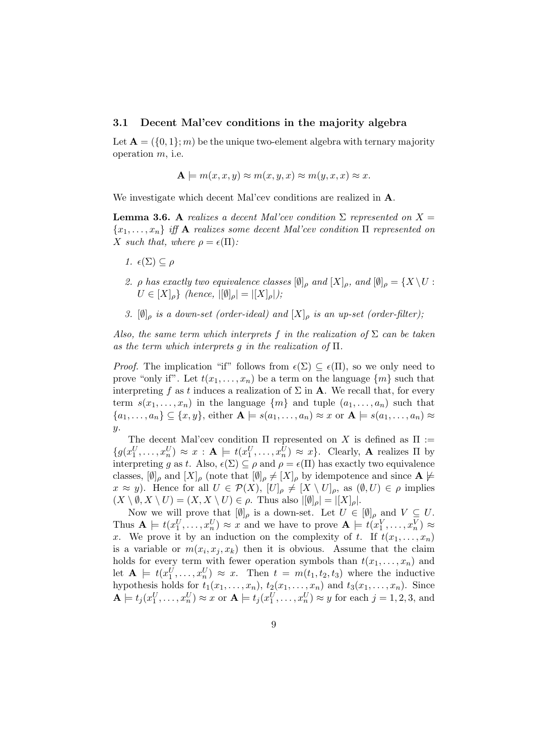### 3.1 Decent Mal'cev conditions in the majority algebra

Let $\mathbf{A} = (\{0,1\}; m)$ be the unique two-element algebra with ternary majority operation $m$, i.e.

$$\mathbf{A} \models m(x,x,y) \approx m(x,y,x) \approx m(y,x,x) \approx x.$$

We investigate which decent Mal'cev conditions are realized in $\mathbf{A}$.

**Lemma 3.6.** *$\mathbf{A}$ realizes a decent Mal'cev condition $\Sigma$ represented on $X = \{x_1, \ldots, x_n\}$ iff $\mathbf{A}$ realizes some decent Mal'cev condition $\Pi$ represented on $X$ such that, where $\rho = \epsilon(\Pi)$:*

1. *$\epsilon(\Sigma) \subseteq \rho$*
2. *$\rho$ has exactly two equivalence classes $[\emptyset]_\rho$ and $[X]_\rho$, and $[\emptyset]_\rho = \{X \setminus U : U \in [X]_\rho\}$ (hence, $|[\emptyset]_\rho| = |[X]_\rho|$);*
3. *$[\emptyset]_\rho$ is a down-set (order-ideal) and $[X]_\rho$ is an up-set (order-filter);*

*Also, the same term which interprets $f$ in the realization of $\Sigma$ can be taken as the term which interprets $g$ in the realization of $\Pi$.*

*Proof.* The implication "if" follows from $\epsilon(\Sigma) \subseteq \epsilon(\Pi)$, so we only need to prove "only if". Let $t(x_1, \ldots, x_n)$ be a term on the language $\{m\}$ such that interpreting $f$ as $t$ induces a realization of $\Sigma$ in $\mathbf{A}$. We recall that, for every term $s(x_1, \ldots, x_n)$ in the language $\{m\}$ and tuple $(a_1, \ldots, a_n)$ such that $\{a_1, \ldots, a_n\} \subseteq \{x, y\}$, either $\mathbf{A} \models s(a_1, \ldots, a_n) \approx x$ or $\mathbf{A} \models s(a_1, \ldots, a_n) \approx y$.

The decent Mal'cev condition $\Pi$ represented on $X$ is defined as $\Pi := \{g(x_1^U, \ldots, x_n^U) \approx x : \mathbf{A} \models t(x_1^U, \ldots, x_n^U) \approx x\}$. Clearly, $\mathbf{A}$ realizes $\Pi$ by interpreting $g$ as $t$. Also, $\epsilon(\Sigma) \subseteq \rho$ and $\rho = \epsilon(\Pi)$ has exactly two equivalence classes, $[\emptyset]_\rho$ and $[X]_\rho$ (note that $[\emptyset]_\rho \neq [X]_\rho$ by idempotence and since $\mathbf{A} \not\models x \approx y$). Hence for all $U \in \mathcal{P}(X)$, $[U]_\rho \neq [X \setminus U]_\rho$, as $(\emptyset, U) \in \rho$ implies $(X \setminus \emptyset, X \setminus U) = (X, X \setminus U) \in \rho$. Thus also $|[\emptyset]_\rho| = |[X]_\rho|$.

Now we will prove that $[\emptyset]_\rho$ is a down-set. Let $U \in [\emptyset]_\rho$ and $V \subseteq U$. Thus $\mathbf{A} \models t(x_1^U, \ldots, x_n^U) \approx x$ and we have to prove $\mathbf{A} \models t(x_1^V, \ldots, x_n^V) \approx x$. We prove it by an induction on the complexity of $t$. If $t(x_1, \ldots, x_n)$ is a variable or $m(x_i, x_j, x_k)$ then it is obvious. Assume that the claim holds for every term with fewer operation symbols than $t(x_1, \ldots, x_n)$ and let $\mathbf{A} \models t(x_1^U, \ldots, x_n^U) \approx x$. Then $t = m(t_1, t_2, t_3)$ where the inductive hypothesis holds for $t_1(x_1, \ldots, x_n)$, $t_2(x_1, \ldots, x_n)$ and $t_3(x_1, \ldots, x_n)$. Since $\mathbf{A} \models t_j(x_1^U, \ldots, x_n^U) \approx x$ or $\mathbf{A} \models t_j(x_1^U, \ldots, x_n^U) \approx y$ for each $j = 1, 2, 3$, and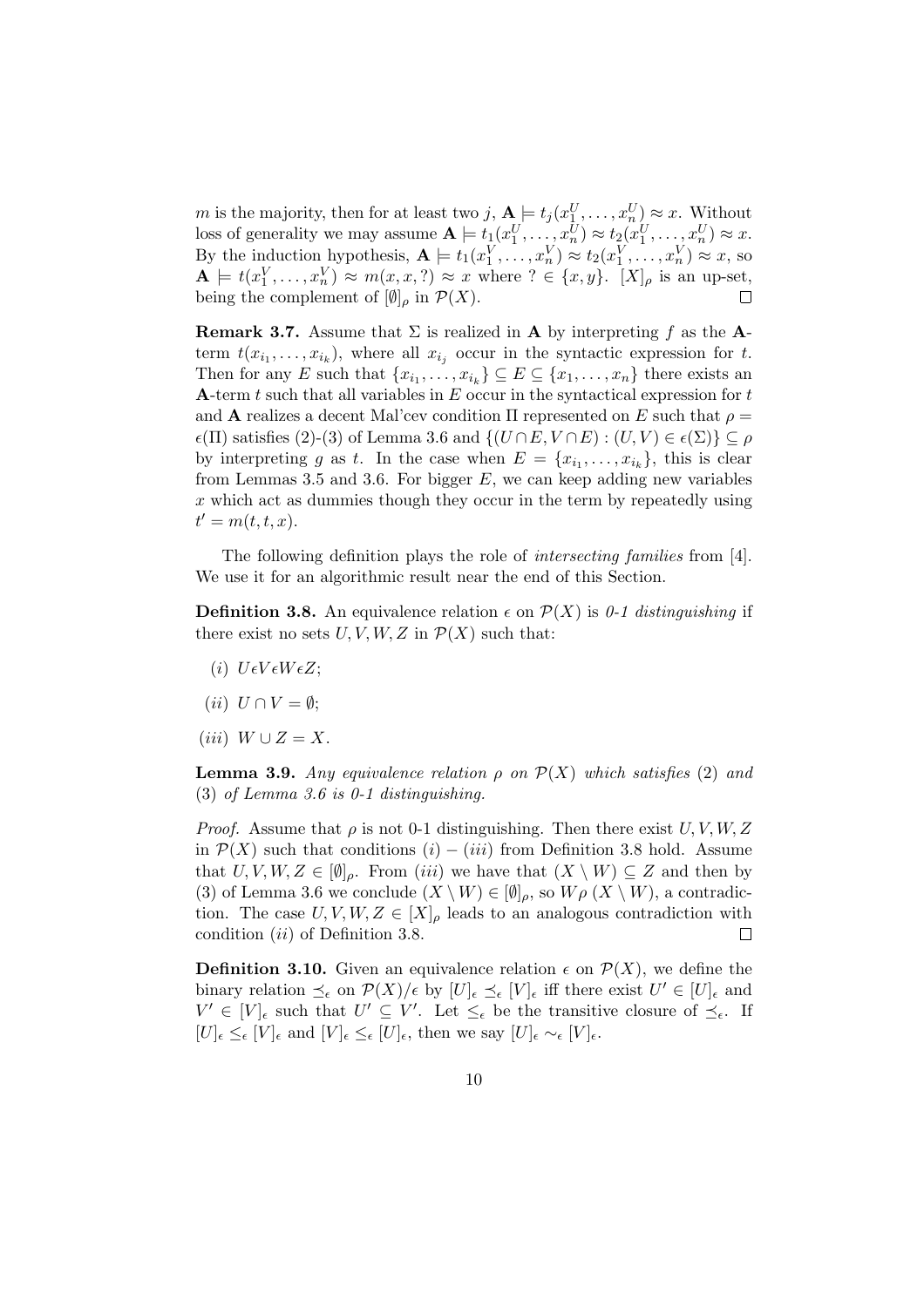$m$ is the majority, then for at least two $j$, $\mathbf{A} \models t_j(x_1^U, \ldots, x_n^U) \approx x$. Without loss of generality we may assume $\mathbf{A} \models t_1(x_1^U, \ldots, x_n^U) \approx t_2(x_1^U, \ldots, x_n^U) \approx x$. By the induction hypothesis, $\mathbf{A} \models t_1(x_1^V, \ldots, x_n^V) \approx t_2(x_1^V, \ldots, x_n^V) \approx x$, so $\mathbf{A} \models t(x_1^V, \ldots, x_n^V) \approx m(x, x, ?) \approx x$ where $? \in \{x, y\}$. $[X]_\rho$ is an up-set, being the complement of $[\emptyset]_\rho$ in $\mathcal{P}(X)$. $\square$

**Remark 3.7.** Assume that $\Sigma$ is realized in $\mathbf{A}$ by interpreting $f$ as the $\mathbf{A}$-term $t(x_{i_1}, \ldots, x_{i_k})$, where all $x_{i_j}$ occur in the syntactic expression for $t$. Then for any $E$ such that $\{x_{i_1}, \ldots, x_{i_k}\} \subseteq E \subseteq \{x_1, \ldots, x_n\}$ there exists an $\mathbf{A}$-term $t$ such that all variables in $E$ occur in the syntactical expression for $t$ and $\mathbf{A}$ realizes a decent Mal'cev condition $\Pi$ represented on $E$ such that $\rho = \epsilon(\Pi)$ satisfies (2)-(3) of Lemma 3.6 and $\{(U \cap E, V \cap E) : (U, V) \in \epsilon(\Sigma)\} \subseteq \rho$ by interpreting $g$ as $t$. In the case when $E = \{x_{i_1}, \ldots, x_{i_k}\}$, this is clear from Lemmas 3.5 and 3.6. For bigger $E$, we can keep adding new variables $x$ which act as dummies though they occur in the term by repeatedly using $t' = m(t, t, x)$.

The following definition plays the role of *intersecting families* from [4]. We use it for an algorithmic result near the end of this Section.

**Definition 3.8.** An equivalence relation $\epsilon$ on $\mathcal{P}(X)$ is *0-1 distinguishing* if there exist no sets $U, V, W, Z$ in $\mathcal{P}(X)$ such that:

$(i)$ $U \epsilon V \epsilon W \epsilon Z$;

$(ii)$ $U \cap V = \emptyset$;

$(iii)$ $W \cup Z = X$.

**Lemma 3.9.** *Any equivalence relation $\rho$ on $\mathcal{P}(X)$ which satisfies* (2) *and* (3) *of Lemma 3.6 is 0-1 distinguishing.*

*Proof.* Assume that $\rho$ is not 0-1 distinguishing. Then there exist $U, V, W, Z$ in $\mathcal{P}(X)$ such that conditions $(i) - (iii)$ from Definition 3.8 hold. Assume that $U, V, W, Z \in [\emptyset]_\rho$. From $(iii)$ we have that $(X \setminus W) \subseteq Z$ and then by (3) of Lemma 3.6 we conclude $(X \setminus W) \in [\emptyset]_\rho$, so $W \rho (X \setminus W)$, a contradiction. The case $U, V, W, Z \in [X]_\rho$ leads to an analogous contradiction with condition $(ii)$ of Definition 3.8. $\square$

**Definition 3.10.** Given an equivalence relation $\epsilon$ on $\mathcal{P}(X)$, we define the binary relation $\preceq_\epsilon$ on $\mathcal{P}(X)/\epsilon$ by $[U]_\epsilon \preceq_\epsilon [V]_\epsilon$ iff there exist $U' \in [U]_\epsilon$ and $V' \in [V]_\epsilon$ such that $U' \subseteq V'$. Let $\leq_\epsilon$ be the transitive closure of $\preceq_\epsilon$. If $[U]_\epsilon \leq_\epsilon [V]_\epsilon$ and $[V]_\epsilon \leq_\epsilon [U]_\epsilon$, then we say $[U]_\epsilon \sim_\epsilon [V]_\epsilon$.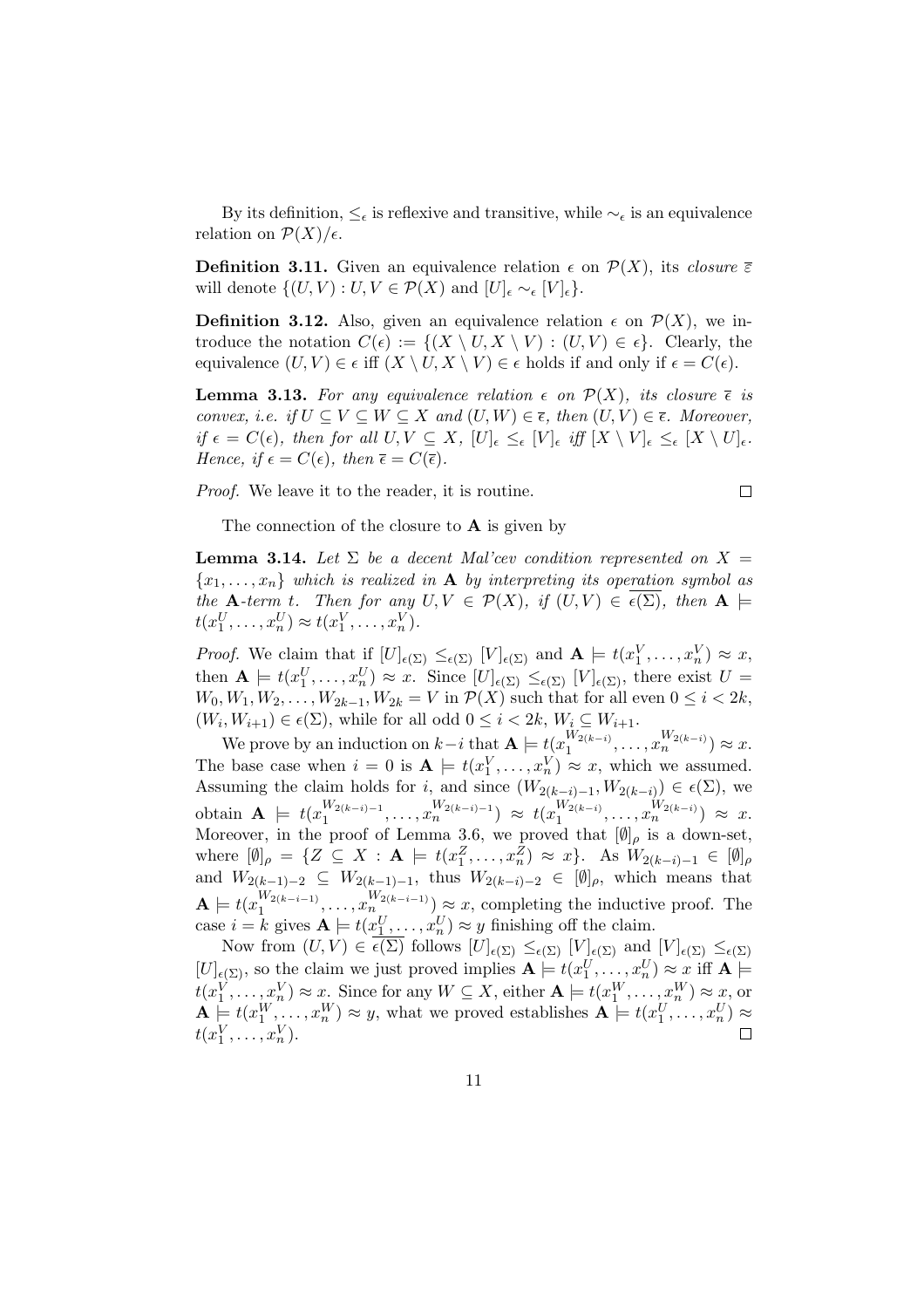By its definition, $\leq_\epsilon$ is reflexive and transitive, while $\sim_\epsilon$ is an equivalence relation on $\mathcal{P}(X)/\epsilon$.

**Definition 3.11.** Given an equivalence relation $\epsilon$ on $\mathcal{P}(X)$, its *closure* $\overline{\varepsilon}$ will denote $\{(U, V) : U, V \in \mathcal{P}(X) \text{ and } [U]_\epsilon \sim_\epsilon [V]_\epsilon\}$.

**Definition 3.12.** Also, given an equivalence relation $\epsilon$ on $\mathcal{P}(X)$, we introduce the notation $C(\epsilon) := \{(X \setminus U, X \setminus V) : (U, V) \in \epsilon\}$. Clearly, the equivalence $(U, V) \in \epsilon$ iff $(X \setminus U, X \setminus V) \in \epsilon$ holds if and only if $\epsilon = C(\epsilon)$.

**Lemma 3.13.** *For any equivalence relation $\epsilon$ on $\mathcal{P}(X)$, its closure $\overline{\epsilon}$ is convex, i.e. if $U \subseteq V \subseteq W \subseteq X$ and $(U, W) \in \overline{\epsilon}$, then $(U, V) \in \overline{\epsilon}$. Moreover, if $\epsilon = C(\epsilon)$, then for all $U, V \subseteq X$, $[U]_\epsilon \leq_\epsilon [V]_\epsilon$ iff $[X \setminus V]_\epsilon \leq_\epsilon [X \setminus U]_\epsilon$. Hence, if $\epsilon = C(\epsilon)$, then $\overline{\epsilon} = C(\overline{\epsilon})$.*

*Proof.* We leave it to the reader, it is routine. $\square$

The connection of the closure to $\mathbf{A}$ is given by

**Lemma 3.14.** *Let $\Sigma$ be a decent Mal'cev condition represented on $X = \{x_1, \dots, x_n\}$ which is realized in $\mathbf{A}$ by interpreting its operation symbol as the $\mathbf{A}$-term $t$. Then for any $U, V \in \mathcal{P}(X)$, if $(U, V) \in \overline{\epsilon(\Sigma)}$, then $\mathbf{A} \models t(x_1^U, \dots, x_n^U) \approx t(x_1^V, \dots, x_n^V)$.*

*Proof.* We claim that if $[U]_{\epsilon(\Sigma)} \leq_{\epsilon(\Sigma)} [V]_{\epsilon(\Sigma)}$ and $\mathbf{A} \models t(x_1^V, \dots, x_n^V) \approx x$, then $\mathbf{A} \models t(x_1^U, \dots, x_n^U) \approx x$. Since $[U]_{\epsilon(\Sigma)} \leq_{\epsilon(\Sigma)} [V]_{\epsilon(\Sigma)}$, there exist $U = W_0, W_1, W_2, \dots, W_{2k-1}, W_{2k} = V$ in $\mathcal{P}(X)$ such that for all even $0 \leq i < 2k$, $(W_i, W_{i+1}) \in \epsilon(\Sigma)$, while for all odd $0 \leq i < 2k$, $W_i \subseteq W_{i+1}$.

We prove by an induction on $k - i$ that $\mathbf{A} \models t(x_1^{W_{2(k-i)}}, \dots, x_n^{W_{2(k-i)}}) \approx x$. The base case when $i = 0$ is $\mathbf{A} \models t(x_1^V, \dots, x_n^V) \approx x$, which we assumed. Assuming the claim holds for $i$, and since $(W_{2(k-i)-1}, W_{2(k-i)}) \in \epsilon(\Sigma)$, we obtain $\mathbf{A} \models t(x_1^{W_{2(k-i)-1}}, \dots, x_n^{W_{2(k-i)-1}}) \approx t(x_1^{W_{2(k-i)}}, \dots, x_n^{W_{2(k-i)}}) \approx x$. Moreover, in the proof of Lemma 3.6, we proved that $[\emptyset]_\rho$ is a down-set, where $[\emptyset]_\rho = \{Z \subseteq X : \mathbf{A} \models t(x_1^Z, \dots, x_n^Z) \approx x\}$. As $W_{2(k-i)-1} \in [\emptyset]_\rho$ and $W_{2(k-1)-2} \subseteq W_{2(k-1)-1}$, thus $W_{2(k-i)-2} \in [\emptyset]_\rho$, which means that $\mathbf{A} \models t(x_1^{W_{2(k-i-1)}}, \dots, x_n^{W_{2(k-i-1)}}) \approx x$, completing the inductive proof. The case $i = k$ gives $\mathbf{A} \models t(x_1^U, \dots, x_n^U) \approx y$ finishing off the claim.

Now from $(U, V) \in \overline{\epsilon(\Sigma)}$ follows $[U]_{\epsilon(\Sigma)} \leq_{\epsilon(\Sigma)} [V]_{\epsilon(\Sigma)}$ and $[V]_{\epsilon(\Sigma)} \leq_{\epsilon(\Sigma)} [U]_{\epsilon(\Sigma)}$, so the claim we just proved implies $\mathbf{A} \models t(x_1^U, \dots, x_n^U) \approx x$ iff $\mathbf{A} \models t(x_1^V, \dots, x_n^V) \approx x$. Since for any $W \subseteq X$, either $\mathbf{A} \models t(x_1^W, \dots, x_n^W) \approx x$, or $\mathbf{A} \models t(x_1^W, \dots, x_n^W) \approx y$, what we proved establishes $\mathbf{A} \models t(x_1^U, \dots, x_n^U) \approx t(x_1^V, \dots, x_n^V)$. $\square$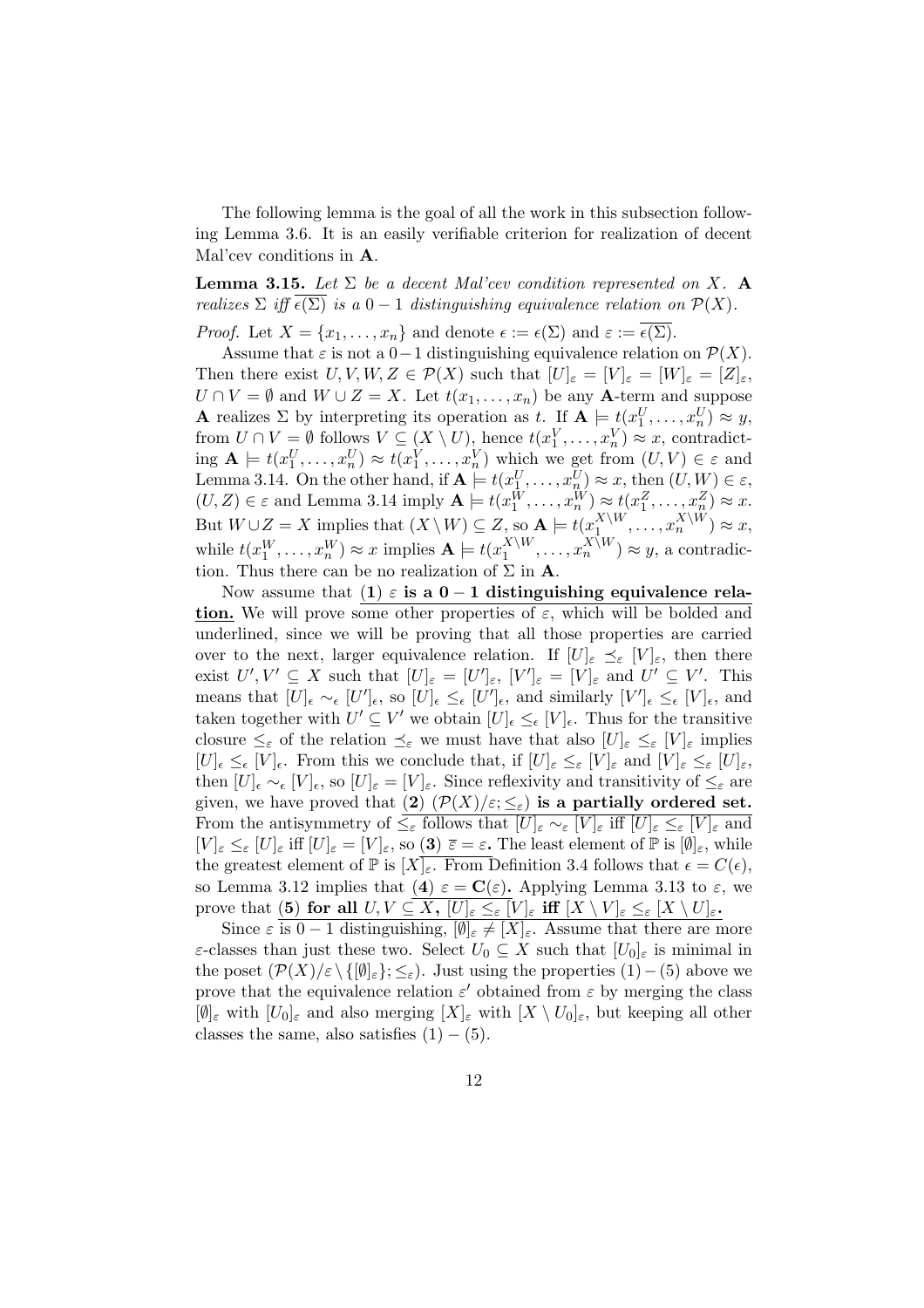The following lemma is the goal of all the work in this subsection following Lemma 3.6. It is an easily verifiable criterion for realization of decent Mal'cev conditions in $\mathbf{A}$.

**Lemma 3.15.** *Let $\Sigma$ be a decent Mal'cev condition represented on $X$. $\mathbf{A}$ realizes $\Sigma$ iff $\overline{\epsilon(\Sigma)}$ is a $0-1$ distinguishing equivalence relation on $\mathcal{P}(X)$.*

*Proof.* Let $X = \{x_1, \dots, x_n\}$ and denote $\epsilon := \epsilon(\Sigma)$ and $\varepsilon := \overline{\epsilon(\Sigma)}$.

Assume that $\varepsilon$ is not a $0-1$ distinguishing equivalence relation on $\mathcal{P}(X)$. Then there exist $U, V, W, Z \in \mathcal{P}(X)$ such that $[U]_\varepsilon = [V]_\varepsilon = [W]_\varepsilon = [Z]_\varepsilon$, $U \cap V = \emptyset$ and $W \cup Z = X$. Let $t(x_1, \dots, x_n)$ be any $\mathbf{A}$-term and suppose $\mathbf{A}$ realizes $\Sigma$ by interpreting its operation as $t$. If $\mathbf{A} \models t(x_1^U, \dots, x_n^U) \approx y$, from $U \cap V = \emptyset$ follows $V \subseteq (X \setminus U)$, hence $t(x_1^V, \dots, x_n^V) \approx x$, contradicting $\mathbf{A} \models t(x_1^U, \dots, x_n^U) \approx t(x_1^V, \dots, x_n^V)$ which we get from $(U, V) \in \varepsilon$ and Lemma 3.14. On the other hand, if $\mathbf{A} \models t(x_1^U, \dots, x_n^U) \approx x$, then $(U, W) \in \varepsilon$, $(U, Z) \in \varepsilon$ and Lemma 3.14 imply $\mathbf{A} \models t(x_1^W, \dots, x_n^W) \approx t(x_1^Z, \dots, x_n^Z) \approx x$. But $W \cup Z = X$ implies that $(X \setminus W) \subseteq Z$, so $\mathbf{A} \models t(x_1^{X \setminus W}, \dots, x_n^{X \setminus W}) \approx x$, while $t(x_1^W, \dots, x_n^W) \approx x$ implies $\mathbf{A} \models t(x_1^{X \setminus W}, \dots, x_n^{X \setminus W}) \approx y$, a contradiction. Thus there can be no realization of $\Sigma$ in $\mathbf{A}$.

Now assume that <u>**(1) $\varepsilon$ is a $0-1$ distinguishing equivalence relation.**</u> We will prove some other properties of $\varepsilon$, which will be bolded and underlined, since we will be proving that all those properties are carried over to the next, larger equivalence relation. If $[U]_\varepsilon \preceq_\varepsilon [V]_\varepsilon$, then there exist $U', V' \subseteq X$ such that $[U]_\varepsilon = [U']_\varepsilon$, $[V']_\varepsilon = [V]_\varepsilon$ and $U' \subseteq V'$. This means that $[U]_\epsilon \sim_\epsilon [U']_\epsilon$, so $[U]_\epsilon \leq_\epsilon [U']_\epsilon$, and similarly $[V']_\epsilon \leq_\epsilon [V]_\epsilon$, and taken together with $U' \subseteq V'$ we obtain $[U]_\epsilon \leq_\epsilon [V]_\epsilon$. Thus for the transitive closure $\leq_\varepsilon$ of the relation $\preceq_\varepsilon$ we must have that also $[U]_\varepsilon \leq_\varepsilon [V]_\varepsilon$ implies $[U]_\epsilon \leq_\epsilon [V]_\epsilon$. From this we conclude that, if $[U]_\varepsilon \leq_\varepsilon [V]_\varepsilon$ and $[V]_\varepsilon \leq_\varepsilon [U]_\varepsilon$, then $[U]_\epsilon \sim_\epsilon [V]_\epsilon$, so $[U]_\varepsilon = [V]_\varepsilon$. Since reflexivity and transitivity of $\leq_\varepsilon$ are given, we have proved that <u>**(2) $(\mathcal{P}(X)/\varepsilon; \leq_\varepsilon)$ is a partially ordered set.**</u> From the antisymmetry of $\leq_\varepsilon$ follows that $[U]_\varepsilon \sim_\varepsilon [V]_\varepsilon$ iff $[U]_\varepsilon \leq_\varepsilon [V]_\varepsilon$ and $[V]_\varepsilon \leq_\varepsilon [U]_\varepsilon$ iff $[U]_\varepsilon = [V]_\varepsilon$, so <u>**(3) $\overline{\varepsilon} = \varepsilon$.**</u> The least element of $\mathbb{P}$ is $[\emptyset]_\varepsilon$, while the greatest element of $\mathbb{P}$ is $[X]_\varepsilon$. From Definition 3.4 follows that $\epsilon = C(\epsilon)$, so Lemma 3.12 implies that <u>**(4) $\varepsilon = \mathbf{C}(\varepsilon)$.**</u> Applying Lemma 3.13 to $\varepsilon$, we prove that <u>**(5) for all $U, V \subseteq X$, $[U]_\varepsilon \leq_\varepsilon [V]_\varepsilon$ iff $[X \setminus V]_\varepsilon \leq_\varepsilon [X \setminus U]_\varepsilon$.**</u>

Since $\varepsilon$ is $0-1$ distinguishing, $[\emptyset]_\varepsilon \neq [X]_\varepsilon$. Assume that there are more $\varepsilon$-classes than just these two. Select $U_0 \subseteq X$ such that $[U_0]_\varepsilon$ is minimal in the poset $(\mathcal{P}(X)/\varepsilon \setminus \{[\emptyset]_\varepsilon\}; \leq_\varepsilon)$. Just using the properties $(1)-(5)$ above we prove that the equivalence relation $\varepsilon'$ obtained from $\varepsilon$ by merging the class $[\emptyset]_\varepsilon$ with $[U_0]_\varepsilon$ and also merging $[X]_\varepsilon$ with $[X \setminus U_0]_\varepsilon$, but keeping all other classes the same, also satisfies $(1)-(5)$.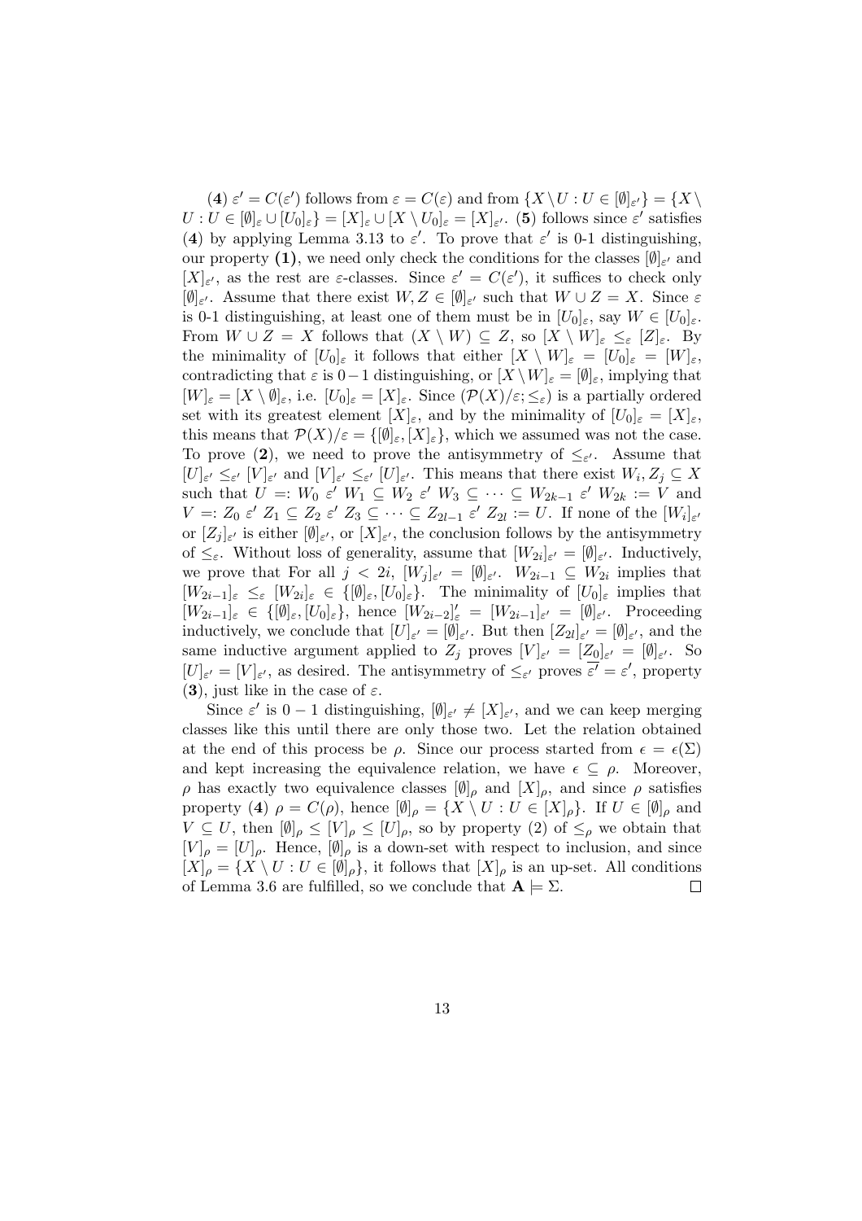(**4**) $\varepsilon' = C(\varepsilon')$ follows from $\varepsilon = C(\varepsilon)$ and from $\{X \setminus U : U \in [\emptyset]_{\varepsilon'}\} = \{X \setminus U : U \in [\emptyset]_\varepsilon \cup [U_0]_\varepsilon\} = [X]_\varepsilon \cup [X \setminus U_0]_\varepsilon = [X]_{\varepsilon'}$. (**5**) follows since $\varepsilon'$ satisfies (**4**) by applying Lemma 3.13 to $\varepsilon'$. To prove that $\varepsilon'$ is 0-1 distinguishing, our property **(1)**, we need only check the conditions for the classes $[\emptyset]_{\varepsilon'}$ and $[X]_{\varepsilon'}$, as the rest are $\varepsilon$-classes. Since $\varepsilon' = C(\varepsilon')$, it suffices to check only $[\emptyset]_{\varepsilon'}$. Assume that there exist $W, Z \in [\emptyset]_{\varepsilon'}$ such that $W \cup Z = X$. Since $\varepsilon$ is 0-1 distinguishing, at least one of them must be in $[U_0]_\varepsilon$, say $W \in [U_0]_\varepsilon$. From $W \cup Z = X$ follows that $(X \setminus W) \subseteq Z$, so $[X \setminus W]_\varepsilon \leq_\varepsilon [Z]_\varepsilon$. By the minimality of $[U_0]_\varepsilon$ it follows that either $[X \setminus W]_\varepsilon = [U_0]_\varepsilon = [W]_\varepsilon$, contradicting that $\varepsilon$ is $0-1$ distinguishing, or $[X \setminus W]_\varepsilon = [\emptyset]_\varepsilon$, implying that $[W]_\varepsilon = [X \setminus \emptyset]_\varepsilon$, i.e. $[U_0]_\varepsilon = [X]_\varepsilon$. Since $(\mathcal{P}(X)/\varepsilon; \leq_\varepsilon)$ is a partially ordered set with its greatest element $[X]_\varepsilon$, and by the minimality of $[U_0]_\varepsilon = [X]_\varepsilon$, this means that $\mathcal{P}(X)/\varepsilon = \{[\emptyset]_\varepsilon, [X]_\varepsilon\}$, which we assumed was not the case. To prove (**2**), we need to prove the antisymmetry of $\leq_{\varepsilon'}$. Assume that $[U]_{\varepsilon'} \leq_{\varepsilon'} [V]_{\varepsilon'}$ and $[V]_{\varepsilon'} \leq_{\varepsilon'} [U]_{\varepsilon'}$. This means that there exist $W_i, Z_j \subseteq X$ such that $U =: W_0 \ \varepsilon' \ W_1 \subseteq W_2 \ \varepsilon' \ W_3 \subseteq \cdots \subseteq W_{2k-1} \ \varepsilon' \ W_{2k} := V$ and $V =: Z_0 \ \varepsilon' \ Z_1 \subseteq Z_2 \ \varepsilon' \ Z_3 \subseteq \cdots \subseteq Z_{2l-1} \ \varepsilon' \ Z_{2l} := U$. If none of the $[W_i]_{\varepsilon'}$ or $[Z_j]_{\varepsilon'}$ is either $[\emptyset]_{\varepsilon'}$, or $[X]_{\varepsilon'}$, the conclusion follows by the antisymmetry of $\leq_\varepsilon$. Without loss of generality, assume that $[W_{2i}]_{\varepsilon'} = [\emptyset]_{\varepsilon'}$. Inductively, we prove that For all $j < 2i$, $[W_j]_{\varepsilon'} = [\emptyset]_{\varepsilon'}$. $W_{2i-1} \subseteq W_{2i}$ implies that $[W_{2i-1}]_\varepsilon \leq_\varepsilon [W_{2i}]_\varepsilon \in \{[\emptyset]_\varepsilon, [U_0]_\varepsilon\}$. The minimality of $[U_0]_\varepsilon$ implies that $[W_{2i-1}]_\varepsilon \in \{[\emptyset]_\varepsilon, [U_0]_\varepsilon\}$, hence $[W_{2i-2}]'_\varepsilon = [W_{2i-1}]_{\varepsilon'} = [\emptyset]_{\varepsilon'}$. Proceeding inductively, we conclude that $[U]_{\varepsilon'} = [\emptyset]_{\varepsilon'}$. But then $[Z_{2l}]_{\varepsilon'} = [\emptyset]_{\varepsilon'}$, and the same inductive argument applied to $Z_j$ proves $[V]_{\varepsilon'} = [Z_0]_{\varepsilon'} = [\emptyset]_{\varepsilon'}$. So $[U]_{\varepsilon'} = [V]_{\varepsilon'}$, as desired. The antisymmetry of $\leq_{\varepsilon'}$ proves $\overline{\varepsilon'} = \varepsilon'$, property (**3**), just like in the case of $\varepsilon$.

Since $\varepsilon'$ is $0-1$ distinguishing, $[\emptyset]_{\varepsilon'} \neq [X]_{\varepsilon'}$, and we can keep merging classes like this until there are only those two. Let the relation obtained at the end of this process be $\rho$. Since our process started from $\epsilon = \epsilon(\Sigma)$ and kept increasing the equivalence relation, we have $\epsilon \subseteq \rho$. Moreover, $\rho$ has exactly two equivalence classes $[\emptyset]_\rho$ and $[X]_\rho$, and since $\rho$ satisfies property (**4**) $\rho = C(\rho)$, hence $[\emptyset]_\rho = \{X \setminus U : U \in [X]_\rho\}$. If $U \in [\emptyset]_\rho$ and $V \subseteq U$, then $[\emptyset]_\rho \leq [V]_\rho \leq [U]_\rho$, so by property (2) of $\leq_\rho$ we obtain that $[V]_\rho = [U]_\rho$. Hence, $[\emptyset]_\rho$ is a down-set with respect to inclusion, and since $[X]_\rho = \{X \setminus U : U \in [\emptyset]_\rho\}$, it follows that $[X]_\rho$ is an up-set. All conditions of Lemma 3.6 are fulfilled, so we conclude that $\mathbf{A} \models \Sigma$. $\square$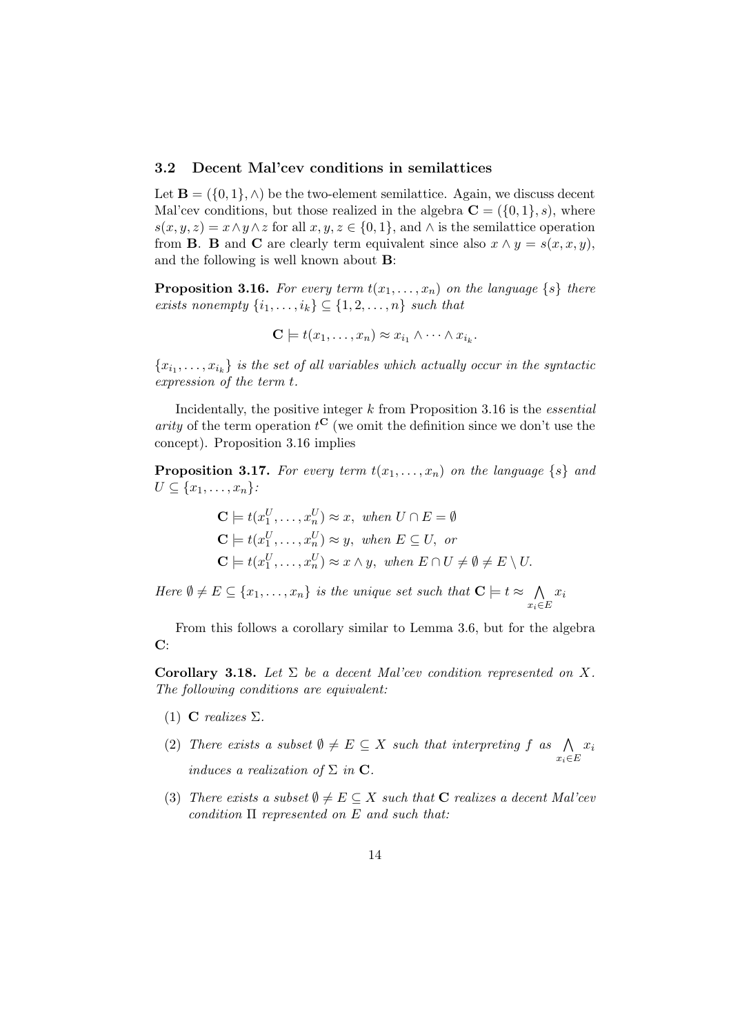### 3.2 Decent Mal'cev conditions in semilattices

Let $\mathbf{B} = (\{0,1\}, \wedge)$ be the two-element semilattice. Again, we discuss decent Mal'cev conditions, but those realized in the algebra $\mathbf{C} = (\{0,1\}, s)$, where $s(x,y,z) = x \wedge y \wedge z$ for all $x, y, z \in \{0,1\}$, and $\wedge$ is the semilattice operation from $\mathbf{B}$. $\mathbf{B}$ and $\mathbf{C}$ are clearly term equivalent since also $x \wedge y = s(x,x,y)$, and the following is well known about $\mathbf{B}$:

**Proposition 3.16.** *For every term $t(x_1, \dots, x_n)$ on the language $\{s\}$ there exists nonempty $\{i_1, \dots, i_k\} \subseteq \{1, 2, \dots, n\}$ such that*

$$\mathbf{C} \models t(x_1, \dots, x_n) \approx x_{i_1} \wedge \cdots \wedge x_{i_k}.$$

*$\{x_{i_1}, \dots, x_{i_k}\}$ is the set of all variables which actually occur in the syntactic expression of the term $t$.*

Incidentally, the positive integer $k$ from Proposition 3.16 is the *essential arity* of the term operation $t^{\mathbf{C}}$ (we omit the definition since we don't use the concept). Proposition 3.16 implies

**Proposition 3.17.** *For every term $t(x_1, \dots, x_n)$ on the language $\{s\}$ and $U \subseteq \{x_1, \dots, x_n\}$:*

$$\begin{aligned}
&\mathbf{C} \models t(x_1^U, \dots, x_n^U) \approx x, \text{ when } U \cap E = \emptyset \\
&\mathbf{C} \models t(x_1^U, \dots, x_n^U) \approx y, \text{ when } E \subseteq U, \text{ or} \\
&\mathbf{C} \models t(x_1^U, \dots, x_n^U) \approx x \wedge y, \text{ when } E \cap U \neq \emptyset \neq E \setminus U.
\end{aligned}$$

*Here $\emptyset \neq E \subseteq \{x_1, \dots, x_n\}$ is the unique set such that $\mathbf{C} \models t \approx \bigwedge_{x_i \in E} x_i$*

From this follows a corollary similar to Lemma 3.6, but for the algebra $\mathbf{C}$:

**Corollary 3.18.** *Let $\Sigma$ be a decent Mal'cev condition represented on $X$. The following conditions are equivalent:*

1. *$\mathbf{C}$ realizes $\Sigma$.*
2. *There exists a subset $\emptyset \neq E \subseteq X$ such that interpreting $f$ as $\bigwedge_{x_i \in E} x_i$ induces a realization of $\Sigma$ in $\mathbf{C}$.*
3. *There exists a subset $\emptyset \neq E \subseteq X$ such that $\mathbf{C}$ realizes a decent Mal'cev condition $\Pi$ represented on $E$ and such that:*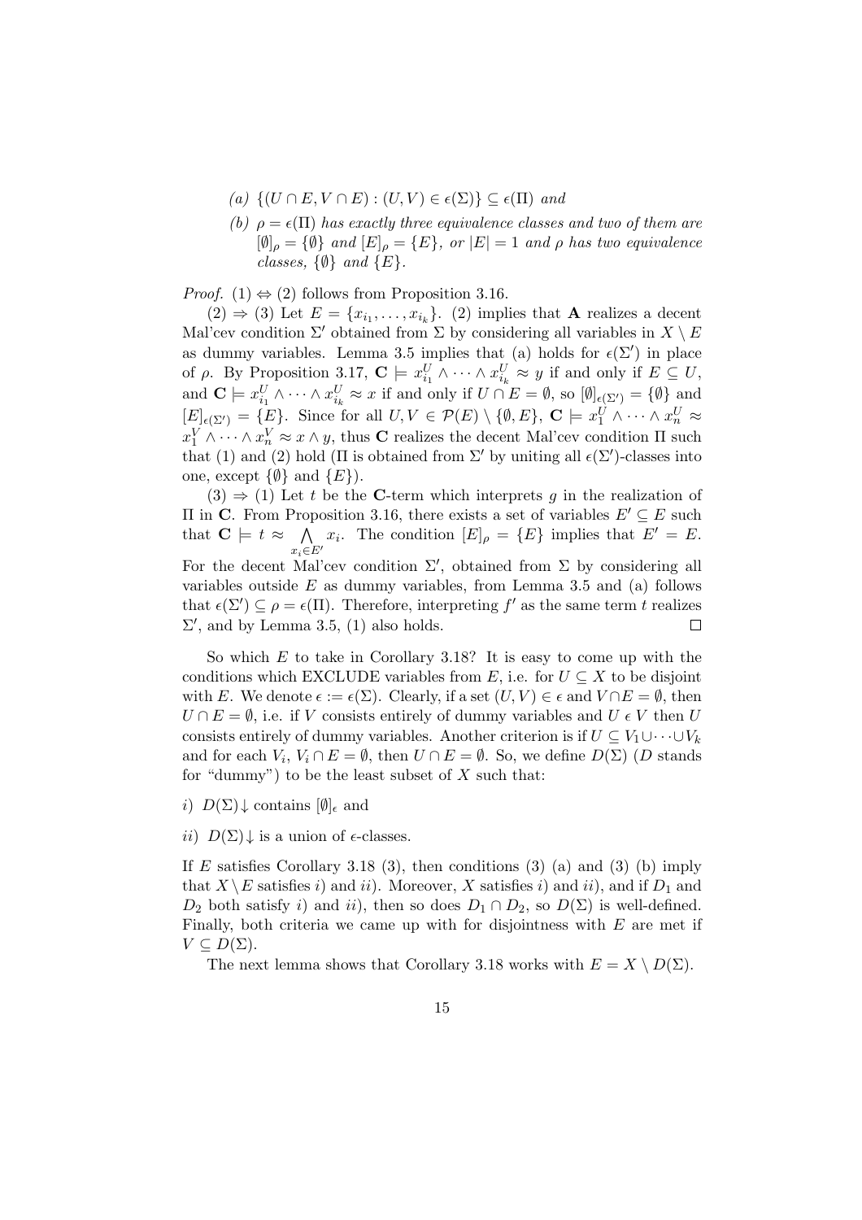(a) $\{(U \cap E, V \cap E) : (U, V) \in \epsilon(\Sigma)\} \subseteq \epsilon(\Pi)$ and

(b) $\rho = \epsilon(\Pi)$ has exactly three equivalence classes and two of them are $[\emptyset]_\rho = \{\emptyset\}$ and $[E]_\rho = \{E\}$, or $|E| = 1$ and $\rho$ has two equivalence classes, $\{\emptyset\}$ and $\{E\}$.

*Proof.* (1) $\Leftrightarrow$ (2) follows from Proposition 3.16.

(2) $\Rightarrow$ (3) Let $E = \{x_{i_1}, \dots, x_{i_k}\}$. (2) implies that $\mathbf{A}$ realizes a decent Mal'cev condition $\Sigma'$ obtained from $\Sigma$ by considering all variables in $X \setminus E$ as dummy variables. Lemma 3.5 implies that (a) holds for $\epsilon(\Sigma')$ in place of $\rho$. By Proposition 3.17, $\mathbf{C} \models x_{i_1}^U \wedge \cdots \wedge x_{i_k}^U \approx y$ if and only if $E \subseteq U$, and $\mathbf{C} \models x_{i_1}^U \wedge \cdots \wedge x_{i_k}^U \approx x$ if and only if $U \cap E = \emptyset$, so $[\emptyset]_{\epsilon(\Sigma')} = \{\emptyset\}$ and $[E]_{\epsilon(\Sigma')} = \{E\}$. Since for all $U, V \in \mathcal{P}(E) \setminus \{\emptyset, E\}$, $\mathbf{C} \models x_1^U \wedge \cdots \wedge x_n^U \approx x_1^V \wedge \cdots \wedge x_n^V \approx x \wedge y$, thus $\mathbf{C}$ realizes the decent Mal'cev condition $\Pi$ such that (1) and (2) hold ($\Pi$ is obtained from $\Sigma'$ by uniting all $\epsilon(\Sigma')$-classes into one, except $\{\emptyset\}$ and $\{E\}$).

(3) $\Rightarrow$ (1) Let $t$ be the $\mathbf{C}$-term which interprets $g$ in the realization of $\Pi$ in $\mathbf{C}$. From Proposition 3.16, there exists a set of variables $E' \subseteq E$ such that $\mathbf{C} \models t \approx \bigwedge_{x_i \in E'} x_i$. The condition $[E]_\rho = \{E\}$ implies that $E' = E$. For the decent Mal'cev condition $\Sigma'$, obtained from $\Sigma$ by considering all variables outside $E$ as dummy variables, from Lemma 3.5 and (a) follows that $\epsilon(\Sigma') \subseteq \rho = \epsilon(\Pi)$. Therefore, interpreting $f'$ as the same term $t$ realizes $\Sigma'$, and by Lemma 3.5, (1) also holds. $\square$

So which $E$ to take in Corollary 3.18? It is easy to come up with the conditions which EXCLUDE variables from $E$, i.e. for $U \subseteq X$ to be disjoint with $E$. We denote $\epsilon := \epsilon(\Sigma)$. Clearly, if a set $(U, V) \in \epsilon$ and $V \cap E = \emptyset$, then $U \cap E = \emptyset$, i.e. if $V$ consists entirely of dummy variables and $U \mathrel{\epsilon} V$ then $U$ consists entirely of dummy variables. Another criterion is if $U \subseteq V_1 \cup \cdots \cup V_k$ and for each $V_i$, $V_i \cap E = \emptyset$, then $U \cap E = \emptyset$. So, we define $D(\Sigma)$ ($D$ stands for "dummy") to be the least subset of $X$ such that:

*i)* $D(\Sigma){\downarrow}$ contains $[\emptyset]_\epsilon$ and

*ii)* $D(\Sigma){\downarrow}$ is a union of $\epsilon$-classes.

If $E$ satisfies Corollary 3.18 (3), then conditions (3) (a) and (3) (b) imply that $X \setminus E$ satisfies *i)* and *ii)*. Moreover, $X$ satisfies *i)* and *ii)*, and if $D_1$ and $D_2$ both satisfy *i)* and *ii)*, then so does $D_1 \cap D_2$, so $D(\Sigma)$ is well-defined. Finally, both criteria we came up with for disjointness with $E$ are met if $V \subseteq D(\Sigma)$.

The next lemma shows that Corollary 3.18 works with $E = X \setminus D(\Sigma)$.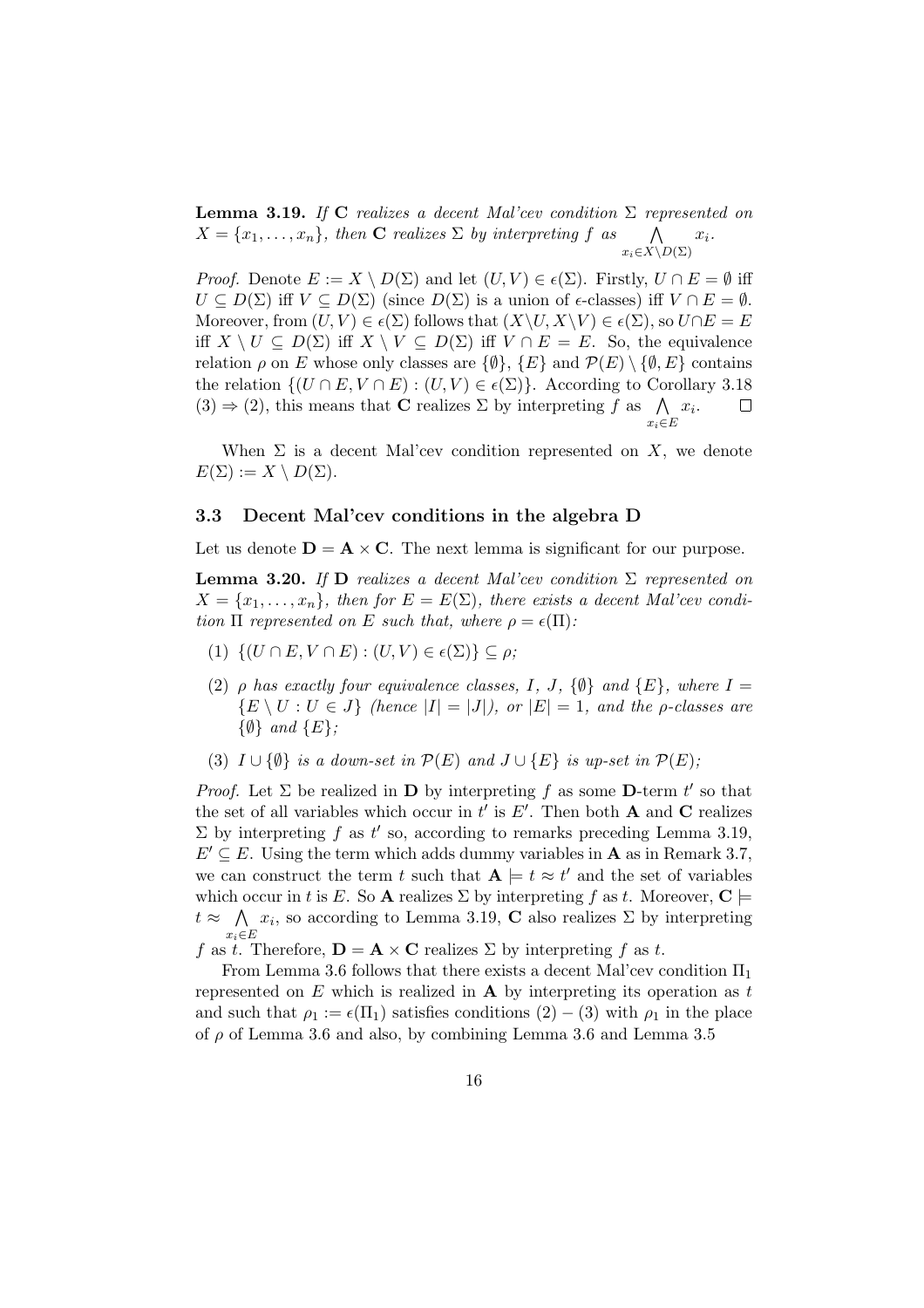**Lemma 3.19.** *If* $\mathbf{C}$ *realizes a decent Mal'cev condition* $\Sigma$ *represented on* $X = \{x_1, \ldots, x_n\}$*, then* $\mathbf{C}$ *realizes* $\Sigma$ *by interpreting* $f$ *as* $\bigwedge_{x_i \in X \setminus D(\Sigma)} x_i$.

*Proof.* Denote $E := X \setminus D(\Sigma)$ and let $(U, V) \in \epsilon(\Sigma)$. Firstly, $U \cap E = \emptyset$ iff $U \subseteq D(\Sigma)$ iff $V \subseteq D(\Sigma)$ (since $D(\Sigma)$ is a union of $\epsilon$-classes) iff $V \cap E = \emptyset$. Moreover, from $(U, V) \in \epsilon(\Sigma)$ follows that $(X \setminus U, X \setminus V) \in \epsilon(\Sigma)$, so $U \cap E = E$ iff $X \setminus U \subseteq D(\Sigma)$ iff $X \setminus V \subseteq D(\Sigma)$ iff $V \cap E = E$. So, the equivalence relation $\rho$ on $E$ whose only classes are $\{\emptyset\}$, $\{E\}$ and $\mathcal{P}(E) \setminus \{\emptyset, E\}$ contains the relation $\{(U \cap E, V \cap E) : (U, V) \in \epsilon(\Sigma)\}$. According to Corollary 3.18 (3) $\Rightarrow$ (2), this means that $\mathbf{C}$ realizes $\Sigma$ by interpreting $f$ as $\bigwedge_{x_i \in E} x_i$. $\square$

When $\Sigma$ is a decent Mal'cev condition represented on $X$, we denote $E(\Sigma) := X \setminus D(\Sigma)$.

### 3.3 Decent Mal'cev conditions in the algebra D

Let us denote $\mathbf{D} = \mathbf{A} \times \mathbf{C}$. The next lemma is significant for our purpose.

**Lemma 3.20.** *If* $\mathbf{D}$ *realizes a decent Mal'cev condition* $\Sigma$ *represented on* $X = \{x_1, \ldots, x_n\}$*, then for* $E = E(\Sigma)$*, there exists a decent Mal'cev condition* $\Pi$ *represented on* $E$ *such that, where* $\rho = \epsilon(\Pi)$*:*

(1) $\{(U \cap E, V \cap E) : (U, V) \in \epsilon(\Sigma)\} \subseteq \rho$*;*

(2) $\rho$ *has exactly four equivalence classes,* $I$*,* $J$*,* $\{\emptyset\}$ *and* $\{E\}$*, where* $I = \{E \setminus U : U \in J\}$ *(hence* $|I| = |J|$*), or* $|E| = 1$*, and the* $\rho$*-classes are* $\{\emptyset\}$ *and* $\{E\}$*;*

(3) $I \cup \{\emptyset\}$ *is a down-set in* $\mathcal{P}(E)$ *and* $J \cup \{E\}$ *is up-set in* $\mathcal{P}(E)$*;*

*Proof.* Let $\Sigma$ be realized in $\mathbf{D}$ by interpreting $f$ as some $\mathbf{D}$-term $t'$ so that the set of all variables which occur in $t'$ is $E'$. Then both $\mathbf{A}$ and $\mathbf{C}$ realizes $\Sigma$ by interpreting $f$ as $t'$ so, according to remarks preceding Lemma 3.19, $E' \subseteq E$. Using the term which adds dummy variables in $\mathbf{A}$ as in Remark 3.7, we can construct the term $t$ such that $\mathbf{A} \models t \approx t'$ and the set of variables which occur in $t$ is $E$. So $\mathbf{A}$ realizes $\Sigma$ by interpreting $f$ as $t$. Moreover, $\mathbf{C} \models t \approx \bigwedge_{x_i \in E} x_i$, so according to Lemma 3.19, $\mathbf{C}$ also realizes $\Sigma$ by interpreting $f$ as $t$. Therefore, $\mathbf{D} = \mathbf{A} \times \mathbf{C}$ realizes $\Sigma$ by interpreting $f$ as $t$.

From Lemma 3.6 follows that there exists a decent Mal'cev condition $\Pi_1$ represented on $E$ which is realized in $\mathbf{A}$ by interpreting its operation as $t$ and such that $\rho_1 := \epsilon(\Pi_1)$ satisfies conditions (2) – (3) with $\rho_1$ in the place of $\rho$ of Lemma 3.6 and also, by combining Lemma 3.6 and Lemma 3.5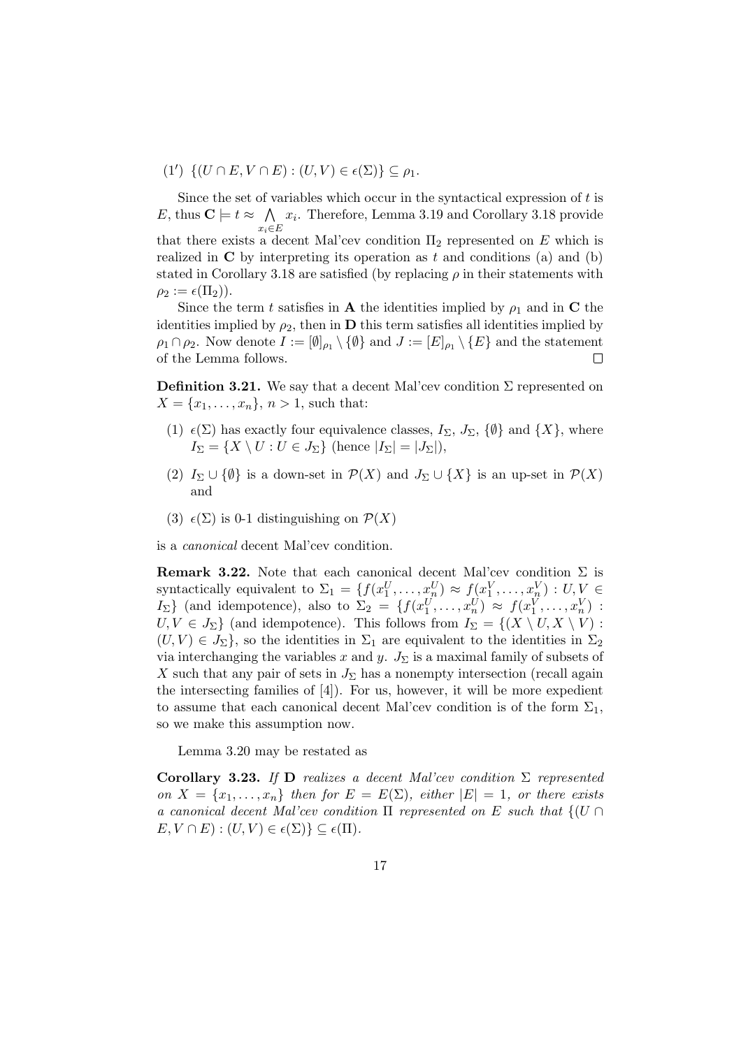(1′) $\{(U \cap E, V \cap E) : (U, V) \in \epsilon(\Sigma)\} \subseteq \rho_1$.

Since the set of variables which occur in the syntactical expression of $t$ is $E$, thus $\mathbf{C} \models t \approx \bigwedge_{x_i \in E} x_i$. Therefore, Lemma 3.19 and Corollary 3.18 provide that there exists a decent Mal'cev condition $\Pi_2$ represented on $E$ which is realized in $\mathbf{C}$ by interpreting its operation as $t$ and conditions (a) and (b) stated in Corollary 3.18 are satisfied (by replacing $\rho$ in their statements with $\rho_2 := \epsilon(\Pi_2)$).

Since the term $t$ satisfies in $\mathbf{A}$ the identities implied by $\rho_1$ and in $\mathbf{C}$ the identities implied by $\rho_2$, then in $\mathbf{D}$ this term satisfies all identities implied by $\rho_1 \cap \rho_2$. Now denote $I := [\emptyset]_{\rho_1} \setminus \{\emptyset\}$ and $J := [E]_{\rho_1} \setminus \{E\}$ and the statement of the Lemma follows. □

**Definition 3.21.** We say that a decent Mal'cev condition $\Sigma$ represented on $X = \{x_1, \ldots, x_n\}$, $n > 1$, such that:

1. $\epsilon(\Sigma)$ has exactly four equivalence classes, $I_\Sigma$, $J_\Sigma$, $\{\emptyset\}$ and $\{X\}$, where $I_\Sigma = \{X \setminus U : U \in J_\Sigma\}$ (hence $|I_\Sigma| = |J_\Sigma|$),
2. $I_\Sigma \cup \{\emptyset\}$ is a down-set in $\mathcal{P}(X)$ and $J_\Sigma \cup \{X\}$ is an up-set in $\mathcal{P}(X)$ and
3. $\epsilon(\Sigma)$ is 0-1 distinguishing on $\mathcal{P}(X)$

is a *canonical* decent Mal'cev condition.

**Remark 3.22.** Note that each canonical decent Mal'cev condition $\Sigma$ is syntactically equivalent to $\Sigma_1 = \{f(x_1^U, \ldots, x_n^U) \approx f(x_1^V, \ldots, x_n^V) : U, V \in I_\Sigma\}$ (and idempotence), also to $\Sigma_2 = \{f(x_1^U, \ldots, x_n^U) \approx f(x_1^V, \ldots, x_n^V) : U, V \in J_\Sigma\}$ (and idempotence). This follows from $I_\Sigma = \{(X \setminus U, X \setminus V) : (U, V) \in J_\Sigma\}$, so the identities in $\Sigma_1$ are equivalent to the identities in $\Sigma_2$ via interchanging the variables $x$ and $y$. $J_\Sigma$ is a maximal family of subsets of $X$ such that any pair of sets in $J_\Sigma$ has a nonempty intersection (recall again the intersecting families of [4]). For us, however, it will be more expedient to assume that each canonical decent Mal'cev condition is of the form $\Sigma_1$, so we make this assumption now.

Lemma 3.20 may be restated as

**Corollary 3.23.** *If $\mathbf{D}$ realizes a decent Mal'cev condition $\Sigma$ represented on $X = \{x_1, \ldots, x_n\}$ then for $E = E(\Sigma)$, either $|E| = 1$, or there exists a canonical decent Mal'cev condition $\Pi$ represented on $E$ such that $\{(U \cap E, V \cap E) : (U, V) \in \epsilon(\Sigma)\} \subseteq \epsilon(\Pi)$.*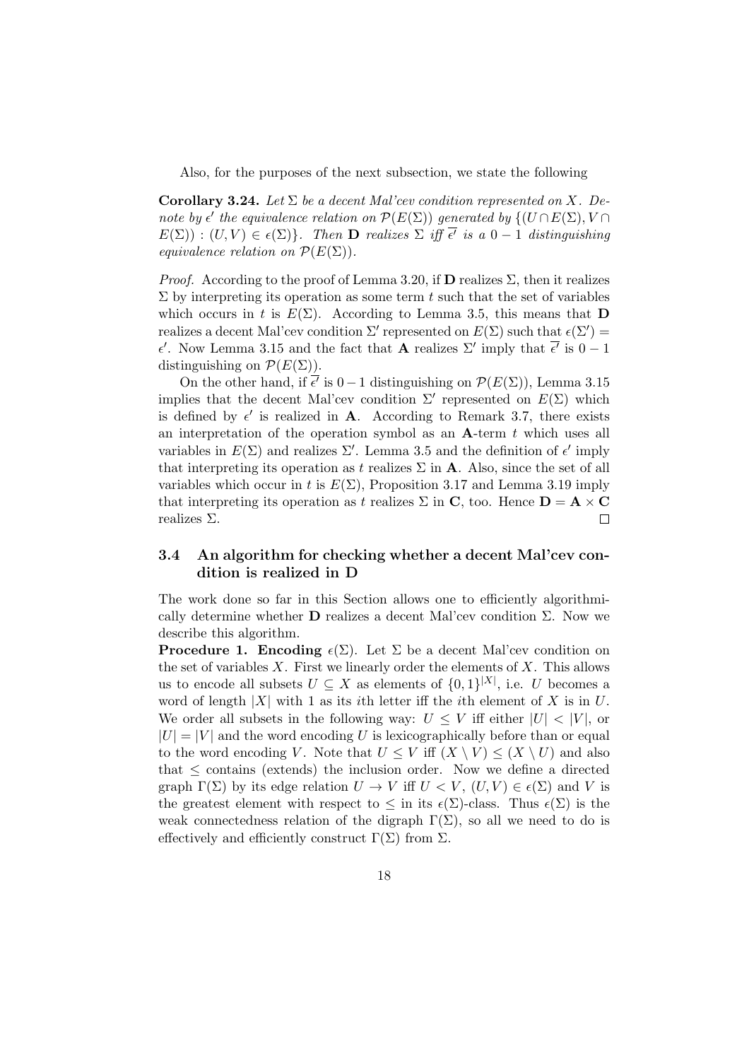Also, for the purposes of the next subsection, we state the following

**Corollary 3.24.** *Let $\Sigma$ be a decent Mal'cev condition represented on $X$. Denote by $\epsilon'$ the equivalence relation on $\mathcal{P}(E(\Sigma))$ generated by $\{(U \cap E(\Sigma), V \cap E(\Sigma)) : (U, V) \in \epsilon(\Sigma)\}$. Then $\mathbf{D}$ realizes $\Sigma$ iff $\overline{\epsilon'}$ is a $0-1$ distinguishing equivalence relation on $\mathcal{P}(E(\Sigma))$.*

*Proof.* According to the proof of Lemma 3.20, if $\mathbf{D}$ realizes $\Sigma$, then it realizes $\Sigma$ by interpreting its operation as some term $t$ such that the set of variables which occurs in $t$ is $E(\Sigma)$. According to Lemma 3.5, this means that $\mathbf{D}$ realizes a decent Mal'cev condition $\Sigma'$ represented on $E(\Sigma)$ such that $\epsilon(\Sigma') = \epsilon'$. Now Lemma 3.15 and the fact that $\mathbf{A}$ realizes $\Sigma'$ imply that $\overline{\epsilon'}$ is $0-1$ distinguishing on $\mathcal{P}(E(\Sigma))$.

On the other hand, if $\overline{\epsilon'}$ is $0-1$ distinguishing on $\mathcal{P}(E(\Sigma))$, Lemma 3.15 implies that the decent Mal'cev condition $\Sigma'$ represented on $E(\Sigma)$ which is defined by $\epsilon'$ is realized in $\mathbf{A}$. According to Remark 3.7, there exists an interpretation of the operation symbol as an $\mathbf{A}$-term $t$ which uses all variables in $E(\Sigma)$ and realizes $\Sigma'$. Lemma 3.5 and the definition of $\epsilon'$ imply that interpreting its operation as $t$ realizes $\Sigma$ in $\mathbf{A}$. Also, since the set of all variables which occur in $t$ is $E(\Sigma)$, Proposition 3.17 and Lemma 3.19 imply that interpreting its operation as $t$ realizes $\Sigma$ in $\mathbf{C}$, too. Hence $\mathbf{D} = \mathbf{A} \times \mathbf{C}$ realizes $\Sigma$. $\square$

### 3.4 An algorithm for checking whether a decent Mal'cev condition is realized in D

The work done so far in this Section allows one to efficiently algorithmically determine whether $\mathbf{D}$ realizes a decent Mal'cev condition $\Sigma$. Now we describe this algorithm.

**Procedure 1. Encoding** $\epsilon(\Sigma)$. Let $\Sigma$ be a decent Mal'cev condition on the set of variables $X$. First we linearly order the elements of $X$. This allows us to encode all subsets $U \subseteq X$ as elements of $\{0,1\}^{|X|}$, i.e. $U$ becomes a word of length $|X|$ with 1 as its $i$th letter iff the $i$th element of $X$ is in $U$. We order all subsets in the following way: $U \leq V$ iff either $|U| < |V|$, or $|U| = |V|$ and the word encoding $U$ is lexicographically before than or equal to the word encoding $V$. Note that $U \leq V$ iff $(X \setminus V) \leq (X \setminus U)$ and also that $\leq$ contains (extends) the inclusion order. Now we define a directed graph $\Gamma(\Sigma)$ by its edge relation $U \to V$ iff $U < V$, $(U, V) \in \epsilon(\Sigma)$ and $V$ is the greatest element with respect to $\leq$ in its $\epsilon(\Sigma)$-class. Thus $\epsilon(\Sigma)$ is the weak connectedness relation of the digraph $\Gamma(\Sigma)$, so all we need to do is effectively and efficiently construct $\Gamma(\Sigma)$ from $\Sigma$.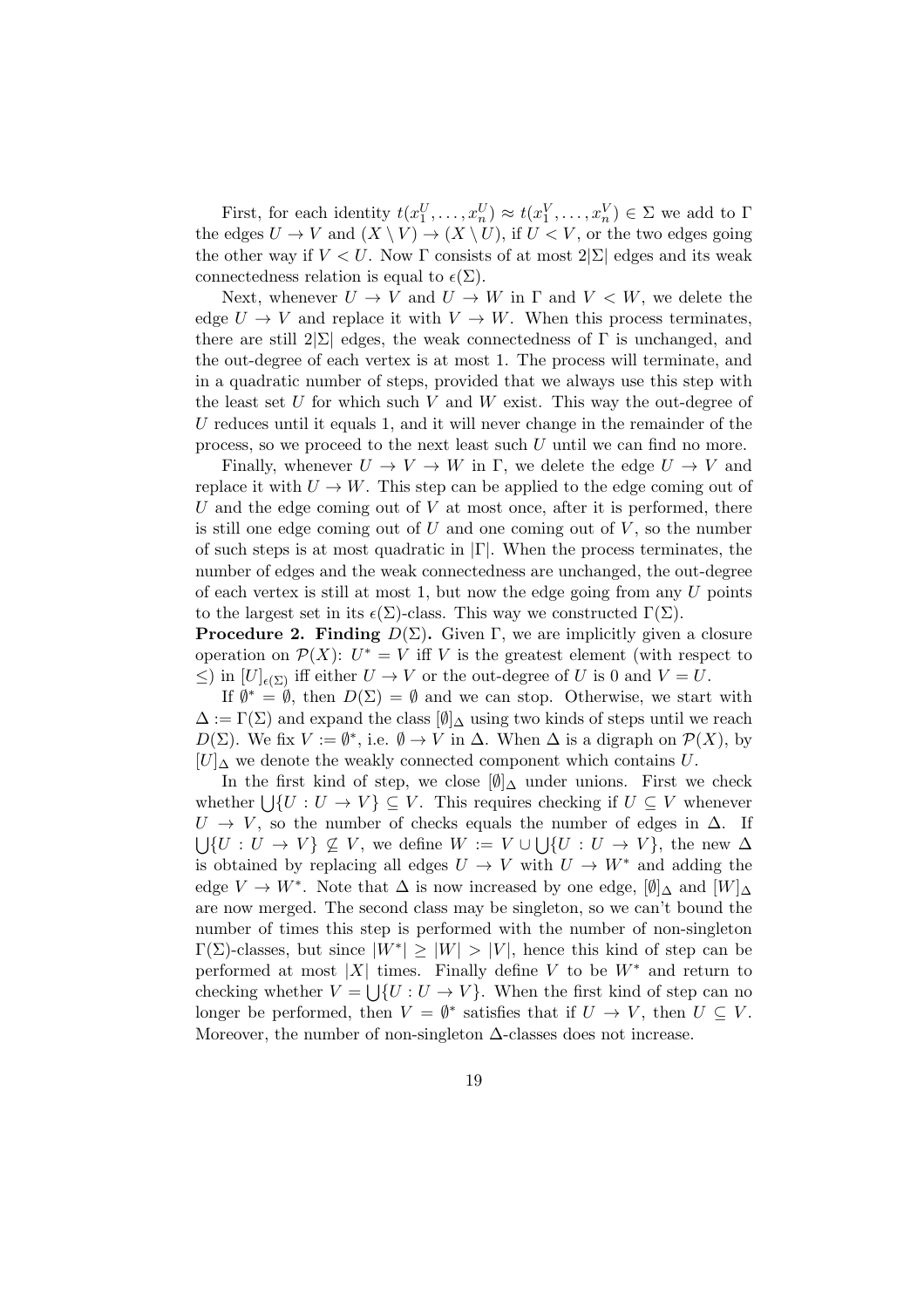First, for each identity $t(x_1^U, \ldots, x_n^U) \approx t(x_1^V, \ldots, x_n^V) \in \Sigma$ we add to $\Gamma$ the edges $U \to V$ and $(X \setminus V) \to (X \setminus U)$, if $U < V$, or the two edges going the other way if $V < U$. Now $\Gamma$ consists of at most $2|\Sigma|$ edges and its weak connectedness relation is equal to $\epsilon(\Sigma)$.

Next, whenever $U \to V$ and $U \to W$ in $\Gamma$ and $V < W$, we delete the edge $U \to V$ and replace it with $V \to W$. When this process terminates, there are still $2|\Sigma|$ edges, the weak connectedness of $\Gamma$ is unchanged, and the out-degree of each vertex is at most 1. The process will terminate, and in a quadratic number of steps, provided that we always use this step with the least set $U$ for which such $V$ and $W$ exist. This way the out-degree of $U$ reduces until it equals 1, and it will never change in the remainder of the process, so we proceed to the next least such $U$ until we can find no more.

Finally, whenever $U \to V \to W$ in $\Gamma$, we delete the edge $U \to V$ and replace it with $U \to W$. This step can be applied to the edge coming out of $U$ and the edge coming out of $V$ at most once, after it is performed, there is still one edge coming out of $U$ and one coming out of $V$, so the number of such steps is at most quadratic in $|\Gamma|$. When the process terminates, the number of edges and the weak connectedness are unchanged, the out-degree of each vertex is still at most 1, but now the edge going from any $U$ points to the largest set in its $\epsilon(\Sigma)$-class. This way we constructed $\Gamma(\Sigma)$.

**Procedure 2. Finding $D(\Sigma)$.** Given $\Gamma$, we are implicitly given a closure operation on $\mathcal{P}(X)$: $U^* = V$ iff $V$ is the greatest element (with respect to $\leq$) in $[U]_{\epsilon(\Sigma)}$ iff either $U \to V$ or the out-degree of $U$ is 0 and $V = U$.

If $\emptyset^* = \emptyset$, then $D(\Sigma) = \emptyset$ and we can stop. Otherwise, we start with $\Delta := \Gamma(\Sigma)$ and expand the class $[\emptyset]_\Delta$ using two kinds of steps until we reach $D(\Sigma)$. We fix $V := \emptyset^*$, i.e. $\emptyset \to V$ in $\Delta$. When $\Delta$ is a digraph on $\mathcal{P}(X)$, by $[U]_\Delta$ we denote the weakly connected component which contains $U$.

In the first kind of step, we close $[\emptyset]_\Delta$ under unions. First we check whether $\bigcup\{U : U \to V\} \subseteq V$. This requires checking if $U \subseteq V$ whenever $U \to V$, so the number of checks equals the number of edges in $\Delta$. If $\bigcup\{U : U \to V\} \not\subseteq V$, we define $W := V \cup \bigcup\{U : U \to V\}$, the new $\Delta$ is obtained by replacing all edges $U \to V$ with $U \to W^*$ and adding the edge $V \to W^*$. Note that $\Delta$ is now increased by one edge, $[\emptyset]_\Delta$ and $[W]_\Delta$ are now merged. The second class may be singleton, so we can't bound the number of times this step is performed with the number of non-singleton $\Gamma(\Sigma)$-classes, but since $|W^*| \geq |W| > |V|$, hence this kind of step can be performed at most $|X|$ times. Finally define $V$ to be $W^*$ and return to checking whether $V = \bigcup\{U : U \to V\}$. When the first kind of step can no longer be performed, then $V = \emptyset^*$ satisfies that if $U \to V$, then $U \subseteq V$. Moreover, the number of non-singleton $\Delta$-classes does not increase.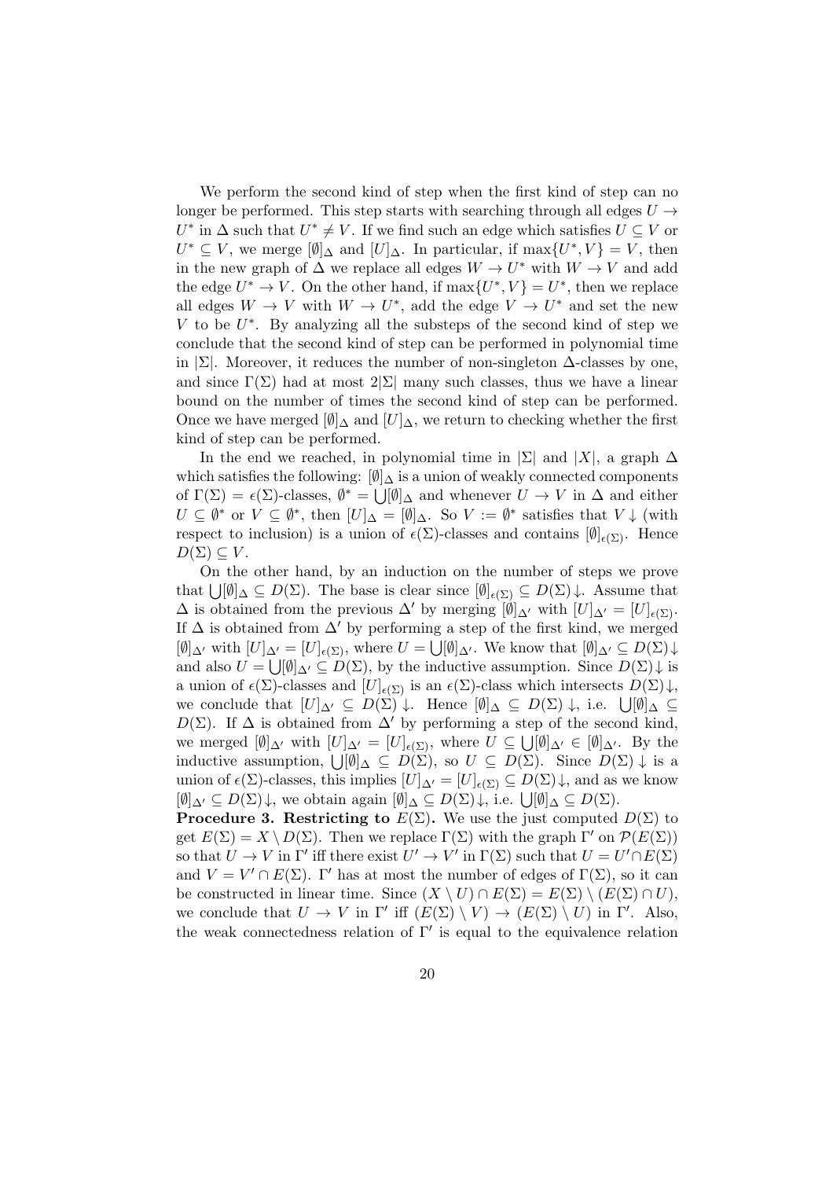We perform the second kind of step when the first kind of step can no longer be performed. This step starts with searching through all edges $U \to U^*$ in $\Delta$ such that $U^* \neq V$. If we find such an edge which satisfies $U \subseteq V$ or $U^* \subseteq V$, we merge $[\emptyset]_\Delta$ and $[U]_\Delta$. In particular, if $\max\{U^*, V\} = V$, then in the new graph of $\Delta$ we replace all edges $W \to U^*$ with $W \to V$ and add the edge $U^* \to V$. On the other hand, if $\max\{U^*, V\} = U^*$, then we replace all edges $W \to V$ with $W \to U^*$, add the edge $V \to U^*$ and set the new $V$ to be $U^*$. By analyzing all the substeps of the second kind of step we conclude that the second kind of step can be performed in polynomial time in $|\Sigma|$. Moreover, it reduces the number of non-singleton $\Delta$-classes by one, and since $\Gamma(\Sigma)$ had at most $2|\Sigma|$ many such classes, thus we have a linear bound on the number of times the second kind of step can be performed. Once we have merged $[\emptyset]_\Delta$ and $[U]_\Delta$, we return to checking whether the first kind of step can be performed.

In the end we reached, in polynomial time in $|\Sigma|$ and $|X|$, a graph $\Delta$ which satisfies the following: $[\emptyset]_\Delta$ is a union of weakly connected components of $\Gamma(\Sigma) = \epsilon(\Sigma)$-classes, $\emptyset^* = \bigcup[\emptyset]_\Delta$ and whenever $U \to V$ in $\Delta$ and either $U \subseteq \emptyset^*$ or $V \subseteq \emptyset^*$, then $[U]_\Delta = [\emptyset]_\Delta$. So $V := \emptyset^*$ satisfies that $V\downarrow$ (with respect to inclusion) is a union of $\epsilon(\Sigma)$-classes and contains $[\emptyset]_{\epsilon(\Sigma)}$. Hence $D(\Sigma) \subseteq V$.

On the other hand, by an induction on the number of steps we prove that $\bigcup[\emptyset]_\Delta \subseteq D(\Sigma)$. The base is clear since $[\emptyset]_{\epsilon(\Sigma)} \subseteq D(\Sigma)\downarrow$. Assume that $\Delta$ is obtained from the previous $\Delta'$ by merging $[\emptyset]_{\Delta'}$ with $[U]_{\Delta'} = [U]_{\epsilon(\Sigma)}$. If $\Delta$ is obtained from $\Delta'$ by performing a step of the first kind, we merged $[\emptyset]_{\Delta'}$ with $[U]_{\Delta'} = [U]_{\epsilon(\Sigma)}$, where $U = \bigcup[\emptyset]_{\Delta'}$. We know that $[\emptyset]_{\Delta'} \subseteq D(\Sigma)\downarrow$ and also $U = \bigcup[\emptyset]_{\Delta'} \subseteq D(\Sigma)$, by the inductive assumption. Since $D(\Sigma)\downarrow$ is a union of $\epsilon(\Sigma)$-classes and $[U]_{\epsilon(\Sigma)}$ is an $\epsilon(\Sigma)$-class which intersects $D(\Sigma)\downarrow$, we conclude that $[U]_{\Delta'} \subseteq D(\Sigma)\downarrow$. Hence $[\emptyset]_\Delta \subseteq D(\Sigma)\downarrow$, i.e. $\bigcup[\emptyset]_\Delta \subseteq D(\Sigma)$. If $\Delta$ is obtained from $\Delta'$ by performing a step of the second kind, we merged $[\emptyset]_{\Delta'}$ with $[U]_{\Delta'} = [U]_{\epsilon(\Sigma)}$, where $U \subseteq \bigcup[\emptyset]_{\Delta'} \in [\emptyset]_{\Delta'}$. By the inductive assumption, $\bigcup[\emptyset]_\Delta \subseteq D(\Sigma)$, so $U \subseteq D(\Sigma)$. Since $D(\Sigma)\downarrow$ is a union of $\epsilon(\Sigma)$-classes, this implies $[U]_{\Delta'} = [U]_{\epsilon(\Sigma)} \subseteq D(\Sigma)\downarrow$, and as we know $[\emptyset]_{\Delta'} \subseteq D(\Sigma)\downarrow$, we obtain again $[\emptyset]_\Delta \subseteq D(\Sigma)\downarrow$, i.e. $\bigcup[\emptyset]_\Delta \subseteq D(\Sigma)$.

**Procedure 3. Restricting to** $E(\Sigma)$**.** We use the just computed $D(\Sigma)$ to get $E(\Sigma) = X \setminus D(\Sigma)$. Then we replace $\Gamma(\Sigma)$ with the graph $\Gamma'$ on $\mathcal{P}(E(\Sigma))$ so that $U \to V$ in $\Gamma'$ iff there exist $U' \to V'$ in $\Gamma(\Sigma)$ such that $U = U' \cap E(\Sigma)$ and $V = V' \cap E(\Sigma)$. $\Gamma'$ has at most the number of edges of $\Gamma(\Sigma)$, so it can be constructed in linear time. Since $(X \setminus U) \cap E(\Sigma) = E(\Sigma) \setminus (E(\Sigma) \cap U)$, we conclude that $U \to V$ in $\Gamma'$ iff $(E(\Sigma) \setminus V) \to (E(\Sigma) \setminus U)$ in $\Gamma'$. Also, the weak connectedness relation of $\Gamma'$ is equal to the equivalence relation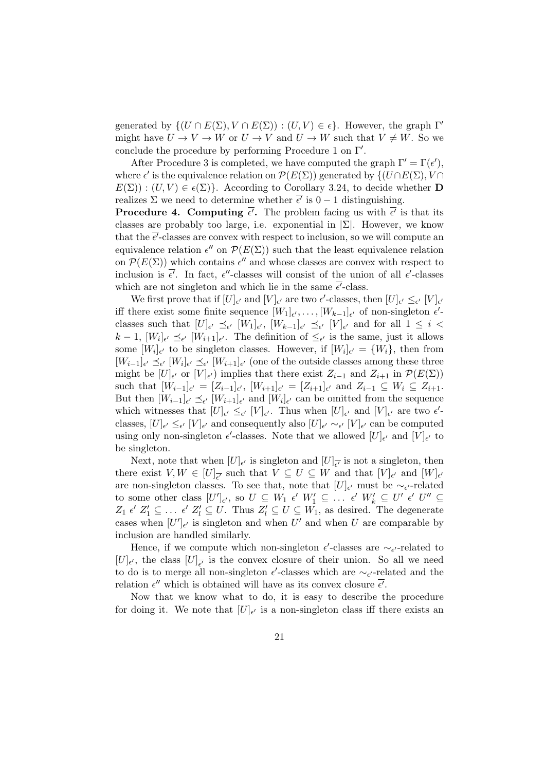generated by $\{(U \cap E(\Sigma), V \cap E(\Sigma)) : (U, V) \in \epsilon\}$. However, the graph $\Gamma'$ might have $U \to V \to W$ or $U \to V$ and $U \to W$ such that $V \neq W$. So we conclude the procedure by performing Procedure 1 on $\Gamma'$.

After Procedure 3 is completed, we have computed the graph $\Gamma' = \Gamma(\epsilon')$, where $\epsilon'$ is the equivalence relation on $\mathcal{P}(E(\Sigma))$ generated by $\{(U \cap E(\Sigma), V \cap E(\Sigma)) : (U, V) \in \epsilon(\Sigma)\}$. According to Corollary 3.24, to decide whether $\mathbf{D}$ realizes $\Sigma$ we need to determine whether $\overline{\epsilon'}$ is $0-1$ distinguishing.

**Procedure 4. Computing $\overline{\epsilon'}$.** The problem facing us with $\overline{\epsilon'}$ is that its classes are probably too large, i.e. exponential in $|\Sigma|$. However, we know that the $\overline{\epsilon'}$-classes are convex with respect to inclusion, so we will compute an equivalence relation $\epsilon''$ on $\mathcal{P}(E(\Sigma))$ such that the least equivalence relation on $\mathcal{P}(E(\Sigma))$ which contains $\epsilon''$ and whose classes are convex with respect to inclusion is $\overline{\epsilon'}$. In fact, $\epsilon''$-classes will consist of the union of all $\epsilon'$-classes which are not singleton and which lie in the same $\overline{\epsilon'}$-class.

We first prove that if $[U]_{\epsilon'}$ and $[V]_{\epsilon'}$ are two $\epsilon'$-classes, then $[U]_{\epsilon'} \leq_{\epsilon'} [V]_{\epsilon'}$ iff there exist some finite sequence $[W_1]_{\epsilon'}, \ldots, [W_{k-1}]_{\epsilon'}$ of non-singleton $\epsilon'$-classes such that $[U]_{\epsilon'} \preceq_{\epsilon'} [W_1]_{\epsilon'}$, $[W_{k-1}]_{\epsilon'} \preceq_{\epsilon'} [V]_{\epsilon'}$ and for all $1 \leq i < k-1$, $[W_i]_{\epsilon'} \preceq_{\epsilon'} [W_{i+1}]_{\epsilon'}$. The definition of $\leq_{\epsilon'}$ is the same, just it allows some $[W_i]_{\epsilon'}$ to be singleton classes. However, if $[W_i]_{\epsilon'} = \{W_i\}$, then from $[W_{i-1}]_{\epsilon'} \preceq_{\epsilon'} [W_i]_{\epsilon'} \preceq_{\epsilon'} [W_{i+1}]_{\epsilon'}$ (one of the outside classes among these three might be $[U]_{\epsilon'}$ or $[V]_{\epsilon'}$) implies that there exist $Z_{i-1}$ and $Z_{i+1}$ in $\mathcal{P}(E(\Sigma))$ such that $[W_{i-1}]_{\epsilon'} = [Z_{i-1}]_{\epsilon'}$, $[W_{i+1}]_{\epsilon'} = [Z_{i+1}]_{\epsilon'}$ and $Z_{i-1} \subseteq W_i \subseteq Z_{i+1}$. But then $[W_{i-1}]_{\epsilon'} \preceq_{\epsilon'} [W_{i+1}]_{\epsilon'}$ and $[W_i]_{\epsilon'}$ can be omitted from the sequence which witnesses that $[U]_{\epsilon'} \leq_{\epsilon'} [V]_{\epsilon'}$. Thus when $[U]_{\epsilon'}$ and $[V]_{\epsilon'}$ are two $\epsilon'$-classes, $[U]_{\epsilon'} \leq_{\epsilon'} [V]_{\epsilon'}$ and consequently also $[U]_{\epsilon'} \sim_{\epsilon'} [V]_{\epsilon'}$ can be computed using only non-singleton $\epsilon'$-classes. Note that we allowed $[U]_{\epsilon'}$ and $[V]_{\epsilon'}$ to be singleton.

Next, note that when $[U]_{\epsilon'}$ is singleton and $[U]_{\overline{\epsilon'}}$ is not a singleton, then there exist $V, W \in [U]_{\overline{\epsilon'}}$ such that $V \subseteq U \subseteq W$ and that $[V]_{\epsilon'}$ and $[W]_{\epsilon'}$ are non-singleton classes. To see that, note that $[U]_{\epsilon'}$ must be $\sim_{\epsilon'}$-related to some other class $[U']_{\epsilon'}$, so $U \subseteq W_1 \ \epsilon' \ W_1' \subseteq \ldots \ \epsilon' \ W_k' \subseteq U' \ \epsilon' \ U'' \subseteq Z_1 \ \epsilon' \ Z_1' \subseteq \ldots \ \epsilon' \ Z_l' \subseteq U$. Thus $Z_l' \subseteq U \subseteq W_1$, as desired. The degenerate cases when $[U']_{\epsilon'}$ is singleton and when $U'$ and when $U$ are comparable by inclusion are handled similarly.

Hence, if we compute which non-singleton $\epsilon'$-classes are $\sim_{\epsilon'}$-related to $[U]_{\epsilon'}$, the class $[U]_{\overline{\epsilon'}}$ is the convex closure of their union. So all we need to do is to merge all non-singleton $\epsilon'$-classes which are $\sim_{\epsilon'}$-related and the relation $\epsilon''$ which is obtained will have as its convex closure $\overline{\epsilon'}$.

Now that we know what to do, it is easy to describe the procedure for doing it. We note that $[U]_{\epsilon'}$ is a non-singleton class iff there exists an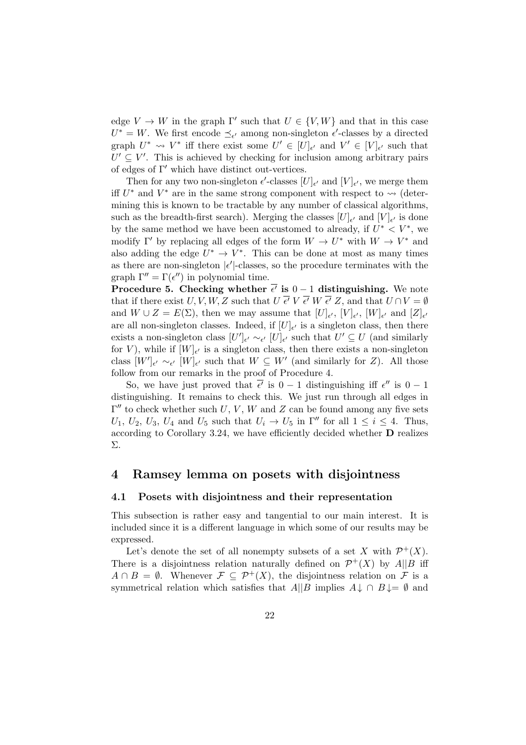edge $V \to W$ in the graph $\Gamma'$ such that $U \in \{V, W\}$ and that in this case $U^* = W$. We first encode $\preceq_{\epsilon'}$ among non-singleton $\epsilon'$-classes by a directed graph $U^* \rightsquigarrow V^*$ iff there exist some $U' \in [U]_{\epsilon'}$ and $V' \in [V]_{\epsilon'}$ such that $U' \subseteq V'$. This is achieved by checking for inclusion among arbitrary pairs of edges of $\Gamma'$ which have distinct out-vertices.

Then for any two non-singleton $\epsilon'$-classes $[U]_{\epsilon'}$ and $[V]_{\epsilon'}$, we merge them iff $U^*$ and $V^*$ are in the same strong component with respect to $\rightsquigarrow$ (determining this is known to be tractable by any number of classical algorithms, such as the breadth-first search). Merging the classes $[U]_{\epsilon'}$ and $[V]_{\epsilon'}$ is done by the same method we have been accustomed to already, if $U^* < V^*$, we modify $\Gamma'$ by replacing all edges of the form $W \to U^*$ with $W \to V^*$ and also adding the edge $U^* \to V^*$. This can be done at most as many times as there are non-singleton $|\epsilon'|$-classes, so the procedure terminates with the graph $\Gamma'' = \Gamma(\epsilon'')$ in polynomial time.

**Procedure 5. Checking whether $\overline{\epsilon'}$ is $0-1$ distinguishing.** We note that if there exist $U, V, W, Z$ such that $U \ \overline{\epsilon'} \ V \ \overline{\epsilon'} \ W \ \overline{\epsilon'} \ Z$, and that $U \cap V = \emptyset$ and $W \cup Z = E(\Sigma)$, then we may assume that $[U]_{\epsilon'}$, $[V]_{\epsilon'}$, $[W]_{\epsilon'}$ and $[Z]_{\epsilon'}$ are all non-singleton classes. Indeed, if $[U]_{\epsilon'}$ is a singleton class, then there exists a non-singleton class $[U']_{\epsilon'} \sim_{\epsilon'} [U]_{\epsilon'}$ such that $U' \subseteq U$ (and similarly for $V$), while if $[W]_{\epsilon'}$ is a singleton class, then there exists a non-singleton class $[W']_{\epsilon'} \sim_{\epsilon'} [W]_{\epsilon'}$ such that $W \subseteq W'$ (and similarly for $Z$). All those follow from our remarks in the proof of Procedure 4.

So, we have just proved that $\overline{\epsilon'}$ is $0-1$ distinguishing iff $\epsilon''$ is $0-1$ distinguishing. It remains to check this. We just run through all edges in $\Gamma''$ to check whether such $U$, $V$, $W$ and $Z$ can be found among any five sets $U_1$, $U_2$, $U_3$, $U_4$ and $U_5$ such that $U_i \to U_5$ in $\Gamma''$ for all $1 \leq i \leq 4$. Thus, according to Corollary 3.24, we have efficiently decided whether **D** realizes $\Sigma$.

# 4 Ramsey lemma on posets with disjointness

## 4.1 Posets with disjointness and their representation

This subsection is rather easy and tangential to our main interest. It is included since it is a different language in which some of our results may be expressed.

Let's denote the set of all nonempty subsets of a set $X$ with $\mathcal{P}^+(X)$. There is a disjointness relation naturally defined on $\mathcal{P}^+(X)$ by $A||B$ iff $A \cap B = \emptyset$. Whenever $\mathcal{F} \subseteq \mathcal{P}^+(X)$, the disjointness relation on $\mathcal{F}$ is a symmetrical relation which satisfies that $A||B$ implies $A{\downarrow} \cap B{\downarrow} = \emptyset$ and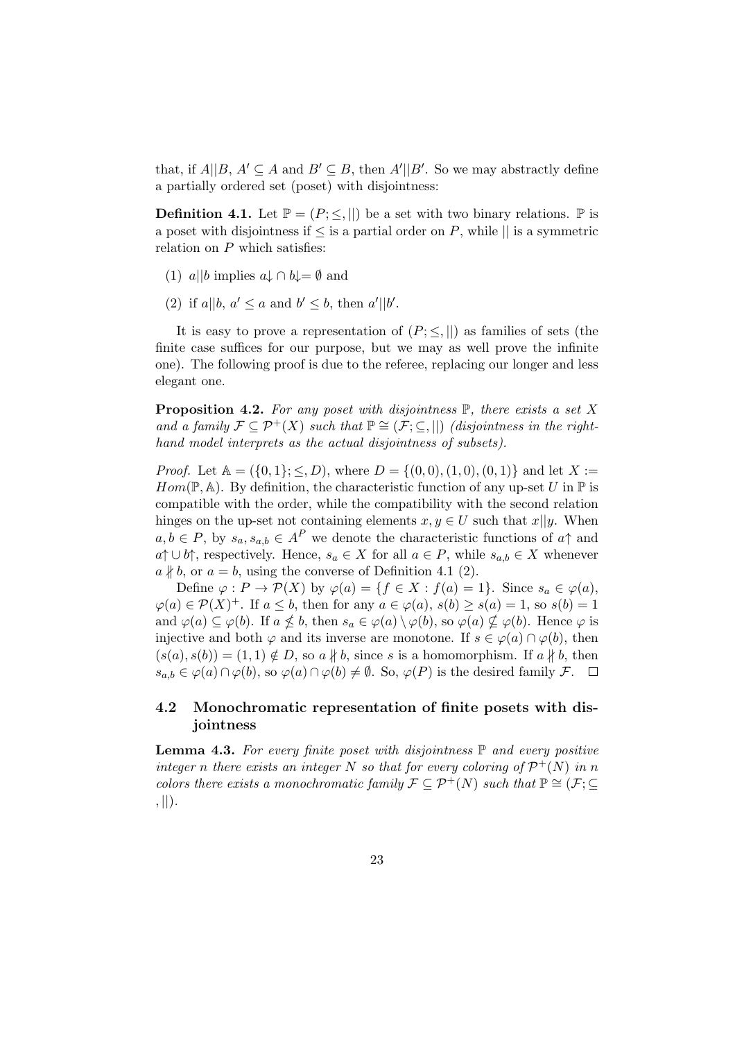that, if $A||B$, $A' \subseteq A$ and $B' \subseteq B$, then $A'||B'$. So we may abstractly define a partially ordered set (poset) with disjointness:

**Definition 4.1.** Let $\mathbb{P} = (P; \leq, ||)$ be a set with two binary relations. $\mathbb{P}$ is a poset with disjointness if $\leq$ is a partial order on $P$, while $||$ is a symmetric relation on $P$ which satisfies:

(1) $a||b$ implies $a\downarrow \cap b\downarrow = \emptyset$ and

(2) if $a||b$, $a' \leq a$ and $b' \leq b$, then $a'||b'$.

It is easy to prove a representation of $(P; \leq, ||)$ as families of sets (the finite case suffices for our purpose, but we may as well prove the infinite one). The following proof is due to the referee, replacing our longer and less elegant one.

**Proposition 4.2.** *For any poset with disjointness $\mathbb{P}$, there exists a set $X$ and a family $\mathcal{F} \subseteq \mathcal{P}^+(X)$ such that $\mathbb{P} \cong (\mathcal{F}; \subseteq, ||)$ (disjointness in the right-hand model interprets as the actual disjointness of subsets).*

*Proof.* Let $\mathbb{A} = (\{0,1\}; \leq, D)$, where $D = \{(0,0), (1,0), (0,1)\}$ and let $X := Hom(\mathbb{P}, \mathbb{A})$. By definition, the characteristic function of any up-set $U$ in $\mathbb{P}$ is compatible with the order, while the compatibility with the second relation hinges on the up-set not containing elements $x, y \in U$ such that $x||y$. When $a, b \in P$, by $s_a, s_{a,b} \in A^P$ we denote the characteristic functions of $a\uparrow$ and $a\uparrow \cup b\uparrow$, respectively. Hence, $s_a \in X$ for all $a \in P$, while $s_{a,b} \in X$ whenever $a \nparallel b$, or $a = b$, using the converse of Definition 4.1 (2).

Define $\varphi : P \to \mathcal{P}(X)$ by $\varphi(a) = \{f \in X : f(a) = 1\}$. Since $s_a \in \varphi(a)$, $\varphi(a) \in \mathcal{P}(X)^+$. If $a \leq b$, then for any $a \in \varphi(a)$, $s(b) \geq s(a) = 1$, so $s(b) = 1$ and $\varphi(a) \subseteq \varphi(b)$. If $a \nleq b$, then $s_a \in \varphi(a) \setminus \varphi(b)$, so $\varphi(a) \nsubseteq \varphi(b)$. Hence $\varphi$ is injective and both $\varphi$ and its inverse are monotone. If $s \in \varphi(a) \cap \varphi(b)$, then $(s(a), s(b)) = (1,1) \notin D$, so $a \nparallel b$, since $s$ is a homomorphism. If $a \nparallel b$, then $s_{a,b} \in \varphi(a) \cap \varphi(b)$, so $\varphi(a) \cap \varphi(b) \neq \emptyset$. So, $\varphi(P)$ is the desired family $\mathcal{F}$. $\square$

### 4.2 Monochromatic representation of finite posets with disjointness

**Lemma 4.3.** *For every finite poset with disjointness $\mathbb{P}$ and every positive integer $n$ there exists an integer $N$ so that for every coloring of $\mathcal{P}^+(N)$ in $n$ colors there exists a monochromatic family $\mathcal{F} \subseteq \mathcal{P}^+(N)$ such that $\mathbb{P} \cong (\mathcal{F}; \subseteq, ||)$.*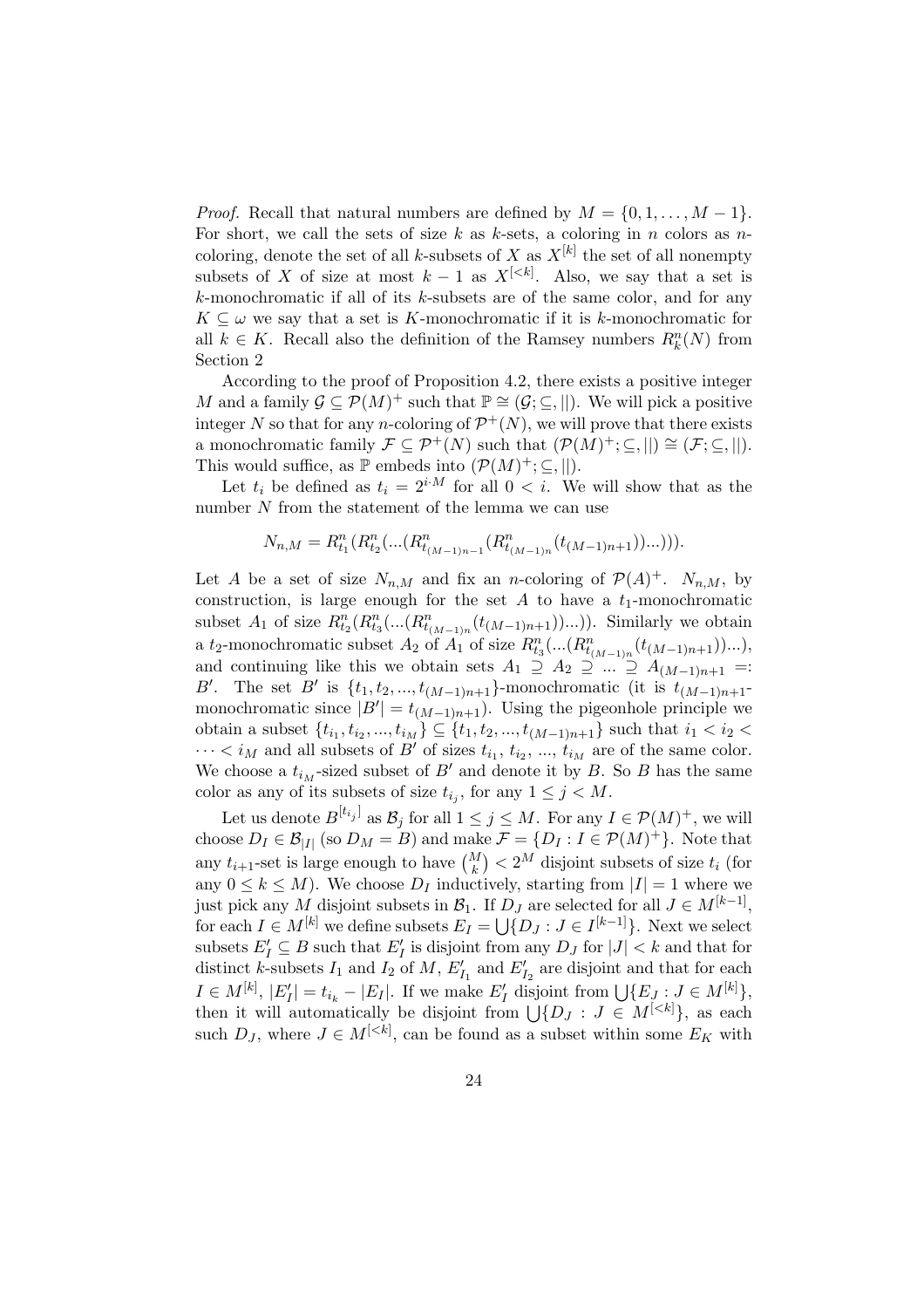*Proof.* Recall that natural numbers are defined by $M = \{0, 1, \ldots, M-1\}$. For short, we call the sets of size $k$ as $k$-sets, a coloring in $n$ colors as $n$-coloring, denote the set of all $k$-subsets of $X$ as $X^{[k]}$ the set of all nonempty subsets of $X$ of size at most $k-1$ as $X^{[<k]}$. Also, we say that a set is $k$-monochromatic if all of its $k$-subsets are of the same color, and for any $K \subseteq \omega$ we say that a set is $K$-monochromatic if it is $k$-monochromatic for all $k \in K$. Recall also the definition of the Ramsey numbers $R^n_k(N)$ from Section 2

According to the proof of Proposition 4.2, there exists a positive integer $M$ and a family $\mathcal{G} \subseteq \mathcal{P}(M)^+$ such that $\mathbb{P} \cong (\mathcal{G}; \subseteq, ||)$. We will pick a positive integer $N$ so that for any $n$-coloring of $\mathcal{P}^+(N)$, we will prove that there exists a monochromatic family $\mathcal{F} \subseteq \mathcal{P}^+(N)$ such that $(\mathcal{P}(M)^+; \subseteq, ||) \cong (\mathcal{F}; \subseteq, ||)$. This would suffice, as $\mathbb{P}$ embeds into $(\mathcal{P}(M)^+; \subseteq, ||)$.

Let $t_i$ be defined as $t_i = 2^{i \cdot M}$ for all $0 < i$. We will show that as the number $N$ from the statement of the lemma we can use

$$N_{n,M} = R^n_{t_1}(R^n_{t_2}(...(R^n_{t_{(M-1)n-1}}(R^n_{t_{(M-1)n}}(t_{(M-1)n+1}))...))).$$

Let $A$ be a set of size $N_{n,M}$ and fix an $n$-coloring of $\mathcal{P}(A)^+$. $N_{n,M}$, by construction, is large enough for the set $A$ to have a $t_1$-monochromatic subset $A_1$ of size $R^n_{t_2}(R^n_{t_3}(...(R^n_{t_{(M-1)n}}(t_{(M-1)n+1}))...))$. Similarly we obtain a $t_2$-monochromatic subset $A_2$ of $A_1$ of size $R^n_{t_3}(...(R^n_{t_{(M-1)n}}(t_{(M-1)n+1}))...)$, and continuing like this we obtain sets $A_1 \supseteq A_2 \supseteq ... \supseteq A_{(M-1)n+1} =: B'$. The set $B'$ is $\{t_1, t_2, ..., t_{(M-1)n+1}\}$-monochromatic (it is $t_{(M-1)n+1}$-monochromatic since $|B'| = t_{(M-1)n+1}$). Using the pigeonhole principle we obtain a subset $\{t_{i_1}, t_{i_2}, ..., t_{i_M}\} \subseteq \{t_1, t_2, ..., t_{(M-1)n+1}\}$ such that $i_1 < i_2 < \cdots < i_M$ and all subsets of $B'$ of sizes $t_{i_1}$, $t_{i_2}$, ..., $t_{i_M}$ are of the same color. We choose a $t_{i_M}$-sized subset of $B'$ and denote it by $B$. So $B$ has the same color as any of its subsets of size $t_{i_j}$, for any $1 \leq j < M$.

Let us denote $B^{[t_{i_j}]}$ as $\mathcal{B}_j$ for all $1 \leq j \leq M$. For any $I \in \mathcal{P}(M)^+$, we will choose $D_I \in \mathcal{B}_{|I|}$ (so $D_M = B$) and make $\mathcal{F} = \{D_I : I \in \mathcal{P}(M)^+\}$. Note that any $t_{i+1}$-set is large enough to have $\binom{M}{k} < 2^M$ disjoint subsets of size $t_i$ (for any $0 \leq k \leq M$). We choose $D_I$ inductively, starting from $|I| = 1$ where we just pick any $M$ disjoint subsets in $\mathcal{B}_1$. If $D_J$ are selected for all $J \in M^{[k-1]}$, for each $I \in M^{[k]}$ we define subsets $E_I = \bigcup\{D_J : J \in I^{[k-1]}\}$. Next we select subsets $E'_I \subseteq B$ such that $E'_I$ is disjoint from any $D_J$ for $|J| < k$ and that for distinct $k$-subsets $I_1$ and $I_2$ of $M$, $E'_{I_1}$ and $E'_{I_2}$ are disjoint and that for each $I \in M^{[k]}$, $|E'_I| = t_{i_k} - |E_I|$. If we make $E'_I$ disjoint from $\bigcup\{E_J : J \in M^{[k]}\}$, then it will automatically be disjoint from $\bigcup\{D_J : J \in M^{[<k]}\}$, as each such $D_J$, where $J \in M^{[<k]}$, can be found as a subset within some $E_K$ with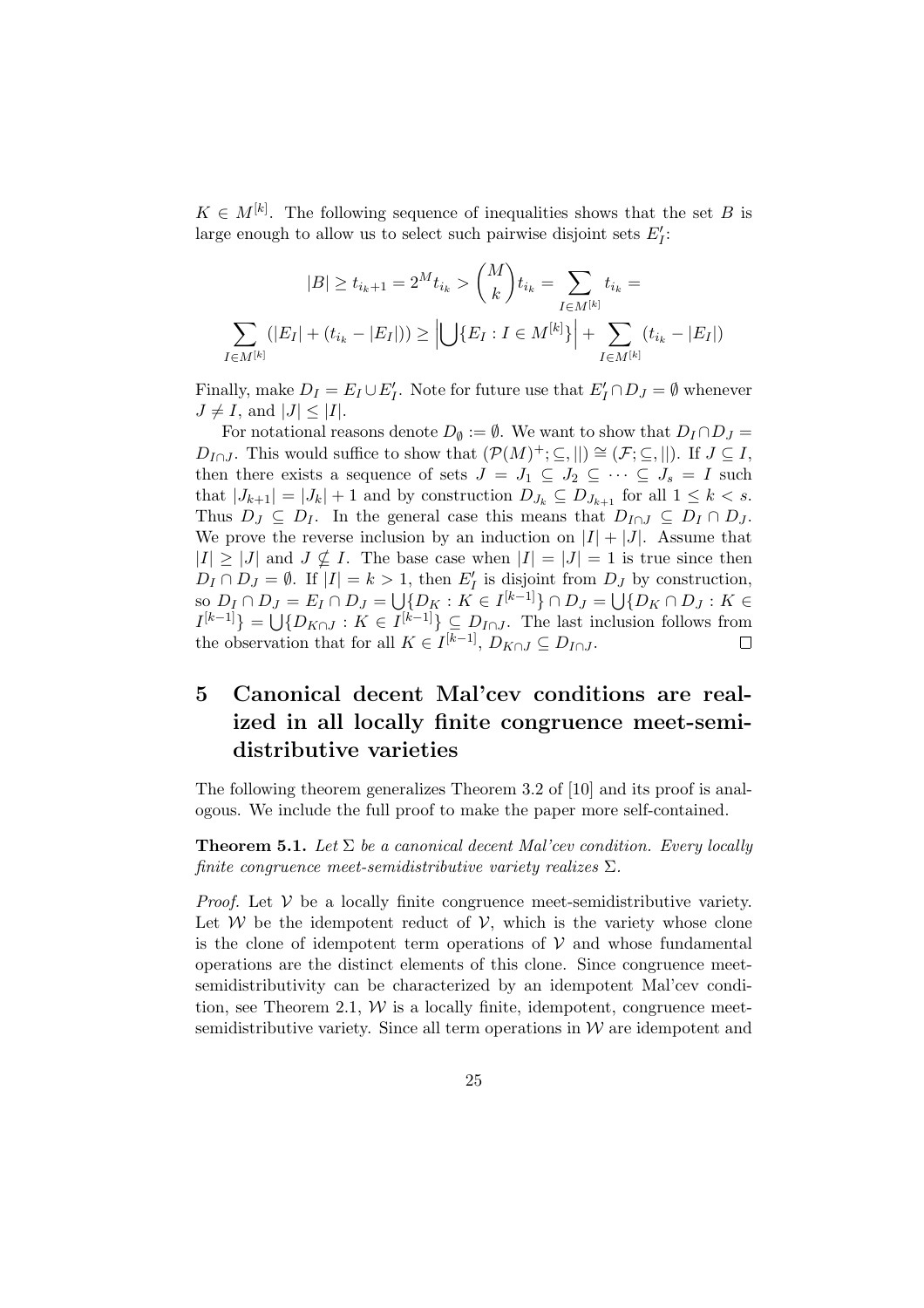$K \in M^{[k]}$. The following sequence of inequalities shows that the set $B$ is large enough to allow us to select such pairwise disjoint sets $E'_I$:

$$|B| \geq t_{i_k+1} = 2^M t_{i_k} > \binom{M}{k} t_{i_k} = \sum_{I \in M^{[k]}} t_{i_k} =$$

$$\sum_{I \in M^{[k]}} (|E_I| + (t_{i_k} - |E_I|)) \geq \left| \bigcup \{E_I : I \in M^{[k]}\} \right| + \sum_{I \in M^{[k]}} (t_{i_k} - |E_I|)$$

Finally, make $D_I = E_I \cup E'_I$. Note for future use that $E'_I \cap D_J = \emptyset$ whenever $J \neq I$, and $|J| \leq |I|$.

For notational reasons denote $D_\emptyset := \emptyset$. We want to show that $D_I \cap D_J = D_{I\cap J}$. This would suffice to show that $(\mathcal{P}(M)^+; \subseteq, ||) \cong (\mathcal{F}; \subseteq, ||)$. If $J \subseteq I$, then there exists a sequence of sets $J = J_1 \subseteq J_2 \subseteq \cdots \subseteq J_s = I$ such that $|J_{k+1}| = |J_k| + 1$ and by construction $D_{J_k} \subseteq D_{J_{k+1}}$ for all $1 \leq k < s$. Thus $D_J \subseteq D_I$. In the general case this means that $D_{I\cap J} \subseteq D_I \cap D_J$. We prove the reverse inclusion by an induction on $|I| + |J|$. Assume that $|I| \geq |J|$ and $J \nsubseteq I$. The base case when $|I| = |J| = 1$ is true since then $D_I \cap D_J = \emptyset$. If $|I| = k > 1$, then $E'_I$ is disjoint from $D_J$ by construction, so $D_I \cap D_J = E_I \cap D_J = \bigcup\{D_K : K \in I^{[k-1]}\} \cap D_J = \bigcup\{D_K \cap D_J : K \in I^{[k-1]}\} = \bigcup\{D_{K\cap J} : K \in I^{[k-1]}\} \subseteq D_{I\cap J}$. The last inclusion follows from the observation that for all $K \in I^{[k-1]}$, $D_{K\cap J} \subseteq D_{I\cap J}$. $\square$

# 5 Canonical decent Mal'cev conditions are realized in all locally finite congruence meet-semidistributive varieties

The following theorem generalizes Theorem 3.2 of [10] and its proof is analogous. We include the full proof to make the paper more self-contained.

**Theorem 5.1.** *Let $\Sigma$ be a canonical decent Mal'cev condition. Every locally finite congruence meet-semidistributive variety realizes $\Sigma$.*

*Proof.* Let $\mathcal{V}$ be a locally finite congruence meet-semidistributive variety. Let $\mathcal{W}$ be the idempotent reduct of $\mathcal{V}$, which is the variety whose clone is the clone of idempotent term operations of $\mathcal{V}$ and whose fundamental operations are the distinct elements of this clone. Since congruence meet-semidistributivity can be characterized by an idempotent Mal'cev condition, see Theorem 2.1, $\mathcal{W}$ is a locally finite, idempotent, congruence meet-semidistributive variety. Since all term operations in $\mathcal{W}$ are idempotent and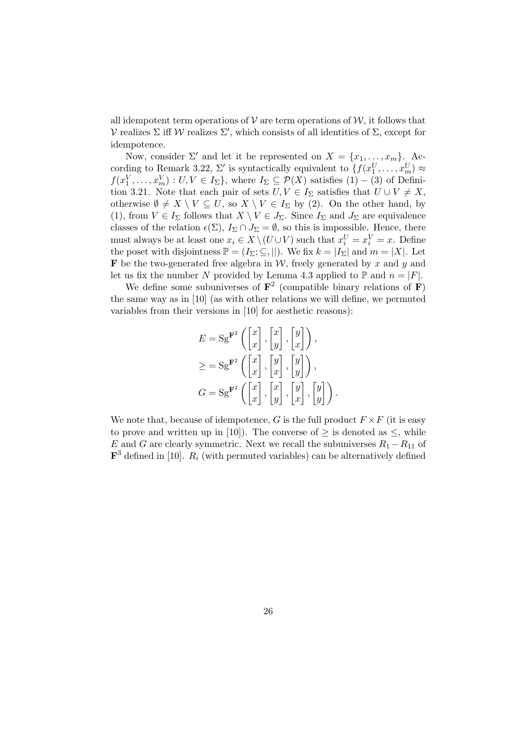all idempotent term operations of $\mathcal{V}$ are term operations of $\mathcal{W}$, it follows that $\mathcal{V}$ realizes $\Sigma$ iff $\mathcal{W}$ realizes $\Sigma'$, which consists of all identities of $\Sigma$, except for idempotence.

Now, consider $\Sigma'$ and let it be represented on $X = \{x_1, \dots, x_m\}$. According to Remark 3.22, $\Sigma'$ is syntactically equivalent to $\{f(x_1^U, \dots, x_m^U) \approx f(x_1^V, \dots, x_m^V) : U, V \in I_\Sigma\}$, where $I_\Sigma \subseteq \mathcal{P}(X)$ satisfies (1) – (3) of Definition 3.21. Note that each pair of sets $U, V \in I_\Sigma$ satisfies that $U \cup V \neq X$, otherwise $\emptyset \neq X \setminus V \subseteq U$, so $X \setminus V \in I_\Sigma$ by (2). On the other hand, by (1), from $V \in I_\Sigma$ follows that $X \setminus V \in J_\Sigma$. Since $I_\Sigma$ and $J_\Sigma$ are equivalence classes of the relation $\epsilon(\Sigma)$, $I_\Sigma \cap J_\Sigma = \emptyset$, so this is impossible. Hence, there must always be at least one $x_i \in X \setminus (U \cup V)$ such that $x_i^U = x_i^V = x$. Define the poset with disjointness $\mathbb{P} = (I_\Sigma; \subseteq, ||)$. We fix $k = |I_\Sigma|$ and $m = |X|$. Let $\mathbf{F}$ be the two-generated free algebra in $\mathcal{W}$, freely generated by $x$ and $y$ and let us fix the number $N$ provided by Lemma 4.3 applied to $\mathbb{P}$ and $n = |F|$.

We define some subuniverses of $\mathbf{F}^2$ (compatible binary relations of $\mathbf{F}$) the same way as in [10] (as with other relations we will define, we permuted variables from their versions in [10] for aesthetic reasons):

$$E = \operatorname{Sg}^{\mathbf{F}^2}\left( \begin{bmatrix} x \\ x \end{bmatrix}, \begin{bmatrix} x \\ y \end{bmatrix}, \begin{bmatrix} y \\ x \end{bmatrix} \right),$$
$$\geq = \operatorname{Sg}^{\mathbf{F}^2}\left( \begin{bmatrix} x \\ x \end{bmatrix}, \begin{bmatrix} y \\ x \end{bmatrix}, \begin{bmatrix} y \\ y \end{bmatrix} \right),$$
$$G = \operatorname{Sg}^{\mathbf{F}^2}\left( \begin{bmatrix} x \\ x \end{bmatrix}, \begin{bmatrix} x \\ y \end{bmatrix}, \begin{bmatrix} y \\ x \end{bmatrix}, \begin{bmatrix} y \\ y \end{bmatrix} \right).$$

We note that, because of idempotence, $G$ is the full product $F \times F$ (it is easy to prove and written up in [10]). The converse of $\geq$ is denoted as $\leq$, while $E$ and $G$ are clearly symmetric. Next we recall the subuniverses $R_1 - R_{11}$ of $\mathbf{F}^3$ defined in [10]. $R_i$ (with permuted variables) can be alternatively defined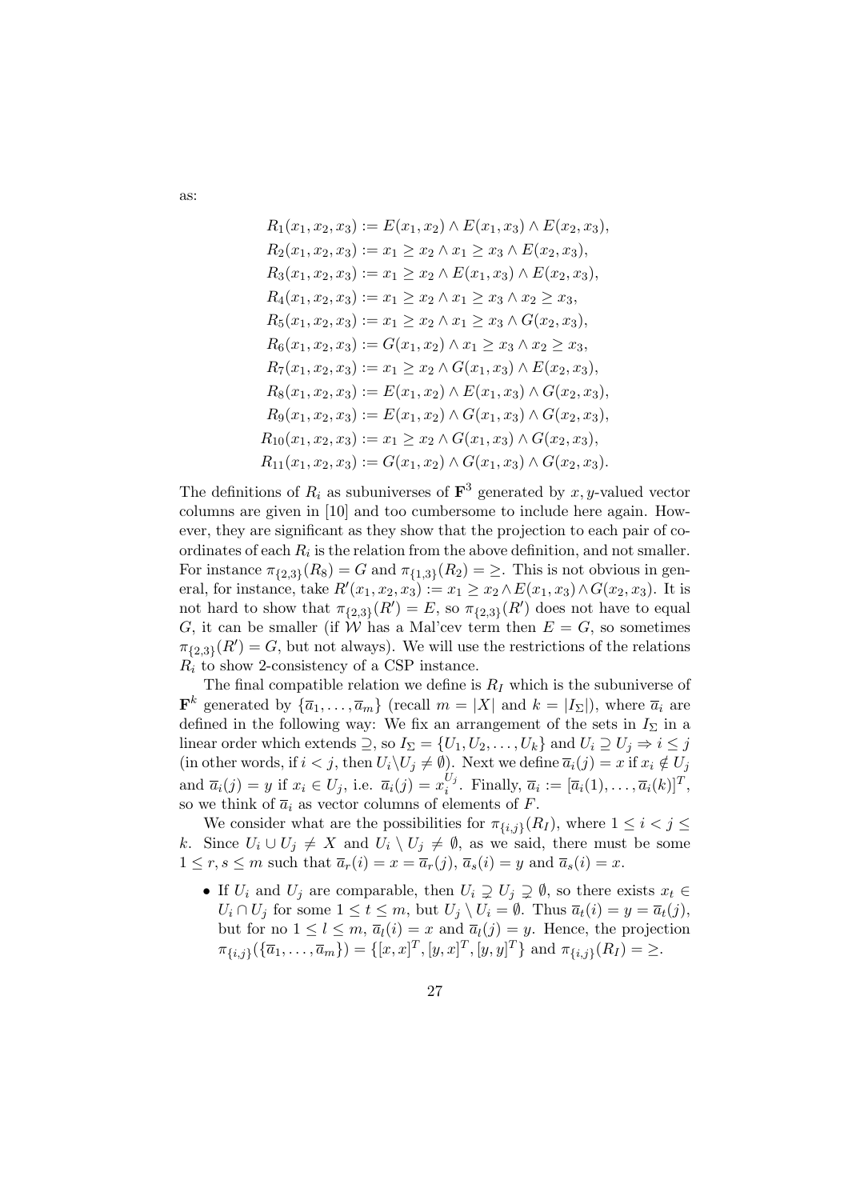as:

$$
\begin{aligned}
R_1(x_1,x_2,x_3) &:= E(x_1,x_2) \wedge E(x_1,x_3) \wedge E(x_2,x_3),\\
R_2(x_1,x_2,x_3) &:= x_1 \geq x_2 \wedge x_1 \geq x_3 \wedge E(x_2,x_3),\\
R_3(x_1,x_2,x_3) &:= x_1 \geq x_2 \wedge E(x_1,x_3) \wedge E(x_2,x_3),\\
R_4(x_1,x_2,x_3) &:= x_1 \geq x_2 \wedge x_1 \geq x_3 \wedge x_2 \geq x_3,\\
R_5(x_1,x_2,x_3) &:= x_1 \geq x_2 \wedge x_1 \geq x_3 \wedge G(x_2,x_3),\\
R_6(x_1,x_2,x_3) &:= G(x_1,x_2) \wedge x_1 \geq x_3 \wedge x_2 \geq x_3,\\
R_7(x_1,x_2,x_3) &:= x_1 \geq x_2 \wedge G(x_1,x_3) \wedge E(x_2,x_3),\\
R_8(x_1,x_2,x_3) &:= E(x_1,x_2) \wedge E(x_1,x_3) \wedge G(x_2,x_3),\\
R_9(x_1,x_2,x_3) &:= E(x_1,x_2) \wedge G(x_1,x_3) \wedge G(x_2,x_3),\\
R_{10}(x_1,x_2,x_3) &:= x_1 \geq x_2 \wedge G(x_1,x_3) \wedge G(x_2,x_3),\\
R_{11}(x_1,x_2,x_3) &:= G(x_1,x_2) \wedge G(x_1,x_3) \wedge G(x_2,x_3).
\end{aligned}
$$

The definitions of $R_i$ as subuniverses of $\mathbf{F}^3$ generated by $x, y$-valued vector columns are given in [10] and too cumbersome to include here again. However, they are significant as they show that the projection to each pair of coordinates of each $R_i$ is the relation from the above definition, and not smaller. For instance $\pi_{\{2,3\}}(R_8) = G$ and $\pi_{\{1,3\}}(R_2) = \geq$. This is not obvious in general, for instance, take $R'(x_1,x_2,x_3) := x_1 \geq x_2 \wedge E(x_1,x_3) \wedge G(x_2,x_3)$. It is not hard to show that $\pi_{\{2,3\}}(R') = E$, so $\pi_{\{2,3\}}(R')$ does not have to equal $G$, it can be smaller (if $\mathcal{W}$ has a Mal'cev term then $E = G$, so sometimes $\pi_{\{2,3\}}(R') = G$, but not always). We will use the restrictions of the relations $R_i$ to show 2-consistency of a CSP instance.

The final compatible relation we define is $R_I$ which is the subuniverse of $\mathbf{F}^k$ generated by $\{\overline{a}_1, \ldots, \overline{a}_m\}$ (recall $m = |X|$ and $k = |I_\Sigma|$), where $\overline{a}_i$ are defined in the following way: We fix an arrangement of the sets in $I_\Sigma$ in a linear order which extends $\supseteq$, so $I_\Sigma = \{U_1, U_2, \ldots, U_k\}$ and $U_i \supseteq U_j \Rightarrow i \leq j$ (in other words, if $i < j$, then $U_i \setminus U_j \neq \emptyset$). Next we define $\overline{a}_i(j) = x$ if $x_i \notin U_j$ and $\overline{a}_i(j) = y$ if $x_i \in U_j$, i.e. $\overline{a}_i(j) = x_i^{U_j}$. Finally, $\overline{a}_i := [\overline{a}_i(1), \ldots, \overline{a}_i(k)]^T$, so we think of $\overline{a}_i$ as vector columns of elements of $F$.

We consider what are the possibilities for $\pi_{\{i,j\}}(R_I)$, where $1 \leq i < j \leq k$. Since $U_i \cup U_j \neq X$ and $U_i \setminus U_j \neq \emptyset$, as we said, there must be some $1 \leq r, s \leq m$ such that $\overline{a}_r(i) = x = \overline{a}_r(j)$, $\overline{a}_s(i) = y$ and $\overline{a}_s(j) = x$.

- If $U_i$ and $U_j$ are comparable, then $U_i \supsetneq U_j \supsetneq \emptyset$, so there exists $x_t \in U_i \cap U_j$ for some $1 \leq t \leq m$, but $U_j \setminus U_i = \emptyset$. Thus $\overline{a}_t(i) = y = \overline{a}_t(j)$, but for no $1 \leq l \leq m$, $\overline{a}_l(i) = x$ and $\overline{a}_l(j) = y$. Hence, the projection $\pi_{\{i,j\}}(\{\overline{a}_1, \ldots, \overline{a}_m\}) = \{[x,x]^T, [y,x]^T, [y,y]^T\}$ and $\pi_{\{i,j\}}(R_I) = \geq$.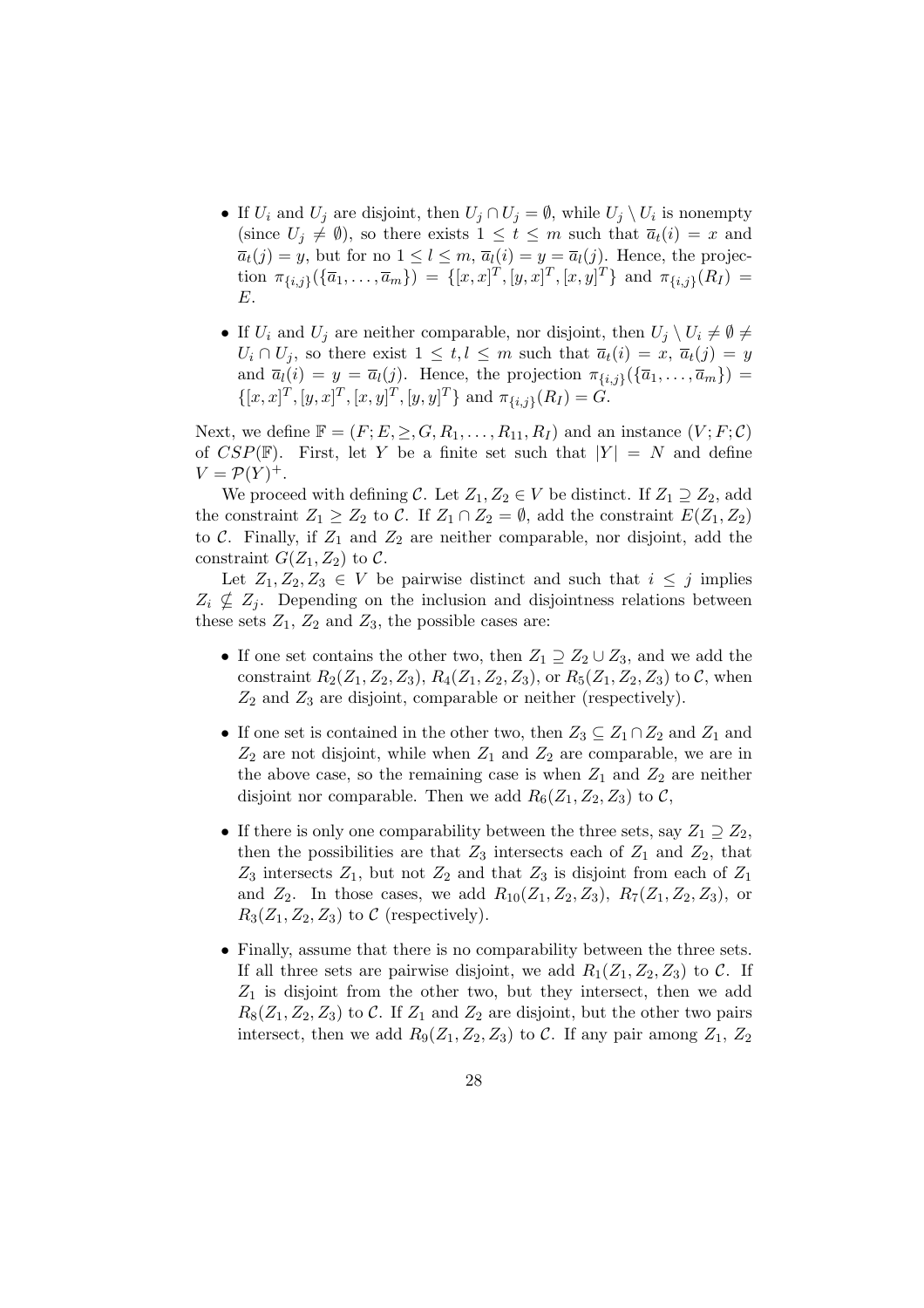- If $U_i$ and $U_j$ are disjoint, then $U_j \cap U_j = \emptyset$, while $U_j \setminus U_i$ is nonempty (since $U_j \neq \emptyset$), so there exists $1 \leq t \leq m$ such that $\overline{a}_t(i) = x$ and $\overline{a}_t(j) = y$, but for no $1 \leq l \leq m$, $\overline{a}_l(i) = y = \overline{a}_l(j)$. Hence, the projection $\pi_{\{i,j\}}(\{\overline{a}_1, \ldots, \overline{a}_m\}) = \{[x,x]^T, [y,x]^T, [x,y]^T\}$ and $\pi_{\{i,j\}}(R_I) = E$.

- If $U_i$ and $U_j$ are neither comparable, nor disjoint, then $U_j \setminus U_i \neq \emptyset \neq U_i \cap U_j$, so there exist $1 \leq t, l \leq m$ such that $\overline{a}_t(i) = x$, $\overline{a}_t(j) = y$ and $\overline{a}_l(i) = y = \overline{a}_l(j)$. Hence, the projection $\pi_{\{i,j\}}(\{\overline{a}_1, \ldots, \overline{a}_m\}) = \{[x,x]^T, [y,x]^T, [x,y]^T, [y,y]^T\}$ and $\pi_{\{i,j\}}(R_I) = G$.

Next, we define $\mathbb{F} = (F; E, \geq, G, R_1, \ldots, R_{11}, R_I)$ and an instance $(V; F; \mathcal{C})$ of $CSP(\mathbb{F})$. First, let $Y$ be a finite set such that $|Y| = N$ and define $V = \mathcal{P}(Y)^+$.

We proceed with defining $\mathcal{C}$. Let $Z_1, Z_2 \in V$ be distinct. If $Z_1 \supseteq Z_2$, add the constraint $Z_1 \geq Z_2$ to $\mathcal{C}$. If $Z_1 \cap Z_2 = \emptyset$, add the constraint $E(Z_1, Z_2)$ to $\mathcal{C}$. Finally, if $Z_1$ and $Z_2$ are neither comparable, nor disjoint, add the constraint $G(Z_1, Z_2)$ to $\mathcal{C}$.

Let $Z_1, Z_2, Z_3 \in V$ be pairwise distinct and such that $i \leq j$ implies $Z_i \not\subseteq Z_j$. Depending on the inclusion and disjointness relations between these sets $Z_1$, $Z_2$ and $Z_3$, the possible cases are:

- If one set contains the other two, then $Z_1 \supseteq Z_2 \cup Z_3$, and we add the constraint $R_2(Z_1, Z_2, Z_3)$, $R_4(Z_1, Z_2, Z_3)$, or $R_5(Z_1, Z_2, Z_3)$ to $\mathcal{C}$, when $Z_2$ and $Z_3$ are disjoint, comparable or neither (respectively).

- If one set is contained in the other two, then $Z_3 \subseteq Z_1 \cap Z_2$ and $Z_1$ and $Z_2$ are not disjoint, while when $Z_1$ and $Z_2$ are comparable, we are in the above case, so the remaining case is when $Z_1$ and $Z_2$ are neither disjoint nor comparable. Then we add $R_6(Z_1, Z_2, Z_3)$ to $\mathcal{C}$,

- If there is only one comparability between the three sets, say $Z_1 \supseteq Z_2$, then the possibilities are that $Z_3$ intersects each of $Z_1$ and $Z_2$, that $Z_3$ intersects $Z_1$, but not $Z_2$ and that $Z_3$ is disjoint from each of $Z_1$ and $Z_2$. In those cases, we add $R_{10}(Z_1, Z_2, Z_3)$, $R_7(Z_1, Z_2, Z_3)$, or $R_3(Z_1, Z_2, Z_3)$ to $\mathcal{C}$ (respectively).

- Finally, assume that there is no comparability between the three sets. If all three sets are pairwise disjoint, we add $R_1(Z_1, Z_2, Z_3)$ to $\mathcal{C}$. If $Z_1$ is disjoint from the other two, but they intersect, then we add $R_8(Z_1, Z_2, Z_3)$ to $\mathcal{C}$. If $Z_1$ and $Z_2$ are disjoint, but the other two pairs intersect, then we add $R_9(Z_1, Z_2, Z_3)$ to $\mathcal{C}$. If any pair among $Z_1$, $Z_2$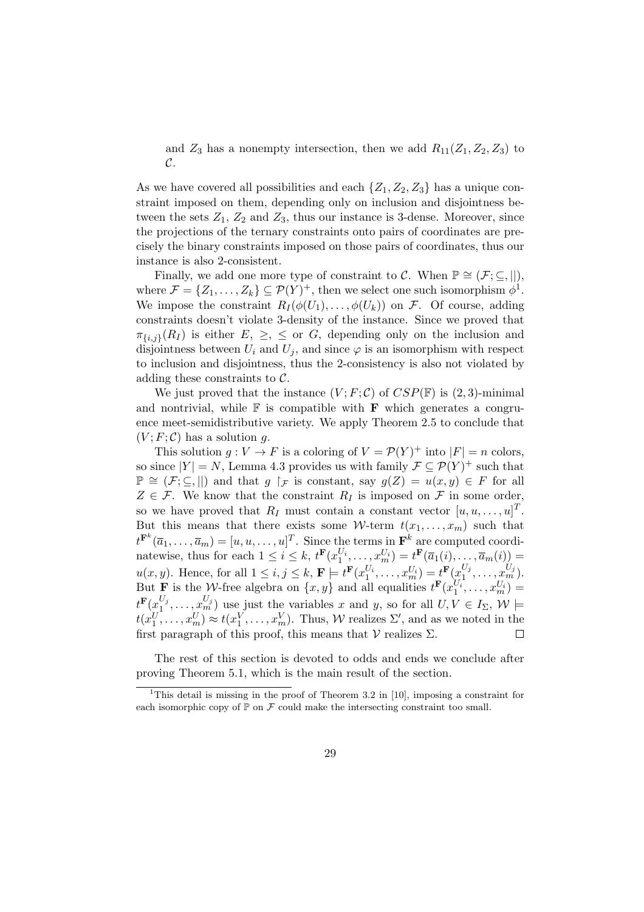and $Z_3$ has a nonempty intersection, then we add $R_{11}(Z_1, Z_2, Z_3)$ to $\mathcal{C}$.

As we have covered all possibilities and each $\{Z_1, Z_2, Z_3\}$ has a unique constraint imposed on them, depending only on inclusion and disjointness between the sets $Z_1$, $Z_2$ and $Z_3$, thus our instance is 3-dense. Moreover, since the projections of the ternary constraints onto pairs of coordinates are precisely the binary constraints imposed on those pairs of coordinates, thus our instance is also 2-consistent.

Finally, we add one more type of constraint to $\mathcal{C}$. When $\mathbb{P} \cong (\mathcal{F}; \subseteq, ||)$, where $\mathcal{F} = \{Z_1, \dots, Z_k\} \subseteq \mathcal{P}(Y)^+$, then we select one such isomorphism $\phi$[1]. We impose the constraint $R_I(\phi(U_1), \dots, \phi(U_k))$ on $\mathcal{F}$. Of course, adding constraints doesn't violate 3-density of the instance. Since we proved that $\pi_{\{i,j\}}(R_I)$ is either $E$, $\geq$, $\leq$ or $G$, depending only on the inclusion and disjointness between $U_i$ and $U_j$, and since $\varphi$ is an isomorphism with respect to inclusion and disjointness, thus the 2-consistency is also not violated by adding these constraints to $\mathcal{C}$.

We just proved that the instance $(V; F; \mathcal{C})$ of $CSP(\mathbb{F})$ is $(2,3)$-minimal and nontrivial, while $\mathbb{F}$ is compatible with $\mathbf{F}$ which generates a congruence meet-semidistributive variety. We apply Theorem 2.5 to conclude that $(V; F; \mathcal{C})$ has a solution $g$.

This solution $g : V \to F$ is a coloring of $V = \mathcal{P}(Y)^+$ into $|F| = n$ colors, so since $|Y| = N$, Lemma 4.3 provides us with family $\mathcal{F} \subseteq \mathcal{P}(Y)^+$ such that $\mathbb{P} \cong (\mathcal{F}; \subseteq, ||)$ and that $g \restriction_{\mathcal{F}}$ is constant, say $g(Z) = u(x,y) \in F$ for all $Z \in \mathcal{F}$. We know that the constraint $R_I$ is imposed on $\mathcal{F}$ in some order, so we have proved that $R_I$ must contain a constant vector $[u, u, \dots, u]^T$. But this means that there exists some $\mathcal{W}$-term $t(x_1, \dots, x_m)$ such that $t^{\mathbf{F}^k}(\overline{a}_1, \dots, \overline{a}_m) = [u, u, \dots, u]^T$. Since the terms in $\mathbf{F}^k$ are computed coordinatewise, thus for each $1 \leq i \leq k$, $t^{\mathbf{F}}(x_1^{U_i}, \dots, x_m^{U_i}) = t^{\mathbf{F}}(\overline{a}_1(i), \dots, \overline{a}_m(i)) = u(x,y)$. Hence, for all $1 \leq i, j \leq k$, $\mathbf{F} \models t^{\mathbf{F}}(x_1^{U_i}, \dots, x_m^{U_i}) = t^{\mathbf{F}}(x_1^{U_j}, \dots, x_m^{U_j})$. But $\mathbf{F}$ is the $\mathcal{W}$-free algebra on $\{x, y\}$ and all equalities $t^{\mathbf{F}}(x_1^{U_i}, \dots, x_m^{U_i}) = t^{\mathbf{F}}(x_1^{U_j}, \dots, x_m^{U_j})$ use just the variables $x$ and $y$, so for all $U, V \in I_\Sigma$, $\mathcal{W} \models t(x_1^U, \dots, x_m^U) \approx t(x_1^V, \dots, x_m^V)$. Thus, $\mathcal{W}$ realizes $\Sigma'$, and as we noted in the first paragraph of this proof, this means that $\mathcal{V}$ realizes $\Sigma$. $\square$

The rest of this section is devoted to odds and ends we conclude after proving Theorem 5.1, which is the main result of the section.

[1] This detail is missing in the proof of Theorem 3.2 in [10], imposing a constraint for each isomorphic copy of $\mathbb{P}$ on $\mathcal{F}$ could make the intersecting constraint too small.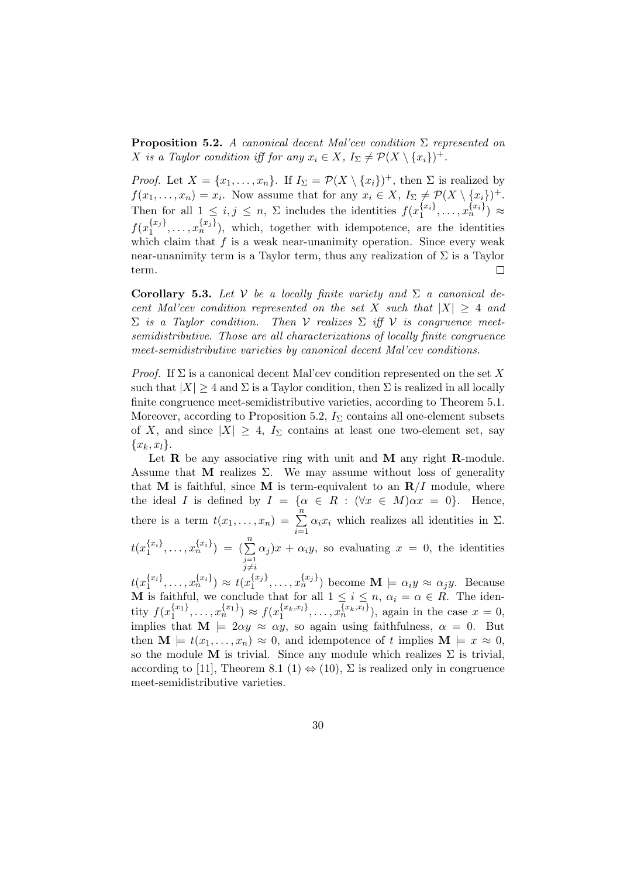**Proposition 5.2.** *A canonical decent Mal'cev condition $\Sigma$ represented on $X$ is a Taylor condition iff for any $x_i \in X$, $I_\Sigma \neq \mathcal{P}(X \setminus \{x_i\})^+$.*

*Proof.* Let $X = \{x_1, \ldots, x_n\}$. If $I_\Sigma = \mathcal{P}(X \setminus \{x_i\})^+$, then $\Sigma$ is realized by $f(x_1, \ldots, x_n) = x_i$. Now assume that for any $x_i \in X$, $I_\Sigma \neq \mathcal{P}(X \setminus \{x_i\})^+$. Then for all $1 \leq i, j \leq n$, $\Sigma$ includes the identities $f(x_1^{\{x_i\}}, \ldots, x_n^{\{x_i\}}) \approx f(x_1^{\{x_j\}}, \ldots, x_n^{\{x_j\}})$, which, together with idempotence, are the identities which claim that $f$ is a weak near-unanimity operation. Since every weak near-unanimity term is a Taylor term, thus any realization of $\Sigma$ is a Taylor term. $\square$

**Corollary 5.3.** *Let $\mathcal{V}$ be a locally finite variety and $\Sigma$ a canonical decent Mal'cev condition represented on the set $X$ such that $|X| \geq 4$ and $\Sigma$ is a Taylor condition. Then $\mathcal{V}$ realizes $\Sigma$ iff $\mathcal{V}$ is congruence meet-semidistributive. Those are all characterizations of locally finite congruence meet-semidistributive varieties by canonical decent Mal'cev conditions.*

*Proof.* If $\Sigma$ is a canonical decent Mal'cev condition represented on the set $X$ such that $|X| \geq 4$ and $\Sigma$ is a Taylor condition, then $\Sigma$ is realized in all locally finite congruence meet-semidistributive varieties, according to Theorem 5.1. Moreover, according to Proposition 5.2, $I_\Sigma$ contains all one-element subsets of $X$, and since $|X| \geq 4$, $I_\Sigma$ contains at least one two-element set, say $\{x_k, x_l\}$.

Let $\mathbf{R}$ be any associative ring with unit and $\mathbf{M}$ any right $\mathbf{R}$-module. Assume that $\mathbf{M}$ realizes $\Sigma$. We may assume without loss of generality that $\mathbf{M}$ is faithful, since $\mathbf{M}$ is term-equivalent to an $\mathbf{R}/I$ module, where the ideal $I$ is defined by $I = \{\alpha \in R : (\forall x \in M)\alpha x = 0\}$. Hence, there is a term $t(x_1, \ldots, x_n) = \sum_{i=1}^{n} \alpha_i x_i$ which realizes all identities in $\Sigma$. $t(x_1^{\{x_i\}}, \ldots, x_n^{\{x_i\}}) = (\sum_{\substack{j=1 \\ j \neq i}}^{n} \alpha_j)x + \alpha_i y$, so evaluating $x = 0$, the identities $t(x_1^{\{x_i\}}, \ldots, x_n^{\{x_i\}}) \approx t(x_1^{\{x_j\}}, \ldots, x_n^{\{x_j\}})$ become $\mathbf{M} \models \alpha_i y \approx \alpha_j y$. Because $\mathbf{M}$ is faithful, we conclude that for all $1 \leq i \leq n$, $\alpha_i = \alpha \in R$. The identity $f(x_1^{\{x_1\}}, \ldots, x_n^{\{x_1\}}) \approx f(x_1^{\{x_k,x_l\}}, \ldots, x_n^{\{x_k,x_l\}})$, again in the case $x = 0$, implies that $\mathbf{M} \models 2\alpha y \approx \alpha y$, so again using faithfulness, $\alpha = 0$. But then $\mathbf{M} \models t(x_1, \ldots, x_n) \approx 0$, and idempotence of $t$ implies $\mathbf{M} \models x \approx 0$, so the module $\mathbf{M}$ is trivial. Since any module which realizes $\Sigma$ is trivial, according to [11], Theorem 8.1 (1) $\Leftrightarrow$ (10), $\Sigma$ is realized only in congruence meet-semidistributive varieties.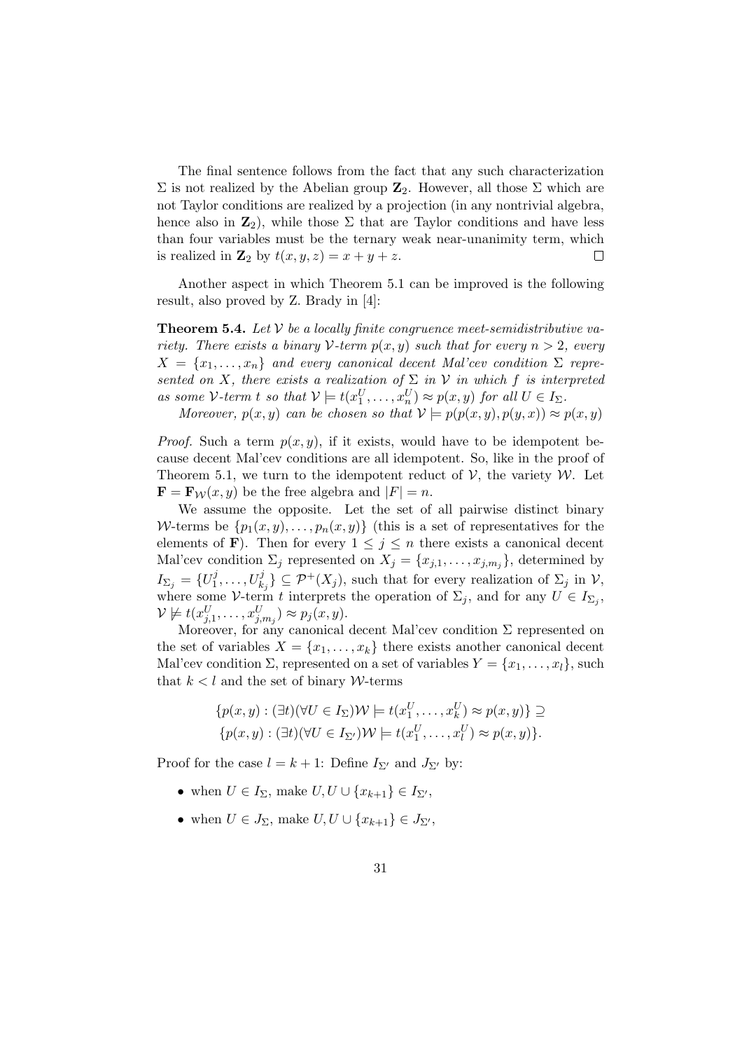The final sentence follows from the fact that any such characterization $\Sigma$ is not realized by the Abelian group $\mathbf{Z}_2$. However, all those $\Sigma$ which are not Taylor conditions are realized by a projection (in any nontrivial algebra, hence also in $\mathbf{Z}_2$), while those $\Sigma$ that are Taylor conditions and have less than four variables must be the ternary weak near-unanimity term, which is realized in $\mathbf{Z}_2$ by $t(x, y, z) = x + y + z$. □

Another aspect in which Theorem 5.1 can be improved is the following result, also proved by Z. Brady in [4]:

**Theorem 5.4.** *Let $\mathcal{V}$ be a locally finite congruence meet-semidistributive variety. There exists a binary $\mathcal{V}$-term $p(x, y)$ such that for every $n > 2$, every $X = \{x_1, \dots, x_n\}$ and every canonical decent Mal'cev condition $\Sigma$ represented on $X$, there exists a realization of $\Sigma$ in $\mathcal{V}$ in which $f$ is interpreted as some $\mathcal{V}$-term $t$ so that $\mathcal{V} \models t(x_1^U, \dots, x_n^U) \approx p(x, y)$ for all $U \in I_\Sigma$.*

*Moreover, $p(x, y)$ can be chosen so that $\mathcal{V} \models p(p(x, y), p(y, x)) \approx p(x, y)$*

*Proof.* Such a term $p(x, y)$, if it exists, would have to be idempotent because decent Mal'cev conditions are all idempotent. So, like in the proof of Theorem 5.1, we turn to the idempotent reduct of $\mathcal{V}$, the variety $\mathcal{W}$. Let $\mathbf{F} = \mathbf{F}_{\mathcal{W}}(x, y)$ be the free algebra and $|F| = n$.

We assume the opposite. Let the set of all pairwise distinct binary $\mathcal{W}$-terms be $\{p_1(x, y), \dots, p_n(x, y)\}$ (this is a set of representatives for the elements of $\mathbf{F}$). Then for every $1 \leq j \leq n$ there exists a canonical decent Mal'cev condition $\Sigma_j$ represented on $X_j = \{x_{j,1}, \dots, x_{j,m_j}\}$, determined by $I_{\Sigma_j} = \{U_1^j, \dots, U_{k_j}^j\} \subseteq \mathcal{P}^+(X_j)$, such that for every realization of $\Sigma_j$ in $\mathcal{V}$, where some $\mathcal{V}$-term $t$ interprets the operation of $\Sigma_j$, and for any $U \in I_{\Sigma_j}$, $\mathcal{V} \not\models t(x_{j,1}^U, \dots, x_{j,m_j}^U) \approx p_j(x, y)$.

Moreover, for any canonical decent Mal'cev condition $\Sigma$ represented on the set of variables $X = \{x_1, \dots, x_k\}$ there exists another canonical decent Mal'cev condition $\Sigma$, represented on a set of variables $Y = \{x_1, \dots, x_l\}$, such that $k < l$ and the set of binary $\mathcal{W}$-terms

$$\{p(x, y) : (\exists t)(\forall U \in I_\Sigma)\mathcal{W} \models t(x_1^U, \dots, x_k^U) \approx p(x, y)\} \supseteq$$
$$\{p(x, y) : (\exists t)(\forall U \in I_{\Sigma'})\mathcal{W} \models t(x_1^U, \dots, x_l^U) \approx p(x, y)\}.$$

Proof for the case $l = k + 1$: Define $I_{\Sigma'}$ and $J_{\Sigma'}$ by:

- when $U \in I_\Sigma$, make $U, U \cup \{x_{k+1}\} \in I_{\Sigma'}$,
- when $U \in J_\Sigma$, make $U, U \cup \{x_{k+1}\} \in J_{\Sigma'}$,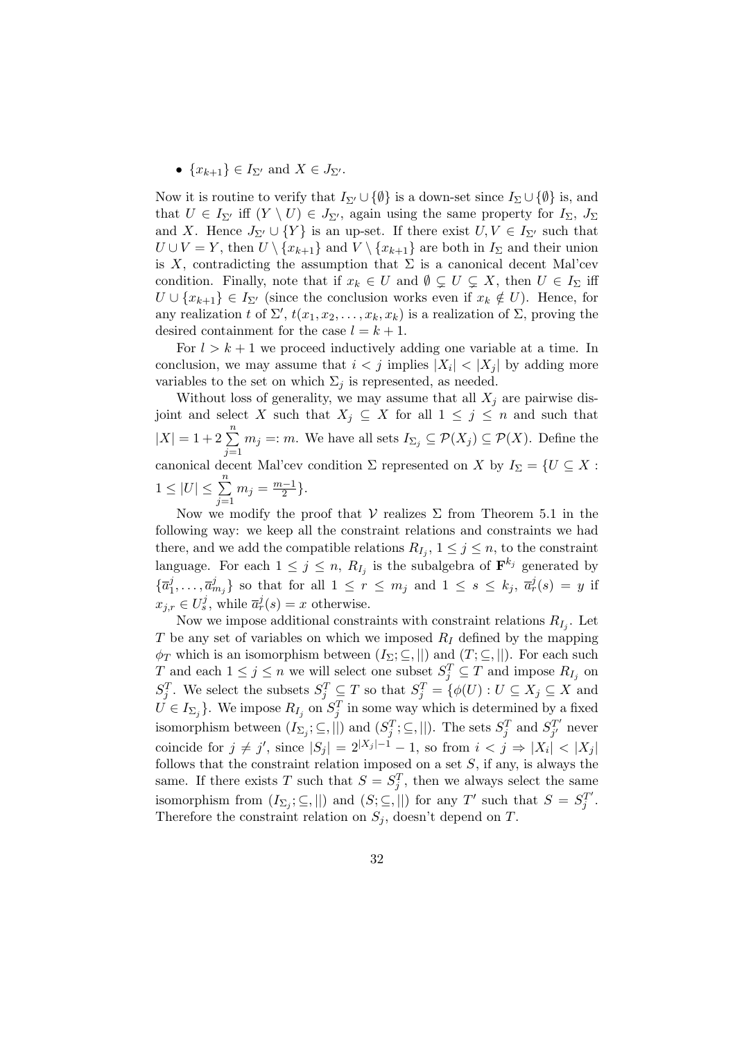- $\{x_{k+1}\} \in I_{\Sigma'}$ and $X \in J_{\Sigma'}$.

Now it is routine to verify that $I_{\Sigma'} \cup \{\emptyset\}$ is a down-set since $I_\Sigma \cup \{\emptyset\}$ is, and that $U \in I_{\Sigma'}$ iff $(Y \setminus U) \in J_{\Sigma'}$, again using the same property for $I_\Sigma$, $J_\Sigma$ and $X$. Hence $J_{\Sigma'} \cup \{Y\}$ is an up-set. If there exist $U, V \in I_{\Sigma'}$ such that $U \cup V = Y$, then $U \setminus \{x_{k+1}\}$ and $V \setminus \{x_{k+1}\}$ are both in $I_\Sigma$ and their union is $X$, contradicting the assumption that $\Sigma$ is a canonical decent Mal'cev condition. Finally, note that if $x_k \in U$ and $\emptyset \subsetneq U \subsetneq X$, then $U \in I_\Sigma$ iff $U \cup \{x_{k+1}\} \in I_{\Sigma'}$ (since the conclusion works even if $x_k \notin U$). Hence, for any realization $t$ of $\Sigma'$, $t(x_1, x_2, \dots, x_k, x_k)$ is a realization of $\Sigma$, proving the desired containment for the case $l = k+1$.

For $l > k+1$ we proceed inductively adding one variable at a time. In conclusion, we may assume that $i < j$ implies $|X_i| < |X_j|$ by adding more variables to the set on which $\Sigma_j$ is represented, as needed.

Without loss of generality, we may assume that all $X_j$ are pairwise disjoint and select $X$ such that $X_j \subseteq X$ for all $1 \leq j \leq n$ and such that $|X| = 1 + 2\sum_{j=1}^{n} m_j =: m$. We have all sets $I_{\Sigma_j} \subseteq \mathcal{P}(X_j) \subseteq \mathcal{P}(X)$. Define the canonical decent Mal'cev condition $\Sigma$ represented on $X$ by $I_\Sigma = \{U \subseteq X : 1 \leq |U| \leq \sum_{j=1}^{n} m_j = \frac{m-1}{2}\}$.

Now we modify the proof that $\mathcal{V}$ realizes $\Sigma$ from Theorem 5.1 in the following way: we keep all the constraint relations and constraints we had there, and we add the compatible relations $R_{I_j}$, $1 \leq j \leq n$, to the constraint language. For each $1 \leq j \leq n$, $R_{I_j}$ is the subalgebra of $\mathbf{F}^{k_j}$ generated by $\{\overline{a}^j_1, \dots, \overline{a}^j_{m_j}\}$ so that for all $1 \leq r \leq m_j$ and $1 \leq s \leq k_j$, $\overline{a}^j_r(s) = y$ if $x_{j,r} \in U^j_s$, while $\overline{a}^j_r(s) = x$ otherwise.

Now we impose additional constraints with constraint relations $R_{I_j}$. Let $T$ be any set of variables on which we imposed $R_I$ defined by the mapping $\phi_T$ which is an isomorphism between $(I_\Sigma; \subseteq, ||)$ and $(T; \subseteq, ||)$. For each such $T$ and each $1 \leq j \leq n$ we will select one subset $S^T_j \subseteq T$ and impose $R_{I_j}$ on $S^T_j$. We select the subsets $S^T_j \subseteq T$ so that $S^T_j = \{\phi(U) : U \subseteq X_j \subseteq X$ and $U \in I_{\Sigma_j}\}$. We impose $R_{I_j}$ on $S^T_j$ in some way which is determined by a fixed isomorphism between $(I_{\Sigma_j}; \subseteq, ||)$ and $(S^T_j; \subseteq, ||)$. The sets $S^T_j$ and $S^{T'}_{j'}$ never coincide for $j \neq j'$, since $|S_j| = 2^{|X_j|-1} - 1$, so from $i < j \Rightarrow |X_i| < |X_j|$ follows that the constraint relation imposed on a set $S$, if any, is always the same. If there exists $T$ such that $S = S^T_j$, then we always select the same isomorphism from $(I_{\Sigma_j}; \subseteq, ||)$ and $(S; \subseteq, ||)$ for any $T'$ such that $S = S^{T'}_j$. Therefore the constraint relation on $S_j$, doesn't depend on $T$.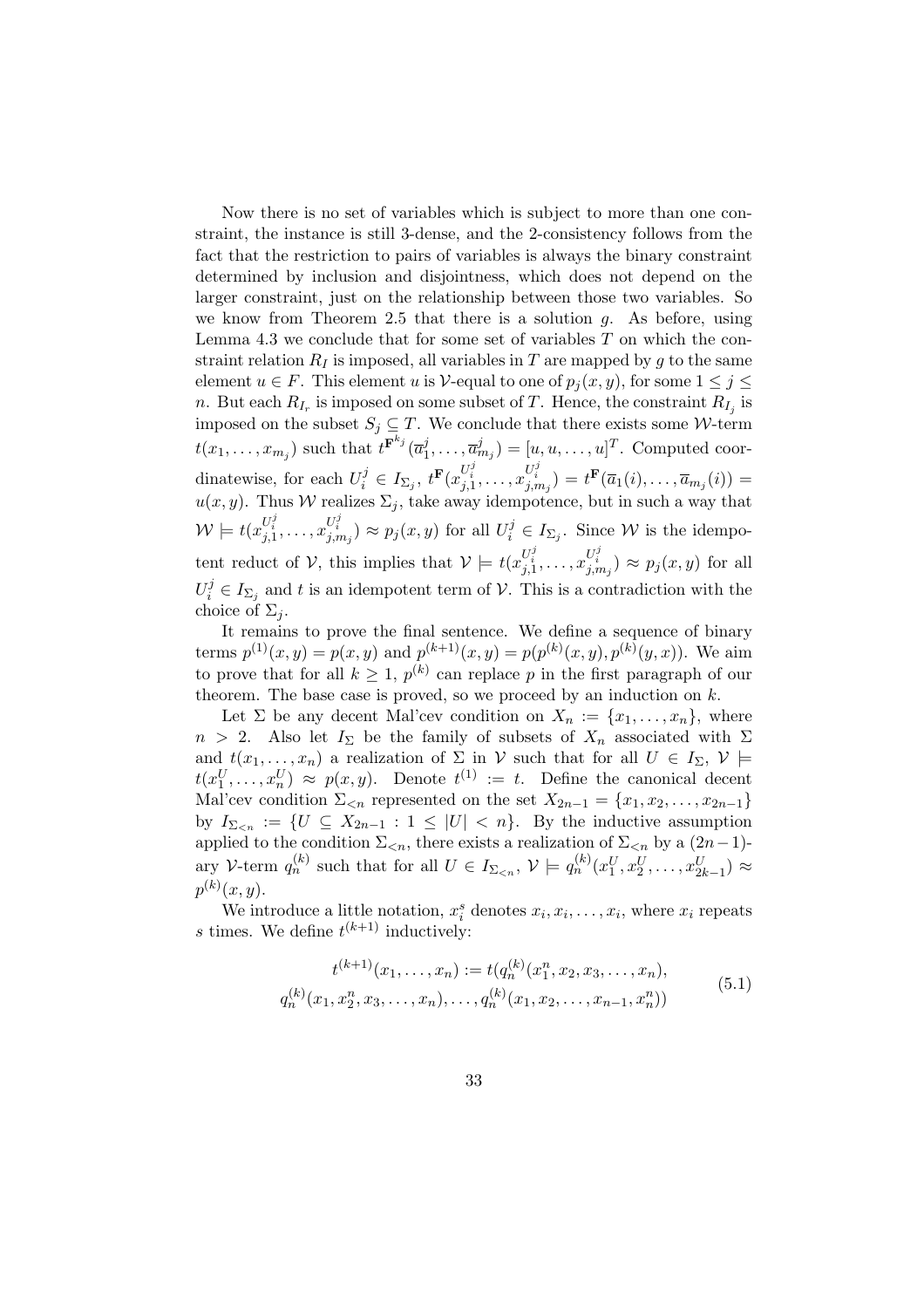Now there is no set of variables which is subject to more than one constraint, the instance is still 3-dense, and the 2-consistency follows from the fact that the restriction to pairs of variables is always the binary constraint determined by inclusion and disjointness, which does not depend on the larger constraint, just on the relationship between those two variables. So we know from Theorem 2.5 that there is a solution $g$. As before, using Lemma 4.3 we conclude that for some set of variables $T$ on which the constraint relation $R_I$ is imposed, all variables in $T$ are mapped by $g$ to the same element $u \in F$. This element $u$ is $\mathcal{V}$-equal to one of $p_j(x,y)$, for some $1 \leq j \leq n$. But each $R_{I_r}$ is imposed on some subset of $T$. Hence, the constraint $R_{I_j}$ is imposed on the subset $S_j \subseteq T$. We conclude that there exists some $\mathcal{W}$-term $t(x_1, \dots, x_{m_j})$ such that $t^{\mathbf{F}^{k_j}}(\overline{a}^j_1, \dots, \overline{a}^j_{m_j}) = [u, u, \dots, u]^T$. Computed coordinatewise, for each $U^j_i \in I_{\Sigma_j}$, $t^{\mathbf{F}}(x^{U^j_i}_{j,1}, \dots, x^{U^j_i}_{j,m_j}) = t^{\mathbf{F}}(\overline{a}_1(i), \dots, \overline{a}_{m_j}(i)) = u(x,y)$. Thus $\mathcal{W}$ realizes $\Sigma_j$, take away idempotence, but in such a way that $\mathcal{W} \models t(x^{U^j_i}_{j,1}, \dots, x^{U^j_i}_{j,m_j}) \approx p_j(x,y)$ for all $U^j_i \in I_{\Sigma_j}$. Since $\mathcal{W}$ is the idempotent reduct of $\mathcal{V}$, this implies that $\mathcal{V} \models t(x^{U^j_i}_{j,1}, \dots, x^{U^j_i}_{j,m_j}) \approx p_j(x,y)$ for all $U^j_i \in I_{\Sigma_j}$ and $t$ is an idempotent term of $\mathcal{V}$. This is a contradiction with the choice of $\Sigma_j$.

It remains to prove the final sentence. We define a sequence of binary terms $p^{(1)}(x,y) = p(x,y)$ and $p^{(k+1)}(x,y) = p(p^{(k)}(x,y), p^{(k)}(y,x))$. We aim to prove that for all $k \geq 1$, $p^{(k)}$ can replace $p$ in the first paragraph of our theorem. The base case is proved, so we proceed by an induction on $k$.

Let $\Sigma$ be any decent Mal'cev condition on $X_n := \{x_1, \dots, x_n\}$, where $n > 2$. Also let $I_\Sigma$ be the family of subsets of $X_n$ associated with $\Sigma$ and $t(x_1, \dots, x_n)$ a realization of $\Sigma$ in $\mathcal{V}$ such that for all $U \in I_\Sigma$, $\mathcal{V} \models t(x^U_1, \dots, x^U_n) \approx p(x,y)$. Denote $t^{(1)} := t$. Define the canonical decent Mal'cev condition $\Sigma_{<n}$ represented on the set $X_{2n-1} = \{x_1, x_2, \dots, x_{2n-1}\}$ by $I_{\Sigma_{<n}} := \{U \subseteq X_{2n-1} : 1 \leq |U| < n\}$. By the inductive assumption applied to the condition $\Sigma_{<n}$, there exists a realization of $\Sigma_{<n}$ by a $(2n-1)$-ary $\mathcal{V}$-term $q^{(k)}_n$ such that for all $U \in I_{\Sigma_{<n}}$, $\mathcal{V} \models q^{(k)}_n(x^U_1, x^U_2, \dots, x^U_{2k-1}) \approx p^{(k)}(x,y)$.

We introduce a little notation, $x^s_i$ denotes $x_i, x_i, \dots, x_i$, where $x_i$ repeats $s$ times. We define $t^{(k+1)}$ inductively:

$$
\begin{aligned}
t^{(k+1)}(x_1, \dots, x_n) := t(&q^{(k)}_n(x^n_1, x_2, x_3, \dots, x_n), \\
&q^{(k)}_n(x_1, x^n_2, x_3, \dots, x_n), \dots, q^{(k)}_n(x_1, x_2, \dots, x_{n-1}, x^n_n))
\end{aligned}
\tag{5.1}
$$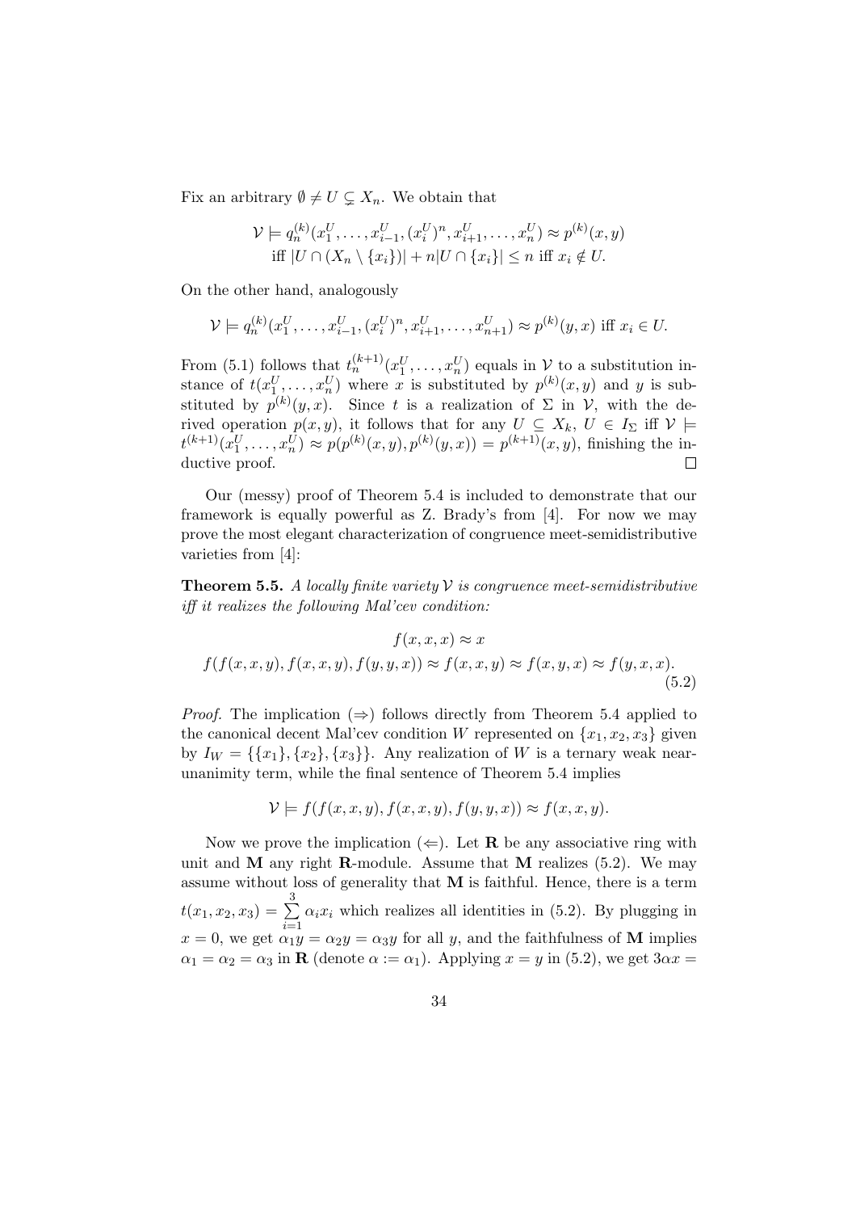Fix an arbitrary $\emptyset \neq U \subsetneq X_n$. We obtain that

$$\mathcal{V} \models q_n^{(k)}(x_1^U, \ldots, x_{i-1}^U, (x_i^U)^n, x_{i+1}^U, \ldots, x_n^U) \approx p^{(k)}(x,y)$$
$$\text{iff } |U \cap (X_n \setminus \{x_i\})| + n|U \cap \{x_i\}| \leq n \text{ iff } x_i \notin U.$$

On the other hand, analogously

$$\mathcal{V} \models q_n^{(k)}(x_1^U, \ldots, x_{i-1}^U, (x_i^U)^n, x_{i+1}^U, \ldots, x_{n+1}^U) \approx p^{(k)}(y,x) \text{ iff } x_i \in U.$$

From (5.1) follows that $t_n^{(k+1)}(x_1^U, \ldots, x_n^U)$ equals in $\mathcal{V}$ to a substitution instance of $t(x_1^U, \ldots, x_n^U)$ where $x$ is substituted by $p^{(k)}(x,y)$ and $y$ is substituted by $p^{(k)}(y,x)$. Since $t$ is a realization of $\Sigma$ in $\mathcal{V}$, with the derived operation $p(x,y)$, it follows that for any $U \subseteq X_k$, $U \in I_\Sigma$ iff $\mathcal{V} \models t^{(k+1)}(x_1^U, \ldots, x_n^U) \approx p(p^{(k)}(x,y), p^{(k)}(y,x)) = p^{(k+1)}(x,y)$, finishing the inductive proof. $\square$

Our (messy) proof of Theorem 5.4 is included to demonstrate that our framework is equally powerful as Z. Brady's from [4]. For now we may prove the most elegant characterization of congruence meet-semidistributive varieties from [4]:

**Theorem 5.5.** *A locally finite variety $\mathcal{V}$ is congruence meet-semidistributive iff it realizes the following Mal'cev condition:*

$$f(x,x,x) \approx x$$
$$f(f(x,x,y), f(x,x,y), f(y,y,x)) \approx f(x,x,y) \approx f(x,y,x) \approx f(y,x,x). \tag{5.2}$$

*Proof.* The implication ($\Rightarrow$) follows directly from Theorem 5.4 applied to the canonical decent Mal'cev condition $W$ represented on $\{x_1, x_2, x_3\}$ given by $I_W = \{\{x_1\}, \{x_2\}, \{x_3\}\}$. Any realization of $W$ is a ternary weak near-unanimity term, while the final sentence of Theorem 5.4 implies

$$\mathcal{V} \models f(f(x,x,y), f(x,x,y), f(y,y,x)) \approx f(x,x,y).$$

Now we prove the implication ($\Leftarrow$). Let $\mathbf{R}$ be any associative ring with unit and $\mathbf{M}$ any right $\mathbf{R}$-module. Assume that $\mathbf{M}$ realizes (5.2). We may assume without loss of generality that $\mathbf{M}$ is faithful. Hence, there is a term $t(x_1, x_2, x_3) = \sum_{i=1}^{3} \alpha_i x_i$ which realizes all identities in (5.2). By plugging in $x = 0$, we get $\alpha_1 y = \alpha_2 y = \alpha_3 y$ for all $y$, and the faithfulness of $\mathbf{M}$ implies $\alpha_1 = \alpha_2 = \alpha_3$ in $\mathbf{R}$ (denote $\alpha := \alpha_1$). Applying $x = y$ in (5.2), we get $3\alpha x =$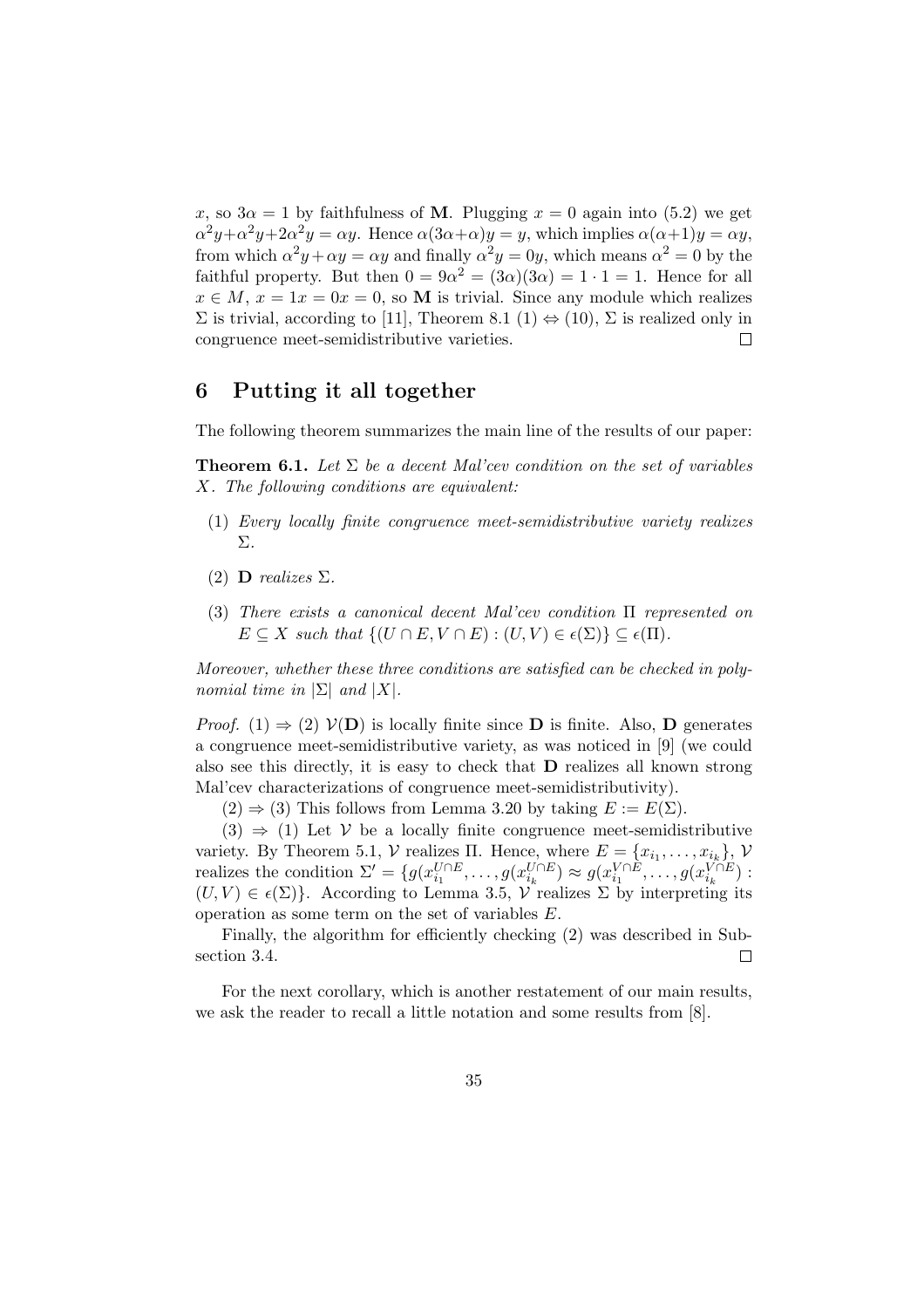$x$, so $3\alpha = 1$ by faithfulness of $\mathbf{M}$. Plugging $x = 0$ again into (5.2) we get $\alpha^2 y + \alpha^2 y + 2\alpha^2 y = \alpha y$. Hence $\alpha(3\alpha + \alpha)y = y$, which implies $\alpha(\alpha+1)y = \alpha y$, from which $\alpha^2 y + \alpha y = \alpha y$ and finally $\alpha^2 y = 0y$, which means $\alpha^2 = 0$ by the faithful property. But then $0 = 9\alpha^2 = (3\alpha)(3\alpha) = 1 \cdot 1 = 1$. Hence for all $x \in M$, $x = 1x = 0x = 0$, so $\mathbf{M}$ is trivial. Since any module which realizes $\Sigma$ is trivial, according to [11], Theorem 8.1 (1) $\Leftrightarrow$ (10), $\Sigma$ is realized only in congruence meet-semidistributive varieties. $\square$

## 6 Putting it all together

The following theorem summarizes the main line of the results of our paper:

**Theorem 6.1.** *Let $\Sigma$ be a decent Mal'cev condition on the set of variables $X$. The following conditions are equivalent:*

1. *Every locally finite congruence meet-semidistributive variety realizes $\Sigma$.*
2. *$\mathbf{D}$ realizes $\Sigma$.*
3. *There exists a canonical decent Mal'cev condition $\Pi$ represented on $E \subseteq X$ such that $\{(U \cap E, V \cap E) : (U, V) \in \epsilon(\Sigma)\} \subseteq \epsilon(\Pi)$.*

*Moreover, whether these three conditions are satisfied can be checked in polynomial time in $|\Sigma|$ and $|X|$.*

*Proof.* (1) $\Rightarrow$ (2) $\mathcal{V}(\mathbf{D})$ is locally finite since $\mathbf{D}$ is finite. Also, $\mathbf{D}$ generates a congruence meet-semidistributive variety, as was noticed in [9] (we could also see this directly, it is easy to check that $\mathbf{D}$ realizes all known strong Mal'cev characterizations of congruence meet-semidistributivity).

(2) $\Rightarrow$ (3) This follows from Lemma 3.20 by taking $E := E(\Sigma)$.

(3) $\Rightarrow$ (1) Let $\mathcal{V}$ be a locally finite congruence meet-semidistributive variety. By Theorem 5.1, $\mathcal{V}$ realizes $\Pi$. Hence, where $E = \{x_{i_1}, \ldots, x_{i_k}\}$, $\mathcal{V}$ realizes the condition $\Sigma' = \{g(x_{i_1}^{U \cap E}, \ldots, g(x_{i_k}^{U \cap E}) \approx g(x_{i_1}^{V \cap E}, \ldots, g(x_{i_k}^{V \cap E}) : (U, V) \in \epsilon(\Sigma)\}$. According to Lemma 3.5, $\mathcal{V}$ realizes $\Sigma$ by interpreting its operation as some term on the set of variables $E$.

Finally, the algorithm for efficiently checking (2) was described in Subsection 3.4. $\square$

For the next corollary, which is another restatement of our main results, we ask the reader to recall a little notation and some results from [8].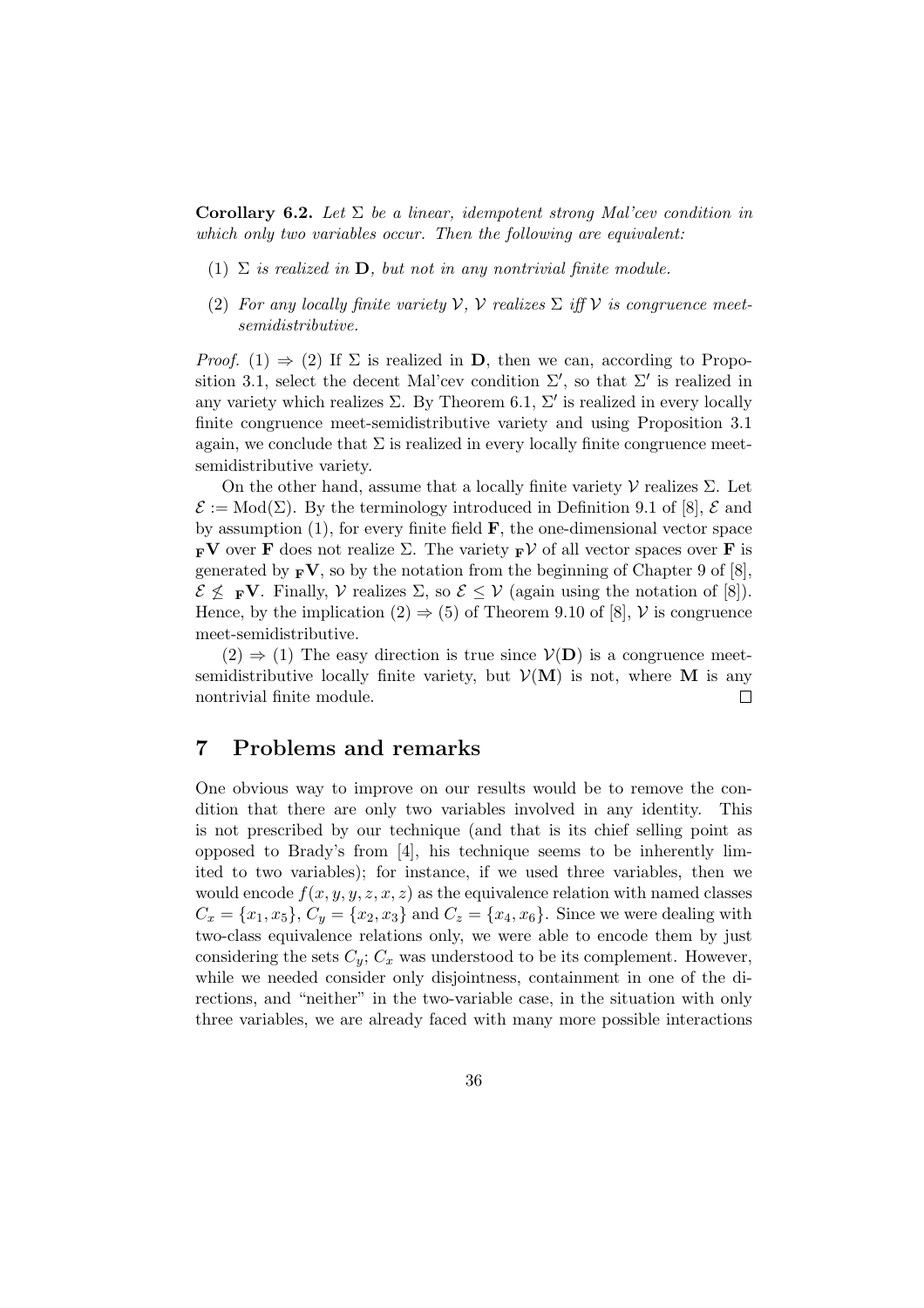**Corollary 6.2.** *Let $\Sigma$ be a linear, idempotent strong Mal'cev condition in which only two variables occur. Then the following are equivalent:*

1. *$\Sigma$ is realized in $\mathbf{D}$, but not in any nontrivial finite module.*
2. *For any locally finite variety $\mathcal{V}$, $\mathcal{V}$ realizes $\Sigma$ iff $\mathcal{V}$ is congruence meet-semidistributive.*

*Proof.* (1) $\Rightarrow$ (2) If $\Sigma$ is realized in $\mathbf{D}$, then we can, according to Proposition 3.1, select the decent Mal'cev condition $\Sigma'$, so that $\Sigma'$ is realized in any variety which realizes $\Sigma$. By Theorem 6.1, $\Sigma'$ is realized in every locally finite congruence meet-semidistributive variety and using Proposition 3.1 again, we conclude that $\Sigma$ is realized in every locally finite congruence meet-semidistributive variety.

On the other hand, assume that a locally finite variety $\mathcal{V}$ realizes $\Sigma$. Let $\mathcal{E} := \mathrm{Mod}(\Sigma)$. By the terminology introduced in Definition 9.1 of [8], $\mathcal{E}$ and by assumption (1), for every finite field $\mathbf{F}$, the one-dimensional vector space ${}_{\mathbf{F}}\mathbf{V}$ over $\mathbf{F}$ does not realize $\Sigma$. The variety ${}_{\mathbf{F}}\mathcal{V}$ of all vector spaces over $\mathbf{F}$ is generated by ${}_{\mathbf{F}}\mathbf{V}$, so by the notation from the beginning of Chapter 9 of [8], $\mathcal{E} \not\leq {}_{\mathbf{F}}\mathbf{V}$. Finally, $\mathcal{V}$ realizes $\Sigma$, so $\mathcal{E} \leq \mathcal{V}$ (again using the notation of [8]). Hence, by the implication (2) $\Rightarrow$ (5) of Theorem 9.10 of [8], $\mathcal{V}$ is congruence meet-semidistributive.

(2) $\Rightarrow$ (1) The easy direction is true since $\mathcal{V}(\mathbf{D})$ is a congruence meet-semidistributive locally finite variety, but $\mathcal{V}(\mathbf{M})$ is not, where $\mathbf{M}$ is any nontrivial finite module. $\square$

## 7 Problems and remarks

One obvious way to improve on our results would be to remove the condition that there are only two variables involved in any identity. This is not prescribed by our technique (and that is its chief selling point as opposed to Brady's from [4], his technique seems to be inherently limited to two variables); for instance, if we used three variables, then we would encode $f(x, y, y, z, x, z)$ as the equivalence relation with named classes $C_x = \{x_1, x_5\}$, $C_y = \{x_2, x_3\}$ and $C_z = \{x_4, x_6\}$. Since we were dealing with two-class equivalence relations only, we were able to encode them by just considering the sets $C_y$; $C_x$ was understood to be its complement. However, while we needed consider only disjointness, containment in one of the directions, and "neither" in the two-variable case, in the situation with only three variables, we are already faced with many more possible interactions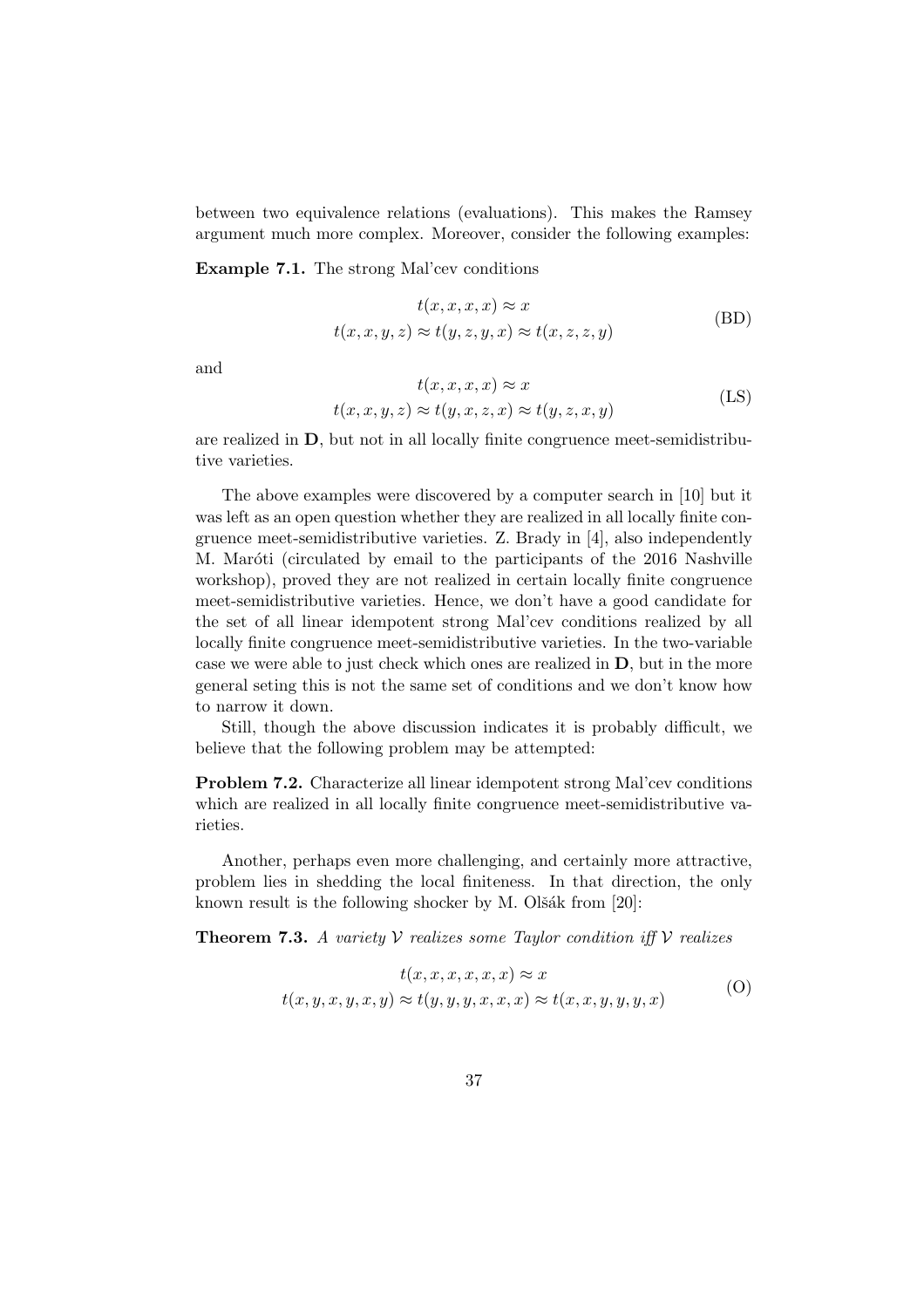between two equivalence relations (evaluations). This makes the Ramsey argument much more complex. Moreover, consider the following examples:

**Example 7.1.** The strong Mal'cev conditions

$$
\begin{aligned}
t(x,x,x,x) &\approx x \\
t(x,x,y,z) \approx t(y,z,y,x) &\approx t(x,z,z,y)
\end{aligned}
\tag{BD}
$$

and

$$
\begin{aligned}
t(x,x,x,x) &\approx x \\
t(x,x,y,z) \approx t(y,x,z,x) &\approx t(y,z,x,y)
\end{aligned}
\tag{LS}
$$

are realized in $\mathbf{D}$, but not in all locally finite congruence meet-semidistributive varieties.

The above examples were discovered by a computer search in [10] but it was left as an open question whether they are realized in all locally finite congruence meet-semidistributive varieties. Z. Brady in [4], also independently M. Maróti (circulated by email to the participants of the 2016 Nashville workshop), proved they are not realized in certain locally finite congruence meet-semidistributive varieties. Hence, we don't have a good candidate for the set of all linear idempotent strong Mal'cev conditions realized by all locally finite congruence meet-semidistributive varieties. In the two-variable case we were able to just check which ones are realized in $\mathbf{D}$, but in the more general seting this is not the same set of conditions and we don't know how to narrow it down.

Still, though the above discussion indicates it is probably difficult, we believe that the following problem may be attempted:

**Problem 7.2.** Characterize all linear idempotent strong Mal'cev conditions which are realized in all locally finite congruence meet-semidistributive varieties.

Another, perhaps even more challenging, and certainly more attractive, problem lies in shedding the local finiteness. In that direction, the only known result is the following shocker by M. Olšák from [20]:

**Theorem 7.3.** *A variety $\mathcal{V}$ realizes some Taylor condition iff $\mathcal{V}$ realizes*

$$
\begin{aligned}
t(x,x,x,x,x,x) &\approx x \\
t(x,y,x,y,x,y) \approx t(y,y,y,x,x,x) &\approx t(x,x,y,y,y,x)
\end{aligned}
\tag{O}
$$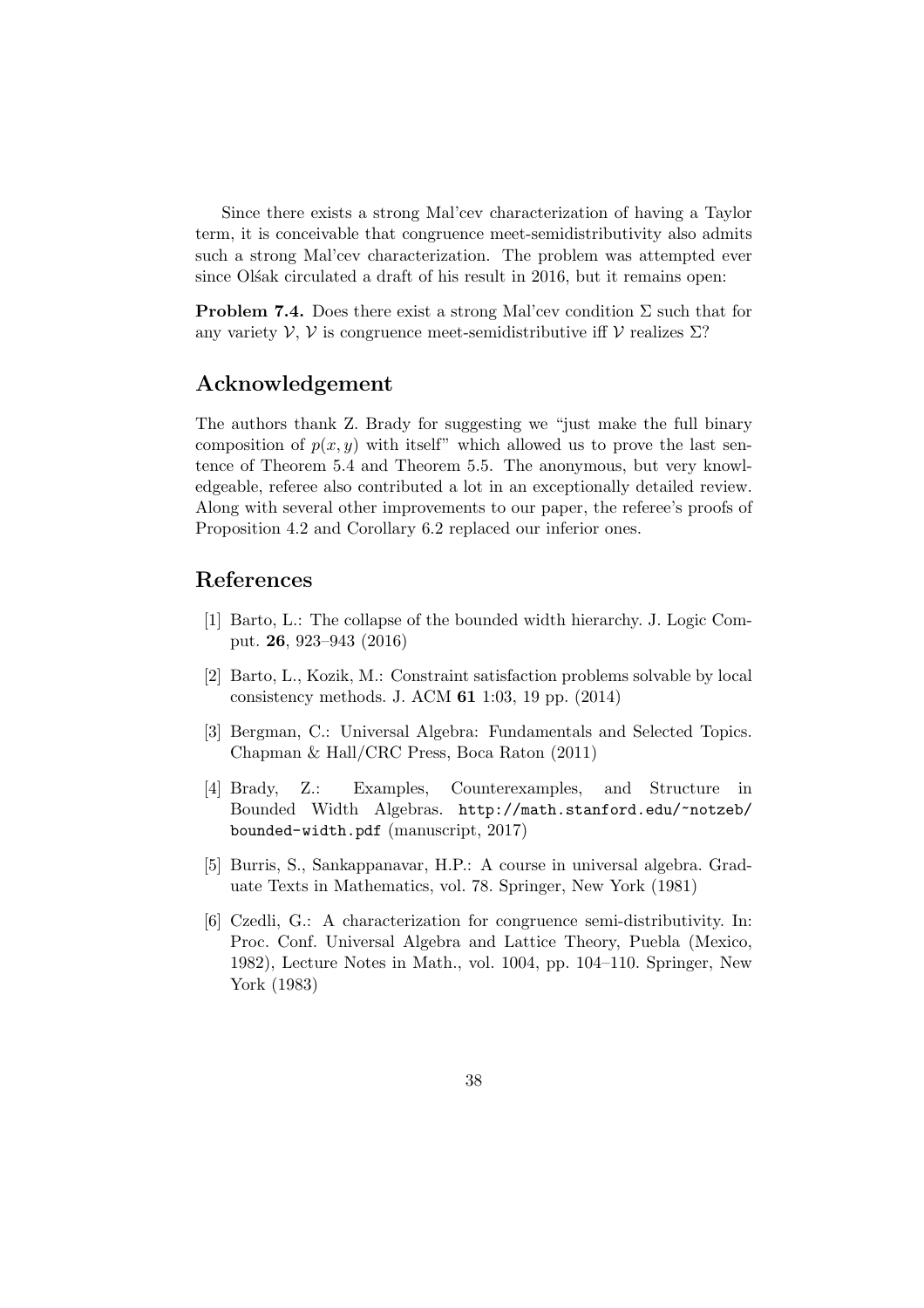Since there exists a strong Mal'cev characterization of having a Taylor term, it is conceivable that congruence meet-semidistributivity also admits such a strong Mal'cev characterization. The problem was attempted ever since Olšak circulated a draft of his result in 2016, but it remains open:

**Problem 7.4.** Does there exist a strong Mal'cev condition $\Sigma$ such that for any variety $\mathcal{V}$, $\mathcal{V}$ is congruence meet-semidistributive iff $\mathcal{V}$ realizes $\Sigma$?

## Acknowledgement

The authors thank Z. Brady for suggesting we "just make the full binary composition of $p(x, y)$ with itself" which allowed us to prove the last sentence of Theorem 5.4 and Theorem 5.5. The anonymous, but very knowledgeable, referee also contributed a lot in an exceptionally detailed review. Along with several other improvements to our paper, the referee's proofs of Proposition 4.2 and Corollary 6.2 replaced our inferior ones.

## References

[1] Barto, L.: The collapse of the bounded width hierarchy. J. Logic Comput. **26**, 923–943 (2016)

[2] Barto, L., Kozik, M.: Constraint satisfaction problems solvable by local consistency methods. J. ACM **61** 1:03, 19 pp. (2014)

[3] Bergman, C.: Universal Algebra: Fundamentals and Selected Topics. Chapman & Hall/CRC Press, Boca Raton (2011)

[4] Brady, Z.: Examples, Counterexamples, and Structure in Bounded Width Algebras. `http://math.stanford.edu/~notzeb/bounded-width.pdf` (manuscript, 2017)

[5] Burris, S., Sankappanavar, H.P.: A course in universal algebra. Graduate Texts in Mathematics, vol. 78. Springer, New York (1981)

[6] Czedli, G.: A characterization for congruence semi-distributivity. In: Proc. Conf. Universal Algebra and Lattice Theory, Puebla (Mexico, 1982), Lecture Notes in Math., vol. 1004, pp. 104–110. Springer, New York (1983)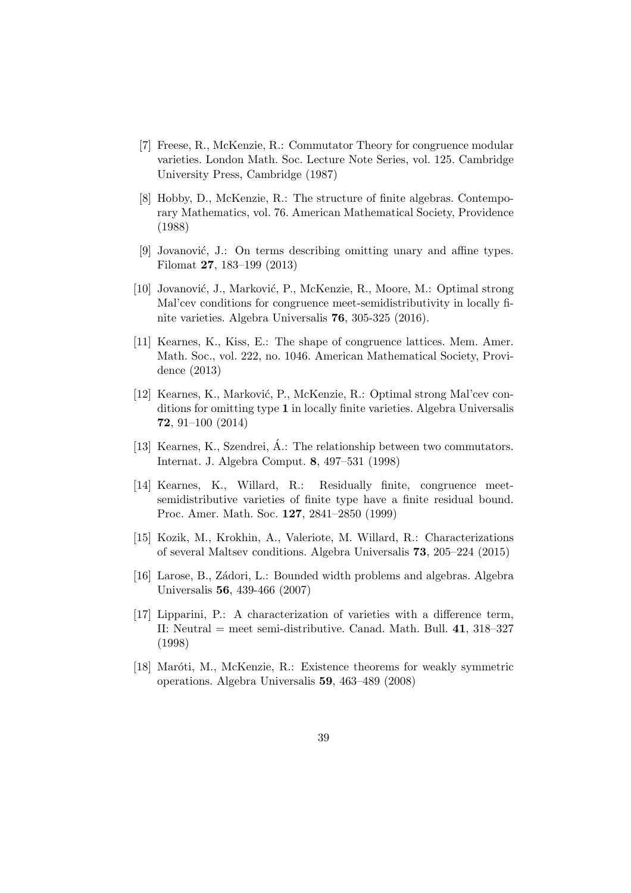[7] Freese, R., McKenzie, R.: Commutator Theory for congruence modular varieties. London Math. Soc. Lecture Note Series, vol. 125. Cambridge University Press, Cambridge (1987)

[8] Hobby, D., McKenzie, R.: The structure of finite algebras. Contemporary Mathematics, vol. 76. American Mathematical Society, Providence (1988)

[9] Jovanović, J.: On terms describing omitting unary and affine types. Filomat **27**, 183–199 (2013)

[10] Jovanović, J., Marković, P., McKenzie, R., Moore, M.: Optimal strong Mal'cev conditions for congruence meet-semidistributivity in locally finite varieties. Algebra Universalis **76**, 305-325 (2016).

[11] Kearnes, K., Kiss, E.: The shape of congruence lattices. Mem. Amer. Math. Soc., vol. 222, no. 1046. American Mathematical Society, Providence (2013)

[12] Kearnes, K., Marković, P., McKenzie, R.: Optimal strong Mal'cev conditions for omitting type **1** in locally finite varieties. Algebra Universalis **72**, 91–100 (2014)

[13] Kearnes, K., Szendrei, Á.: The relationship between two commutators. Internat. J. Algebra Comput. **8**, 497–531 (1998)

[14] Kearnes, K., Willard, R.: Residually finite, congruence meet-semidistributive varieties of finite type have a finite residual bound. Proc. Amer. Math. Soc. **127**, 2841–2850 (1999)

[15] Kozik, M., Krokhin, A., Valeriote, M. Willard, R.: Characterizations of several Maltsev conditions. Algebra Universalis **73**, 205–224 (2015)

[16] Larose, B., Zádori, L.: Bounded width problems and algebras. Algebra Universalis **56**, 439-466 (2007)

[17] Lipparini, P.: A characterization of varieties with a difference term, II: Neutral = meet semi-distributive. Canad. Math. Bull. **41**, 318–327 (1998)

[18] Maróti, M., McKenzie, R.: Existence theorems for weakly symmetric operations. Algebra Universalis **59**, 463–489 (2008)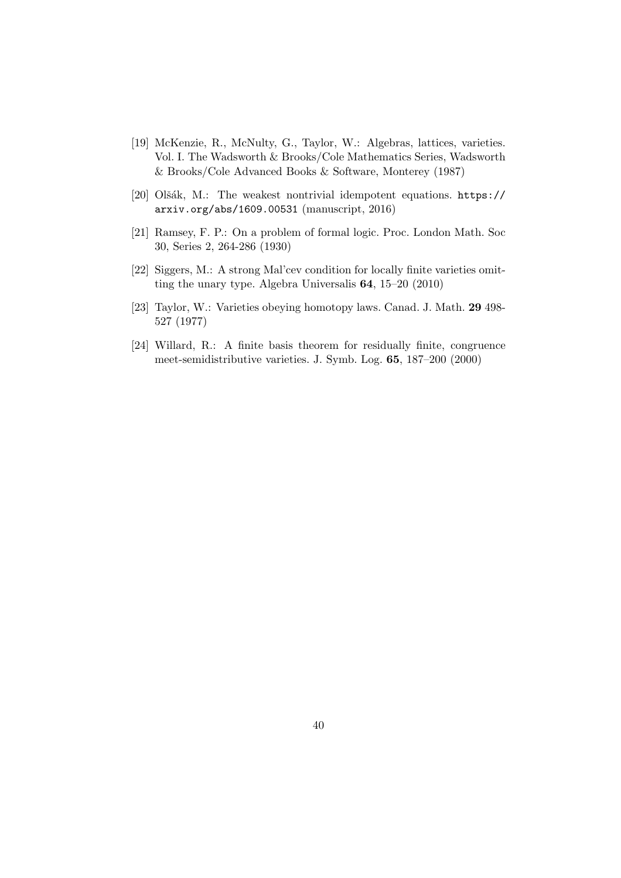[19] McKenzie, R., McNulty, G., Taylor, W.: Algebras, lattices, varieties. Vol. I. The Wadsworth & Brooks/Cole Mathematics Series, Wadsworth & Brooks/Cole Advanced Books & Software, Monterey (1987)

[20] Olšák, M.: The weakest nontrivial idempotent equations. `https://arxiv.org/abs/1609.00531` (manuscript, 2016)

[21] Ramsey, F. P.: On a problem of formal logic. Proc. London Math. Soc 30, Series 2, 264-286 (1930)

[22] Siggers, M.: A strong Mal'cev condition for locally finite varieties omitting the unary type. Algebra Universalis **64**, 15–20 (2010)

[23] Taylor, W.: Varieties obeying homotopy laws. Canad. J. Math. **29** 498-527 (1977)

[24] Willard, R.: A finite basis theorem for residually finite, congruence meet-semidistributive varieties. J. Symb. Log. **65**, 187–200 (2000)